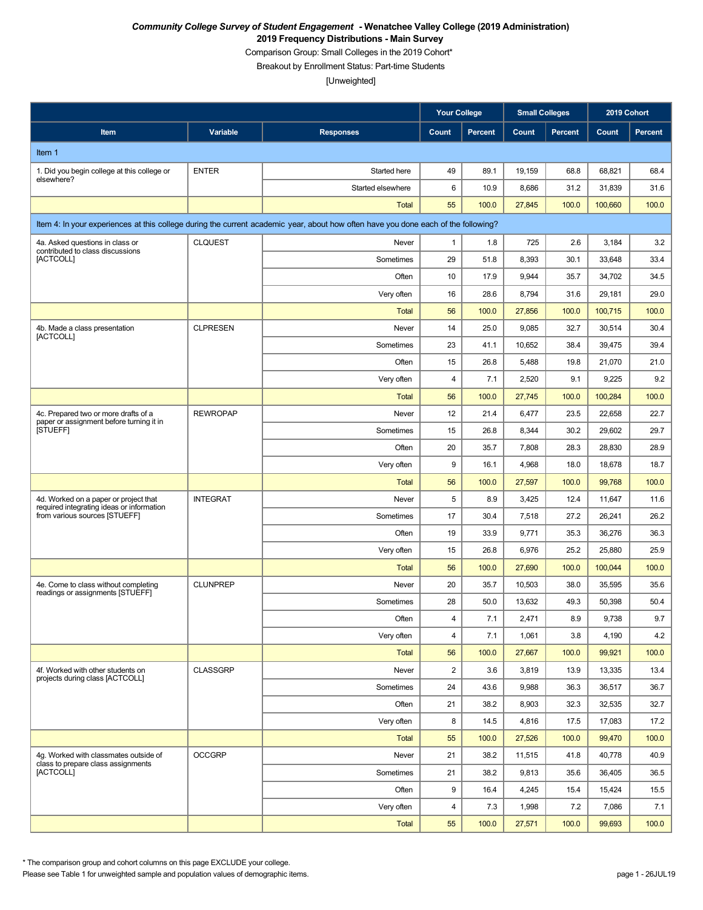***Community College Survey of Student Engagement* - Wenatchee Valley College (2019 Administration)**

**2019 Frequency Distributions - Main Survey**

Comparison Group: Small Colleges in the 2019 Cohort*

Breakout by Enrollment Status: Part-time Students

[Unweighted]

| | | | Your College | | Small Colleges | | 2019 Cohort | |
|---|---|---|---|---|---|---|---|---|
| **Item** | **Variable** | **Responses** | **Count** | **Percent** | **Count** | **Percent** | **Count** | **Percent** |
| **Item 1** | | | | | | | | |
| 1. Did you begin college at this college or elsewhere? | ENTER | Started here | 49 | 89.1 | 19,159 | 68.8 | 68,821 | 68.4 |
| | | Started elsewhere | 6 | 10.9 | 8,686 | 31.2 | 31,839 | 31.6 |
| | | Total | 55 | 100.0 | 27,845 | 100.0 | 100,660 | 100.0 |
| **Item 4: In your experiences at this college during the current academic year, about how often have you done each of the following?** | | | | | | | | |
| 4a. Asked questions in class or contributed to class discussions [ACTCOLL] | CLQUEST | Never | 1 | 1.8 | 725 | 2.6 | 3,184 | 3.2 |
| | | Sometimes | 29 | 51.8 | 8,393 | 30.1 | 33,648 | 33.4 |
| | | Often | 10 | 17.9 | 9,944 | 35.7 | 34,702 | 34.5 |
| | | Very often | 16 | 28.6 | 8,794 | 31.6 | 29,181 | 29.0 |
| | | Total | 56 | 100.0 | 27,856 | 100.0 | 100,715 | 100.0 |
| 4b. Made a class presentation [ACTCOLL] | CLPRESEN | Never | 14 | 25.0 | 9,085 | 32.7 | 30,514 | 30.4 |
| | | Sometimes | 23 | 41.1 | 10,652 | 38.4 | 39,475 | 39.4 |
| | | Often | 15 | 26.8 | 5,488 | 19.8 | 21,070 | 21.0 |
| | | Very often | 4 | 7.1 | 2,520 | 9.1 | 9,225 | 9.2 |
| | | Total | 56 | 100.0 | 27,745 | 100.0 | 100,284 | 100.0 |
| 4c. Prepared two or more drafts of a paper or assignment before turning it in [STUEFF] | REWROPAP | Never | 12 | 21.4 | 6,477 | 23.5 | 22,658 | 22.7 |
| | | Sometimes | 15 | 26.8 | 8,344 | 30.2 | 29,602 | 29.7 |
| | | Often | 20 | 35.7 | 7,808 | 28.3 | 28,830 | 28.9 |
| | | Very often | 9 | 16.1 | 4,968 | 18.0 | 18,678 | 18.7 |
| | | Total | 56 | 100.0 | 27,597 | 100.0 | 99,768 | 100.0 |
| 4d. Worked on a paper or project that required integrating ideas or information from various sources [STUEFF] | INTEGRAT | Never | 5 | 8.9 | 3,425 | 12.4 | 11,647 | 11.6 |
| | | Sometimes | 17 | 30.4 | 7,518 | 27.2 | 26,241 | 26.2 |
| | | Often | 19 | 33.9 | 9,771 | 35.3 | 36,276 | 36.3 |
| | | Very often | 15 | 26.8 | 6,976 | 25.2 | 25,880 | 25.9 |
| | | Total | 56 | 100.0 | 27,690 | 100.0 | 100,044 | 100.0 |
| 4e. Come to class without completing readings or assignments [STUEFF] | CLUNPREP | Never | 20 | 35.7 | 10,503 | 38.0 | 35,595 | 35.6 |
| | | Sometimes | 28 | 50.0 | 13,632 | 49.3 | 50,398 | 50.4 |
| | | Often | 4 | 7.1 | 2,471 | 8.9 | 9,738 | 9.7 |
| | | Very often | 4 | 7.1 | 1,061 | 3.8 | 4,190 | 4.2 |
| | | Total | 56 | 100.0 | 27,667 | 100.0 | 99,921 | 100.0 |
| 4f. Worked with other students on projects during class [ACTCOLL] | CLASSGRP | Never | 2 | 3.6 | 3,819 | 13.9 | 13,335 | 13.4 |
| | | Sometimes | 24 | 43.6 | 9,988 | 36.3 | 36,517 | 36.7 |
| | | Often | 21 | 38.2 | 8,903 | 32.3 | 32,535 | 32.7 |
| | | Very often | 8 | 14.5 | 4,816 | 17.5 | 17,083 | 17.2 |
| | | Total | 55 | 100.0 | 27,526 | 100.0 | 99,470 | 100.0 |
| 4g. Worked with classmates outside of class to prepare class assignments [ACTCOLL] | OCCGRP | Never | 21 | 38.2 | 11,515 | 41.8 | 40,778 | 40.9 |
| | | Sometimes | 21 | 38.2 | 9,813 | 35.6 | 36,405 | 36.5 |
| | | Often | 9 | 16.4 | 4,245 | 15.4 | 15,424 | 15.5 |
| | | Very often | 4 | 7.3 | 1,998 | 7.2 | 7,086 | 7.1 |
| | | Total | 55 | 100.0 | 27,571 | 100.0 | 99,693 | 100.0 |

* The comparison group and cohort columns on this page EXCLUDE your college.

Please see Table 1 for unweighted sample and population values of demographic items.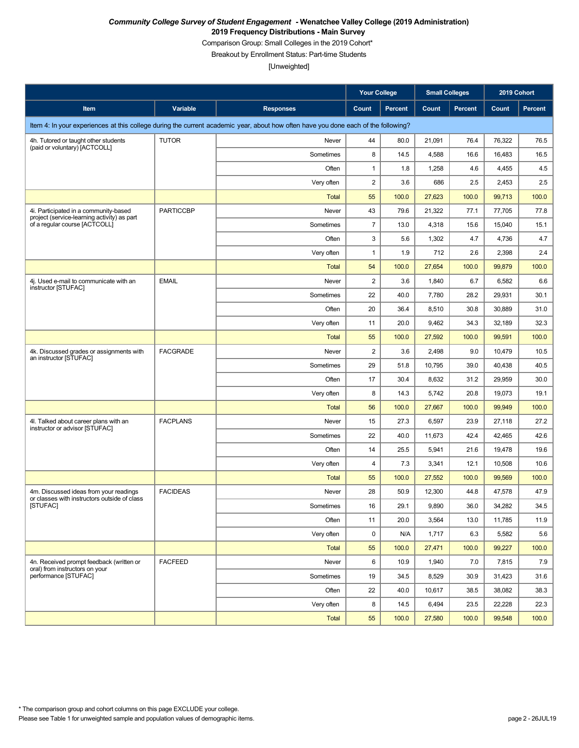***Community College Survey of Student Engagement* - Wenatchee Valley College (2019 Administration)**

**2019 Frequency Distributions - Main Survey**

Comparison Group: Small Colleges in the 2019 Cohort*

Breakout by Enrollment Status: Part-time Students

[Unweighted]

| | | | Your College | | Small Colleges | | 2019 Cohort | |
|---|---|---|---|---|---|---|---|---|
| **Item** | **Variable** | **Responses** | **Count** | **Percent** | **Count** | **Percent** | **Count** | **Percent** |
| Item 4: In your experiences at this college during the current academic year, about how often have you done each of the following? | | | | | | | | |
| 4h. Tutored or taught other students (paid or voluntary) [ACTCOLL] | TUTOR | Never | 44 | 80.0 | 21,091 | 76.4 | 76,322 | 76.5 |
| | | Sometimes | 8 | 14.5 | 4,588 | 16.6 | 16,483 | 16.5 |
| | | Often | 1 | 1.8 | 1,258 | 4.6 | 4,455 | 4.5 |
| | | Very often | 2 | 3.6 | 686 | 2.5 | 2,453 | 2.5 |
| | | Total | 55 | 100.0 | 27,623 | 100.0 | 99,713 | 100.0 |
| 4i. Participated in a community-based project (service-learning activity) as part of a regular course [ACTCOLL] | PARTICCBP | Never | 43 | 79.6 | 21,322 | 77.1 | 77,705 | 77.8 |
| | | Sometimes | 7 | 13.0 | 4,318 | 15.6 | 15,040 | 15.1 |
| | | Often | 3 | 5.6 | 1,302 | 4.7 | 4,736 | 4.7 |
| | | Very often | 1 | 1.9 | 712 | 2.6 | 2,398 | 2.4 |
| | | Total | 54 | 100.0 | 27,654 | 100.0 | 99,879 | 100.0 |
| 4j. Used e-mail to communicate with an instructor [STUFAC] | EMAIL | Never | 2 | 3.6 | 1,840 | 6.7 | 6,582 | 6.6 |
| | | Sometimes | 22 | 40.0 | 7,780 | 28.2 | 29,931 | 30.1 |
| | | Often | 20 | 36.4 | 8,510 | 30.8 | 30,889 | 31.0 |
| | | Very often | 11 | 20.0 | 9,462 | 34.3 | 32,189 | 32.3 |
| | | Total | 55 | 100.0 | 27,592 | 100.0 | 99,591 | 100.0 |
| 4k. Discussed grades or assignments with an instructor [STUFAC] | FACGRADE | Never | 2 | 3.6 | 2,498 | 9.0 | 10,479 | 10.5 |
| | | Sometimes | 29 | 51.8 | 10,795 | 39.0 | 40,438 | 40.5 |
| | | Often | 17 | 30.4 | 8,632 | 31.2 | 29,959 | 30.0 |
| | | Very often | 8 | 14.3 | 5,742 | 20.8 | 19,073 | 19.1 |
| | | Total | 56 | 100.0 | 27,667 | 100.0 | 99,949 | 100.0 |
| 4l. Talked about career plans with an instructor or advisor [STUFAC] | FACPLANS | Never | 15 | 27.3 | 6,597 | 23.9 | 27,118 | 27.2 |
| | | Sometimes | 22 | 40.0 | 11,673 | 42.4 | 42,465 | 42.6 |
| | | Often | 14 | 25.5 | 5,941 | 21.6 | 19,478 | 19.6 |
| | | Very often | 4 | 7.3 | 3,341 | 12.1 | 10,508 | 10.6 |
| | | Total | 55 | 100.0 | 27,552 | 100.0 | 99,569 | 100.0 |
| 4m. Discussed ideas from your readings or classes with instructors outside of class [STUFAC] | FACIDEAS | Never | 28 | 50.9 | 12,300 | 44.8 | 47,578 | 47.9 |
| | | Sometimes | 16 | 29.1 | 9,890 | 36.0 | 34,282 | 34.5 |
| | | Often | 11 | 20.0 | 3,564 | 13.0 | 11,785 | 11.9 |
| | | Very often | 0 | N/A | 1,717 | 6.3 | 5,582 | 5.6 |
| | | Total | 55 | 100.0 | 27,471 | 100.0 | 99,227 | 100.0 |
| 4n. Received prompt feedback (written or oral) from instructors on your performance [STUFAC] | FACFEED | Never | 6 | 10.9 | 1,940 | 7.0 | 7,815 | 7.9 |
| | | Sometimes | 19 | 34.5 | 8,529 | 30.9 | 31,423 | 31.6 |
| | | Often | 22 | 40.0 | 10,617 | 38.5 | 38,082 | 38.3 |
| | | Very often | 8 | 14.5 | 6,494 | 23.5 | 22,228 | 22.3 |
| | | Total | 55 | 100.0 | 27,580 | 100.0 | 99,548 | 100.0 |

* The comparison group and cohort columns on this page EXCLUDE your college.

Please see Table 1 for unweighted sample and population values of demographic items.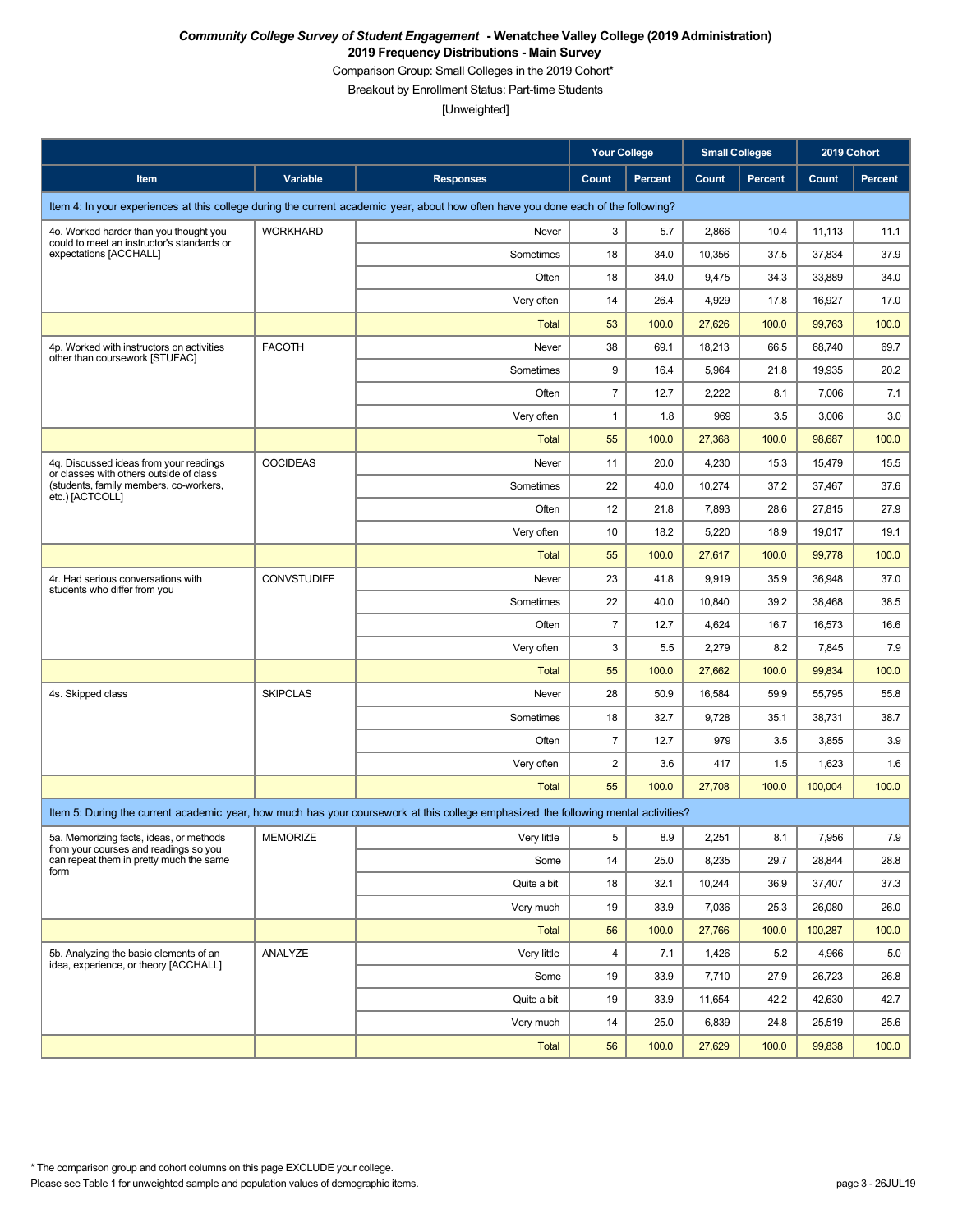*Community College Survey of Student Engagement* **- Wenatchee Valley College (2019 Administration)**

**2019 Frequency Distributions - Main Survey**

Comparison Group: Small Colleges in the 2019 Cohort*

Breakout by Enrollment Status: Part-time Students

[Unweighted]

| | | | Your College | | Small Colleges | | 2019 Cohort | |
|---|---|---|---|---|---|---|---|---|
| **Item** | **Variable** | **Responses** | **Count** | **Percent** | **Count** | **Percent** | **Count** | **Percent** |
| Item 4: In your experiences at this college during the current academic year, about how often have you done each of the following? | | | | | | | | |
| 4o. Worked harder than you thought you could to meet an instructor's standards or expectations [ACCHALL] | WORKHARD | Never | 3 | 5.7 | 2,866 | 10.4 | 11,113 | 11.1 |
| | | Sometimes | 18 | 34.0 | 10,356 | 37.5 | 37,834 | 37.9 |
| | | Often | 18 | 34.0 | 9,475 | 34.3 | 33,889 | 34.0 |
| | | Very often | 14 | 26.4 | 4,929 | 17.8 | 16,927 | 17.0 |
| | | Total | 53 | 100.0 | 27,626 | 100.0 | 99,763 | 100.0 |
| 4p. Worked with instructors on activities other than coursework [STUFAC] | FACOTH | Never | 38 | 69.1 | 18,213 | 66.5 | 68,740 | 69.7 |
| | | Sometimes | 9 | 16.4 | 5,964 | 21.8 | 19,935 | 20.2 |
| | | Often | 7 | 12.7 | 2,222 | 8.1 | 7,006 | 7.1 |
| | | Very often | 1 | 1.8 | 969 | 3.5 | 3,006 | 3.0 |
| | | Total | 55 | 100.0 | 27,368 | 100.0 | 98,687 | 100.0 |
| 4q. Discussed ideas from your readings or classes with others outside of class (students, family members, co-workers, etc.) [ACTCOLL] | OOCIDEAS | Never | 11 | 20.0 | 4,230 | 15.3 | 15,479 | 15.5 |
| | | Sometimes | 22 | 40.0 | 10,274 | 37.2 | 37,467 | 37.6 |
| | | Often | 12 | 21.8 | 7,893 | 28.6 | 27,815 | 27.9 |
| | | Very often | 10 | 18.2 | 5,220 | 18.9 | 19,017 | 19.1 |
| | | Total | 55 | 100.0 | 27,617 | 100.0 | 99,778 | 100.0 |
| 4r. Had serious conversations with students who differ from you | CONVSTUDIFF | Never | 23 | 41.8 | 9,919 | 35.9 | 36,948 | 37.0 |
| | | Sometimes | 22 | 40.0 | 10,840 | 39.2 | 38,468 | 38.5 |
| | | Often | 7 | 12.7 | 4,624 | 16.7 | 16,573 | 16.6 |
| | | Very often | 3 | 5.5 | 2,279 | 8.2 | 7,845 | 7.9 |
| | | Total | 55 | 100.0 | 27,662 | 100.0 | 99,834 | 100.0 |
| 4s. Skipped class | SKIPCLAS | Never | 28 | 50.9 | 16,584 | 59.9 | 55,795 | 55.8 |
| | | Sometimes | 18 | 32.7 | 9,728 | 35.1 | 38,731 | 38.7 |
| | | Often | 7 | 12.7 | 979 | 3.5 | 3,855 | 3.9 |
| | | Very often | 2 | 3.6 | 417 | 1.5 | 1,623 | 1.6 |
| | | Total | 55 | 100.0 | 27,708 | 100.0 | 100,004 | 100.0 |
| Item 5: During the current academic year, how much has your coursework at this college emphasized the following mental activities? | | | | | | | | |
| 5a. Memorizing facts, ideas, or methods from your courses and readings so you can repeat them in pretty much the same form | MEMORIZE | Very little | 5 | 8.9 | 2,251 | 8.1 | 7,956 | 7.9 |
| | | Some | 14 | 25.0 | 8,235 | 29.7 | 28,844 | 28.8 |
| | | Quite a bit | 18 | 32.1 | 10,244 | 36.9 | 37,407 | 37.3 |
| | | Very much | 19 | 33.9 | 7,036 | 25.3 | 26,080 | 26.0 |
| | | Total | 56 | 100.0 | 27,766 | 100.0 | 100,287 | 100.0 |
| 5b. Analyzing the basic elements of an idea, experience, or theory [ACCHALL] | ANALYZE | Very little | 4 | 7.1 | 1,426 | 5.2 | 4,966 | 5.0 |
| | | Some | 19 | 33.9 | 7,710 | 27.9 | 26,723 | 26.8 |
| | | Quite a bit | 19 | 33.9 | 11,654 | 42.2 | 42,630 | 42.7 |
| | | Very much | 14 | 25.0 | 6,839 | 24.8 | 25,519 | 25.6 |
| | | Total | 56 | 100.0 | 27,629 | 100.0 | 99,838 | 100.0 |

* The comparison group and cohort columns on this page EXCLUDE your college.

Please see Table 1 for unweighted sample and population values of demographic items.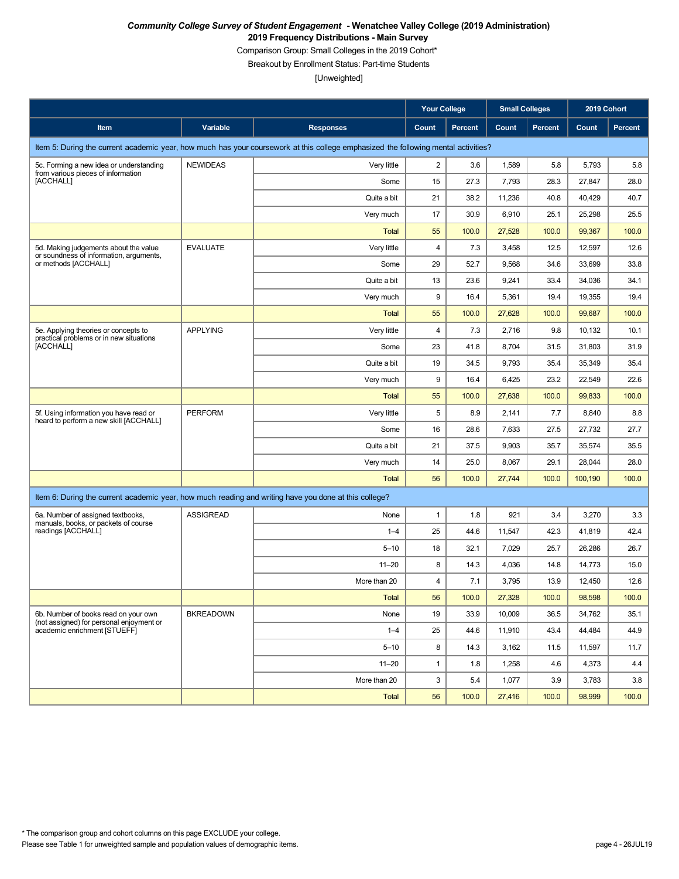***Community College Survey of Student Engagement* - Wenatchee Valley College (2019 Administration)**

**2019 Frequency Distributions - Main Survey**

Comparison Group: Small Colleges in the 2019 Cohort*

Breakout by Enrollment Status: Part-time Students

[Unweighted]

| | | | Your College | | Small Colleges | | 2019 Cohort | |
|---|---|---|---|---|---|---|---|---|
| **Item** | **Variable** | **Responses** | **Count** | **Percent** | **Count** | **Percent** | **Count** | **Percent** |
| Item 5: During the current academic year, how much has your coursework at this college emphasized the following mental activities? | | | | | | | | |
| 5c. Forming a new idea or understanding from various pieces of information [ACCHALL] | NEWIDEAS | Very little | 2 | 3.6 | 1,589 | 5.8 | 5,793 | 5.8 |
| | | Some | 15 | 27.3 | 7,793 | 28.3 | 27,847 | 28.0 |
| | | Quite a bit | 21 | 38.2 | 11,236 | 40.8 | 40,429 | 40.7 |
| | | Very much | 17 | 30.9 | 6,910 | 25.1 | 25,298 | 25.5 |
| | | Total | 55 | 100.0 | 27,528 | 100.0 | 99,367 | 100.0 |
| 5d. Making judgements about the value or soundness of information, arguments, or methods [ACCHALL] | EVALUATE | Very little | 4 | 7.3 | 3,458 | 12.5 | 12,597 | 12.6 |
| | | Some | 29 | 52.7 | 9,568 | 34.6 | 33,699 | 33.8 |
| | | Quite a bit | 13 | 23.6 | 9,241 | 33.4 | 34,036 | 34.1 |
| | | Very much | 9 | 16.4 | 5,361 | 19.4 | 19,355 | 19.4 |
| | | Total | 55 | 100.0 | 27,628 | 100.0 | 99,687 | 100.0 |
| 5e. Applying theories or concepts to practical problems or in new situations [ACCHALL] | APPLYING | Very little | 4 | 7.3 | 2,716 | 9.8 | 10,132 | 10.1 |
| | | Some | 23 | 41.8 | 8,704 | 31.5 | 31,803 | 31.9 |
| | | Quite a bit | 19 | 34.5 | 9,793 | 35.4 | 35,349 | 35.4 |
| | | Very much | 9 | 16.4 | 6,425 | 23.2 | 22,549 | 22.6 |
| | | Total | 55 | 100.0 | 27,638 | 100.0 | 99,833 | 100.0 |
| 5f. Using information you have read or heard to perform a new skill [ACCHALL] | PERFORM | Very little | 5 | 8.9 | 2,141 | 7.7 | 8,840 | 8.8 |
| | | Some | 16 | 28.6 | 7,633 | 27.5 | 27,732 | 27.7 |
| | | Quite a bit | 21 | 37.5 | 9,903 | 35.7 | 35,574 | 35.5 |
| | | Very much | 14 | 25.0 | 8,067 | 29.1 | 28,044 | 28.0 |
| | | Total | 56 | 100.0 | 27,744 | 100.0 | 100,190 | 100.0 |
| Item 6: During the current academic year, how much reading and writing have you done at this college? | | | | | | | | |
| 6a. Number of assigned textbooks, manuals, books, or packets of course readings [ACCHALL] | ASSIGREAD | None | 1 | 1.8 | 921 | 3.4 | 3,270 | 3.3 |
| | | 1–4 | 25 | 44.6 | 11,547 | 42.3 | 41,819 | 42.4 |
| | | 5–10 | 18 | 32.1 | 7,029 | 25.7 | 26,286 | 26.7 |
| | | 11–20 | 8 | 14.3 | 4,036 | 14.8 | 14,773 | 15.0 |
| | | More than 20 | 4 | 7.1 | 3,795 | 13.9 | 12,450 | 12.6 |
| | | Total | 56 | 100.0 | 27,328 | 100.0 | 98,598 | 100.0 |
| 6b. Number of books read on your own (not assigned) for personal enjoyment or academic enrichment [STUEFF] | BKREADOWN | None | 19 | 33.9 | 10,009 | 36.5 | 34,762 | 35.1 |
| | | 1–4 | 25 | 44.6 | 11,910 | 43.4 | 44,484 | 44.9 |
| | | 5–10 | 8 | 14.3 | 3,162 | 11.5 | 11,597 | 11.7 |
| | | 11–20 | 1 | 1.8 | 1,258 | 4.6 | 4,373 | 4.4 |
| | | More than 20 | 3 | 5.4 | 1,077 | 3.9 | 3,783 | 3.8 |
| | | Total | 56 | 100.0 | 27,416 | 100.0 | 98,999 | 100.0 |

* The comparison group and cohort columns on this page EXCLUDE your college.

Please see Table 1 for unweighted sample and population values of demographic items.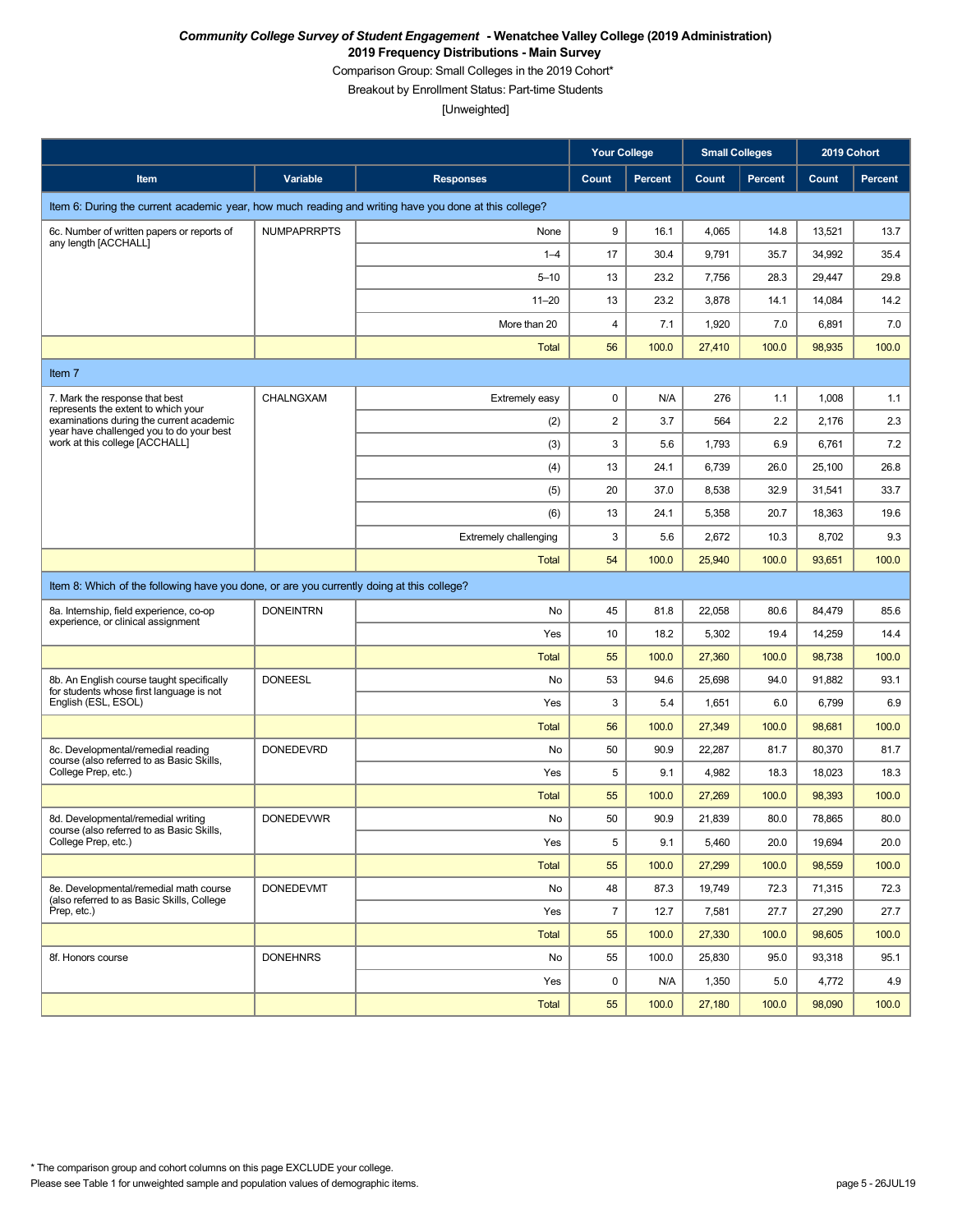*Community College Survey of Student Engagement* **- Wenatchee Valley College (2019 Administration)**

**2019 Frequency Distributions - Main Survey**

Comparison Group: Small Colleges in the 2019 Cohort*

Breakout by Enrollment Status: Part-time Students

[Unweighted]

| | | | Your College | | Small Colleges | | 2019 Cohort | |
|---|---|---|---|---|---|---|---|---|
| **Item** | **Variable** | **Responses** | **Count** | **Percent** | **Count** | **Percent** | **Count** | **Percent** |
| Item 6: During the current academic year, how much reading and writing have you done at this college? | | | | | | | | |
| 6c. Number of written papers or reports of any length [ACCHALL] | NUMPAPRRPTS | None | 9 | 16.1 | 4,065 | 14.8 | 13,521 | 13.7 |
| | | 1–4 | 17 | 30.4 | 9,791 | 35.7 | 34,992 | 35.4 |
| | | 5–10 | 13 | 23.2 | 7,756 | 28.3 | 29,447 | 29.8 |
| | | 11–20 | 13 | 23.2 | 3,878 | 14.1 | 14,084 | 14.2 |
| | | More than 20 | 4 | 7.1 | 1,920 | 7.0 | 6,891 | 7.0 |
| | | Total | 56 | 100.0 | 27,410 | 100.0 | 98,935 | 100.0 |
| Item 7 | | | | | | | | |
| 7. Mark the response that best represents the extent to which your examinations during the current academic year have challenged you to do your best work at this college [ACCHALL] | CHALNGXAM | Extremely easy | 0 | N/A | 276 | 1.1 | 1,008 | 1.1 |
| | | (2) | 2 | 3.7 | 564 | 2.2 | 2,176 | 2.3 |
| | | (3) | 3 | 5.6 | 1,793 | 6.9 | 6,761 | 7.2 |
| | | (4) | 13 | 24.1 | 6,739 | 26.0 | 25,100 | 26.8 |
| | | (5) | 20 | 37.0 | 8,538 | 32.9 | 31,541 | 33.7 |
| | | (6) | 13 | 24.1 | 5,358 | 20.7 | 18,363 | 19.6 |
| | | Extremely challenging | 3 | 5.6 | 2,672 | 10.3 | 8,702 | 9.3 |
| | | Total | 54 | 100.0 | 25,940 | 100.0 | 93,651 | 100.0 |
| Item 8: Which of the following have you done, or are you currently doing at this college? | | | | | | | | |
| 8a. Internship, field experience, co-op experience, or clinical assignment | DONEINTRN | No | 45 | 81.8 | 22,058 | 80.6 | 84,479 | 85.6 |
| | | Yes | 10 | 18.2 | 5,302 | 19.4 | 14,259 | 14.4 |
| | | Total | 55 | 100.0 | 27,360 | 100.0 | 98,738 | 100.0 |
| 8b. An English course taught specifically for students whose first language is not English (ESL, ESOL) | DONEESL | No | 53 | 94.6 | 25,698 | 94.0 | 91,882 | 93.1 |
| | | Yes | 3 | 5.4 | 1,651 | 6.0 | 6,799 | 6.9 |
| | | Total | 56 | 100.0 | 27,349 | 100.0 | 98,681 | 100.0 |
| 8c. Developmental/remedial reading course (also referred to as Basic Skills, College Prep, etc.) | DONEDEVRD | No | 50 | 90.9 | 22,287 | 81.7 | 80,370 | 81.7 |
| | | Yes | 5 | 9.1 | 4,982 | 18.3 | 18,023 | 18.3 |
| | | Total | 55 | 100.0 | 27,269 | 100.0 | 98,393 | 100.0 |
| 8d. Developmental/remedial writing course (also referred to as Basic Skills, College Prep, etc.) | DONEDEVWR | No | 50 | 90.9 | 21,839 | 80.0 | 78,865 | 80.0 |
| | | Yes | 5 | 9.1 | 5,460 | 20.0 | 19,694 | 20.0 |
| | | Total | 55 | 100.0 | 27,299 | 100.0 | 98,559 | 100.0 |
| 8e. Developmental/remedial math course (also referred to as Basic Skills, College Prep, etc.) | DONEDEVMT | No | 48 | 87.3 | 19,749 | 72.3 | 71,315 | 72.3 |
| | | Yes | 7 | 12.7 | 7,581 | 27.7 | 27,290 | 27.7 |
| | | Total | 55 | 100.0 | 27,330 | 100.0 | 98,605 | 100.0 |
| 8f. Honors course | DONEHNRS | No | 55 | 100.0 | 25,830 | 95.0 | 93,318 | 95.1 |
| | | Yes | 0 | N/A | 1,350 | 5.0 | 4,772 | 4.9 |
| | | Total | 55 | 100.0 | 27,180 | 100.0 | 98,090 | 100.0 |

* The comparison group and cohort columns on this page EXCLUDE your college.

Please see Table 1 for unweighted sample and population values of demographic items.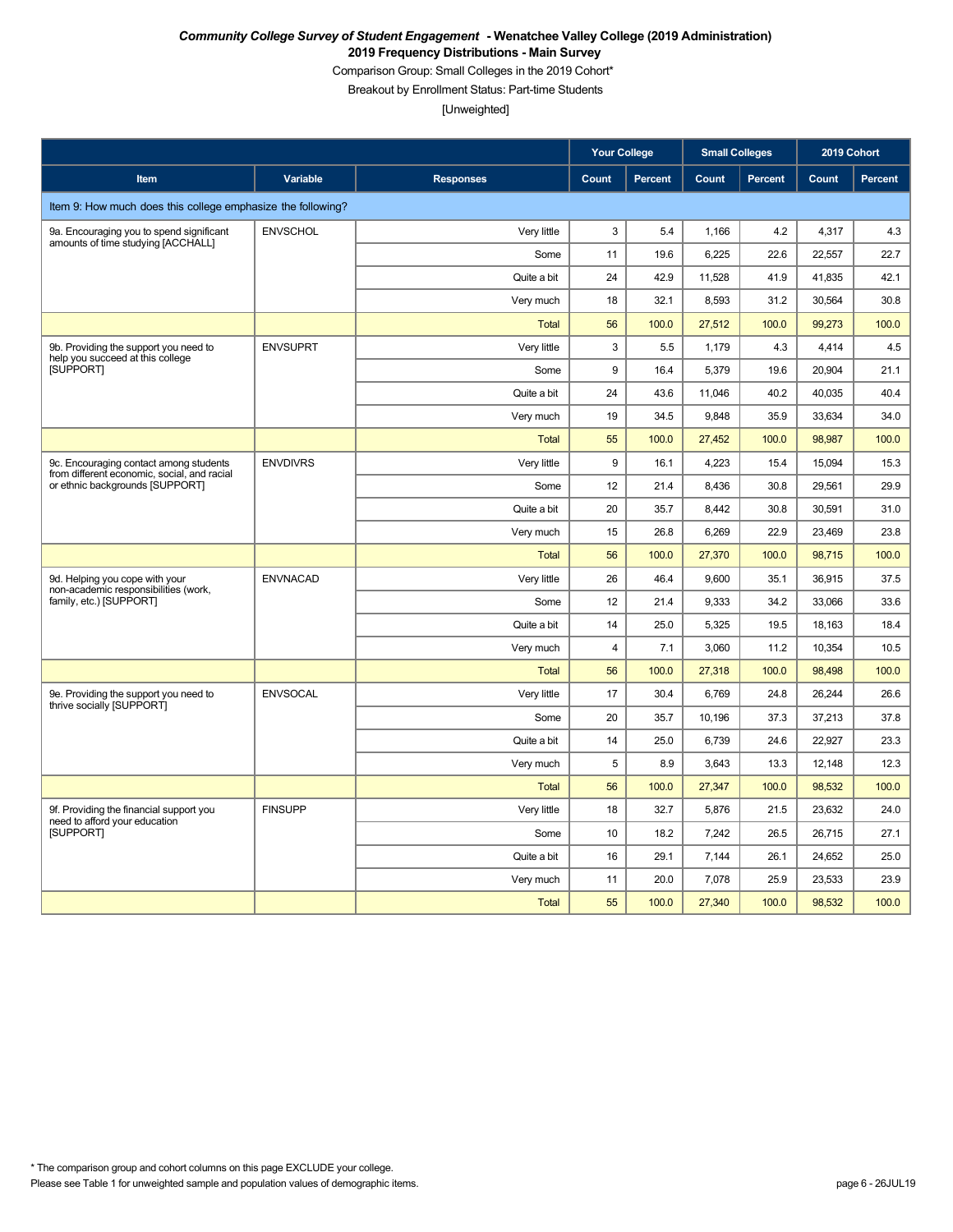***Community College Survey of Student Engagement* - Wenatchee Valley College (2019 Administration)**

**2019 Frequency Distributions - Main Survey**

Comparison Group: Small Colleges in the 2019 Cohort*

Breakout by Enrollment Status: Part-time Students

[Unweighted]

| | | | Your College | | Small Colleges | | 2019 Cohort | |
|---|---|---|---|---|---|---|---|---|
| **Item** | **Variable** | **Responses** | **Count** | **Percent** | **Count** | **Percent** | **Count** | **Percent** |
| Item 9: How much does this college emphasize the following? | | | | | | | | |
| 9a. Encouraging you to spend significant amounts of time studying [ACCHALL] | ENVSCHOL | Very little | 3 | 5.4 | 1,166 | 4.2 | 4,317 | 4.3 |
| | | Some | 11 | 19.6 | 6,225 | 22.6 | 22,557 | 22.7 |
| | | Quite a bit | 24 | 42.9 | 11,528 | 41.9 | 41,835 | 42.1 |
| | | Very much | 18 | 32.1 | 8,593 | 31.2 | 30,564 | 30.8 |
| | | Total | 56 | 100.0 | 27,512 | 100.0 | 99,273 | 100.0 |
| 9b. Providing the support you need to help you succeed at this college [SUPPORT] | ENVSUPRT | Very little | 3 | 5.5 | 1,179 | 4.3 | 4,414 | 4.5 |
| | | Some | 9 | 16.4 | 5,379 | 19.6 | 20,904 | 21.1 |
| | | Quite a bit | 24 | 43.6 | 11,046 | 40.2 | 40,035 | 40.4 |
| | | Very much | 19 | 34.5 | 9,848 | 35.9 | 33,634 | 34.0 |
| | | Total | 55 | 100.0 | 27,452 | 100.0 | 98,987 | 100.0 |
| 9c. Encouraging contact among students from different economic, social, and racial or ethnic backgrounds [SUPPORT] | ENVDIVRS | Very little | 9 | 16.1 | 4,223 | 15.4 | 15,094 | 15.3 |
| | | Some | 12 | 21.4 | 8,436 | 30.8 | 29,561 | 29.9 |
| | | Quite a bit | 20 | 35.7 | 8,442 | 30.8 | 30,591 | 31.0 |
| | | Very much | 15 | 26.8 | 6,269 | 22.9 | 23,469 | 23.8 |
| | | Total | 56 | 100.0 | 27,370 | 100.0 | 98,715 | 100.0 |
| 9d. Helping you cope with your non-academic responsibilities (work, family, etc.) [SUPPORT] | ENVNACAD | Very little | 26 | 46.4 | 9,600 | 35.1 | 36,915 | 37.5 |
| | | Some | 12 | 21.4 | 9,333 | 34.2 | 33,066 | 33.6 |
| | | Quite a bit | 14 | 25.0 | 5,325 | 19.5 | 18,163 | 18.4 |
| | | Very much | 4 | 7.1 | 3,060 | 11.2 | 10,354 | 10.5 |
| | | Total | 56 | 100.0 | 27,318 | 100.0 | 98,498 | 100.0 |
| 9e. Providing the support you need to thrive socially [SUPPORT] | ENVSOCAL | Very little | 17 | 30.4 | 6,769 | 24.8 | 26,244 | 26.6 |
| | | Some | 20 | 35.7 | 10,196 | 37.3 | 37,213 | 37.8 |
| | | Quite a bit | 14 | 25.0 | 6,739 | 24.6 | 22,927 | 23.3 |
| | | Very much | 5 | 8.9 | 3,643 | 13.3 | 12,148 | 12.3 |
| | | Total | 56 | 100.0 | 27,347 | 100.0 | 98,532 | 100.0 |
| 9f. Providing the financial support you need to afford your education [SUPPORT] | FINSUPP | Very little | 18 | 32.7 | 5,876 | 21.5 | 23,632 | 24.0 |
| | | Some | 10 | 18.2 | 7,242 | 26.5 | 26,715 | 27.1 |
| | | Quite a bit | 16 | 29.1 | 7,144 | 26.1 | 24,652 | 25.0 |
| | | Very much | 11 | 20.0 | 7,078 | 25.9 | 23,533 | 23.9 |
| | | Total | 55 | 100.0 | 27,340 | 100.0 | 98,532 | 100.0 |

* The comparison group and cohort columns on this page EXCLUDE your college.

Please see Table 1 for unweighted sample and population values of demographic items.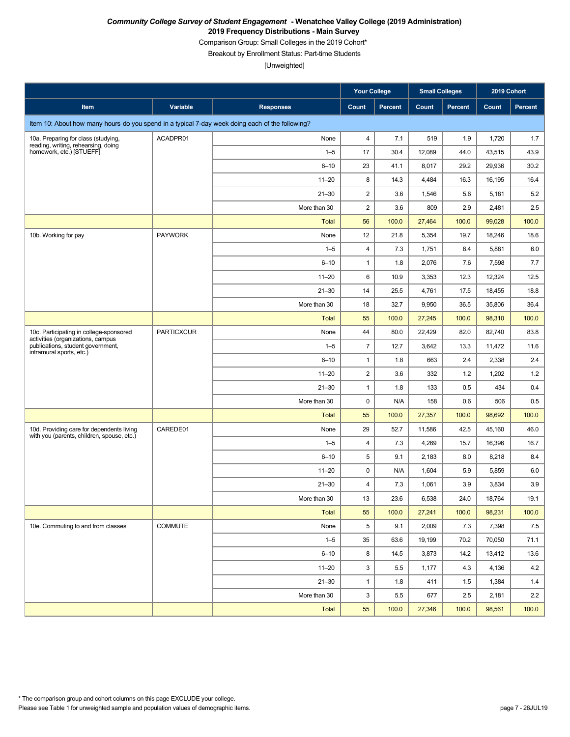***Community College Survey of Student Engagement* - Wenatchee Valley College (2019 Administration)**

**2019 Frequency Distributions - Main Survey**

Comparison Group: Small Colleges in the 2019 Cohort*

Breakout by Enrollment Status: Part-time Students

[Unweighted]

| | | | Your College | | Small Colleges | | 2019 Cohort | |
|---|---|---|---|---|---|---|---|---|
| **Item** | **Variable** | **Responses** | **Count** | **Percent** | **Count** | **Percent** | **Count** | **Percent** |
| Item 10: About how many hours do you spend in a typical 7-day week doing each of the following? | | | | | | | | |
| 10a. Preparing for class (studying, reading, writing, rehearsing, doing homework, etc.) [STUEFF] | ACADPR01 | None | 4 | 7.1 | 519 | 1.9 | 1,720 | 1.7 |
| | | 1–5 | 17 | 30.4 | 12,089 | 44.0 | 43,515 | 43.9 |
| | | 6–10 | 23 | 41.1 | 8,017 | 29.2 | 29,936 | 30.2 |
| | | 11–20 | 8 | 14.3 | 4,484 | 16.3 | 16,195 | 16.4 |
| | | 21–30 | 2 | 3.6 | 1,546 | 5.6 | 5,181 | 5.2 |
| | | More than 30 | 2 | 3.6 | 809 | 2.9 | 2,481 | 2.5 |
| | | Total | 56 | 100.0 | 27,464 | 100.0 | 99,028 | 100.0 |
| 10b. Working for pay | PAYWORK | None | 12 | 21.8 | 5,354 | 19.7 | 18,246 | 18.6 |
| | | 1–5 | 4 | 7.3 | 1,751 | 6.4 | 5,881 | 6.0 |
| | | 6–10 | 1 | 1.8 | 2,076 | 7.6 | 7,598 | 7.7 |
| | | 11–20 | 6 | 10.9 | 3,353 | 12.3 | 12,324 | 12.5 |
| | | 21–30 | 14 | 25.5 | 4,761 | 17.5 | 18,455 | 18.8 |
| | | More than 30 | 18 | 32.7 | 9,950 | 36.5 | 35,806 | 36.4 |
| | | Total | 55 | 100.0 | 27,245 | 100.0 | 98,310 | 100.0 |
| 10c. Participating in college-sponsored activities (organizations, campus publications, student government, intramural sports, etc.) | PARTICXCUR | None | 44 | 80.0 | 22,429 | 82.0 | 82,740 | 83.8 |
| | | 1–5 | 7 | 12.7 | 3,642 | 13.3 | 11,472 | 11.6 |
| | | 6–10 | 1 | 1.8 | 663 | 2.4 | 2,338 | 2.4 |
| | | 11–20 | 2 | 3.6 | 332 | 1.2 | 1,202 | 1.2 |
| | | 21–30 | 1 | 1.8 | 133 | 0.5 | 434 | 0.4 |
| | | More than 30 | 0 | N/A | 158 | 0.6 | 506 | 0.5 |
| | | Total | 55 | 100.0 | 27,357 | 100.0 | 98,692 | 100.0 |
| 10d. Providing care for dependents living with you (parents, children, spouse, etc.) | CAREDE01 | None | 29 | 52.7 | 11,586 | 42.5 | 45,160 | 46.0 |
| | | 1–5 | 4 | 7.3 | 4,269 | 15.7 | 16,396 | 16.7 |
| | | 6–10 | 5 | 9.1 | 2,183 | 8.0 | 8,218 | 8.4 |
| | | 11–20 | 0 | N/A | 1,604 | 5.9 | 5,859 | 6.0 |
| | | 21–30 | 4 | 7.3 | 1,061 | 3.9 | 3,834 | 3.9 |
| | | More than 30 | 13 | 23.6 | 6,538 | 24.0 | 18,764 | 19.1 |
| | | Total | 55 | 100.0 | 27,241 | 100.0 | 98,231 | 100.0 |
| 10e. Commuting to and from classes | COMMUTE | None | 5 | 9.1 | 2,009 | 7.3 | 7,398 | 7.5 |
| | | 1–5 | 35 | 63.6 | 19,199 | 70.2 | 70,050 | 71.1 |
| | | 6–10 | 8 | 14.5 | 3,873 | 14.2 | 13,412 | 13.6 |
| | | 11–20 | 3 | 5.5 | 1,177 | 4.3 | 4,136 | 4.2 |
| | | 21–30 | 1 | 1.8 | 411 | 1.5 | 1,384 | 1.4 |
| | | More than 30 | 3 | 5.5 | 677 | 2.5 | 2,181 | 2.2 |
| | | Total | 55 | 100.0 | 27,346 | 100.0 | 98,561 | 100.0 |

* The comparison group and cohort columns on this page EXCLUDE your college.

Please see Table 1 for unweighted sample and population values of demographic items.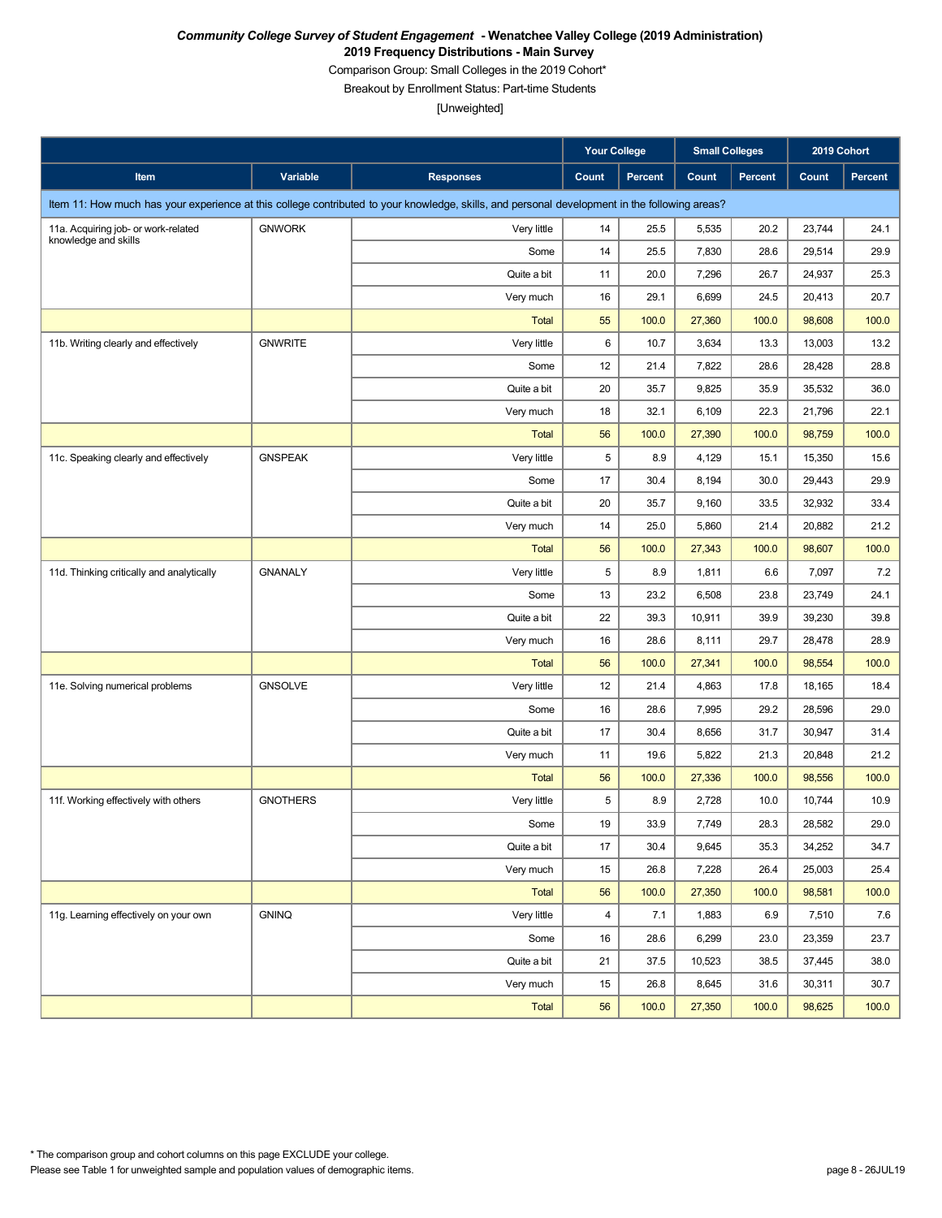***Community College Survey of Student Engagement* - Wenatchee Valley College (2019 Administration)**

**2019 Frequency Distributions - Main Survey**

Comparison Group: Small Colleges in the 2019 Cohort*

Breakout by Enrollment Status: Part-time Students

[Unweighted]

| | | | Your College | | Small Colleges | | 2019 Cohort | |
|---|---|---|---|---|---|---|---|---|
| **Item** | **Variable** | **Responses** | **Count** | **Percent** | **Count** | **Percent** | **Count** | **Percent** |
| Item 11: How much has your experience at this college contributed to your knowledge, skills, and personal development in the following areas? | | | | | | | | |
| 11a. Acquiring job- or work-related knowledge and skills | GNWORK | Very little | 14 | 25.5 | 5,535 | 20.2 | 23,744 | 24.1 |
| | | Some | 14 | 25.5 | 7,830 | 28.6 | 29,514 | 29.9 |
| | | Quite a bit | 11 | 20.0 | 7,296 | 26.7 | 24,937 | 25.3 |
| | | Very much | 16 | 29.1 | 6,699 | 24.5 | 20,413 | 20.7 |
| | | Total | 55 | 100.0 | 27,360 | 100.0 | 98,608 | 100.0 |
| 11b. Writing clearly and effectively | GNWRITE | Very little | 6 | 10.7 | 3,634 | 13.3 | 13,003 | 13.2 |
| | | Some | 12 | 21.4 | 7,822 | 28.6 | 28,428 | 28.8 |
| | | Quite a bit | 20 | 35.7 | 9,825 | 35.9 | 35,532 | 36.0 |
| | | Very much | 18 | 32.1 | 6,109 | 22.3 | 21,796 | 22.1 |
| | | Total | 56 | 100.0 | 27,390 | 100.0 | 98,759 | 100.0 |
| 11c. Speaking clearly and effectively | GNSPEAK | Very little | 5 | 8.9 | 4,129 | 15.1 | 15,350 | 15.6 |
| | | Some | 17 | 30.4 | 8,194 | 30.0 | 29,443 | 29.9 |
| | | Quite a bit | 20 | 35.7 | 9,160 | 33.5 | 32,932 | 33.4 |
| | | Very much | 14 | 25.0 | 5,860 | 21.4 | 20,882 | 21.2 |
| | | Total | 56 | 100.0 | 27,343 | 100.0 | 98,607 | 100.0 |
| 11d. Thinking critically and analytically | GNANALY | Very little | 5 | 8.9 | 1,811 | 6.6 | 7,097 | 7.2 |
| | | Some | 13 | 23.2 | 6,508 | 23.8 | 23,749 | 24.1 |
| | | Quite a bit | 22 | 39.3 | 10,911 | 39.9 | 39,230 | 39.8 |
| | | Very much | 16 | 28.6 | 8,111 | 29.7 | 28,478 | 28.9 |
| | | Total | 56 | 100.0 | 27,341 | 100.0 | 98,554 | 100.0 |
| 11e. Solving numerical problems | GNSOLVE | Very little | 12 | 21.4 | 4,863 | 17.8 | 18,165 | 18.4 |
| | | Some | 16 | 28.6 | 7,995 | 29.2 | 28,596 | 29.0 |
| | | Quite a bit | 17 | 30.4 | 8,656 | 31.7 | 30,947 | 31.4 |
| | | Very much | 11 | 19.6 | 5,822 | 21.3 | 20,848 | 21.2 |
| | | Total | 56 | 100.0 | 27,336 | 100.0 | 98,556 | 100.0 |
| 11f. Working effectively with others | GNOTHERS | Very little | 5 | 8.9 | 2,728 | 10.0 | 10,744 | 10.9 |
| | | Some | 19 | 33.9 | 7,749 | 28.3 | 28,582 | 29.0 |
| | | Quite a bit | 17 | 30.4 | 9,645 | 35.3 | 34,252 | 34.7 |
| | | Very much | 15 | 26.8 | 7,228 | 26.4 | 25,003 | 25.4 |
| | | Total | 56 | 100.0 | 27,350 | 100.0 | 98,581 | 100.0 |
| 11g. Learning effectively on your own | GNINQ | Very little | 4 | 7.1 | 1,883 | 6.9 | 7,510 | 7.6 |
| | | Some | 16 | 28.6 | 6,299 | 23.0 | 23,359 | 23.7 |
| | | Quite a bit | 21 | 37.5 | 10,523 | 38.5 | 37,445 | 38.0 |
| | | Very much | 15 | 26.8 | 8,645 | 31.6 | 30,311 | 30.7 |
| | | Total | 56 | 100.0 | 27,350 | 100.0 | 98,625 | 100.0 |

* The comparison group and cohort columns on this page EXCLUDE your college.

Please see Table 1 for unweighted sample and population values of demographic items.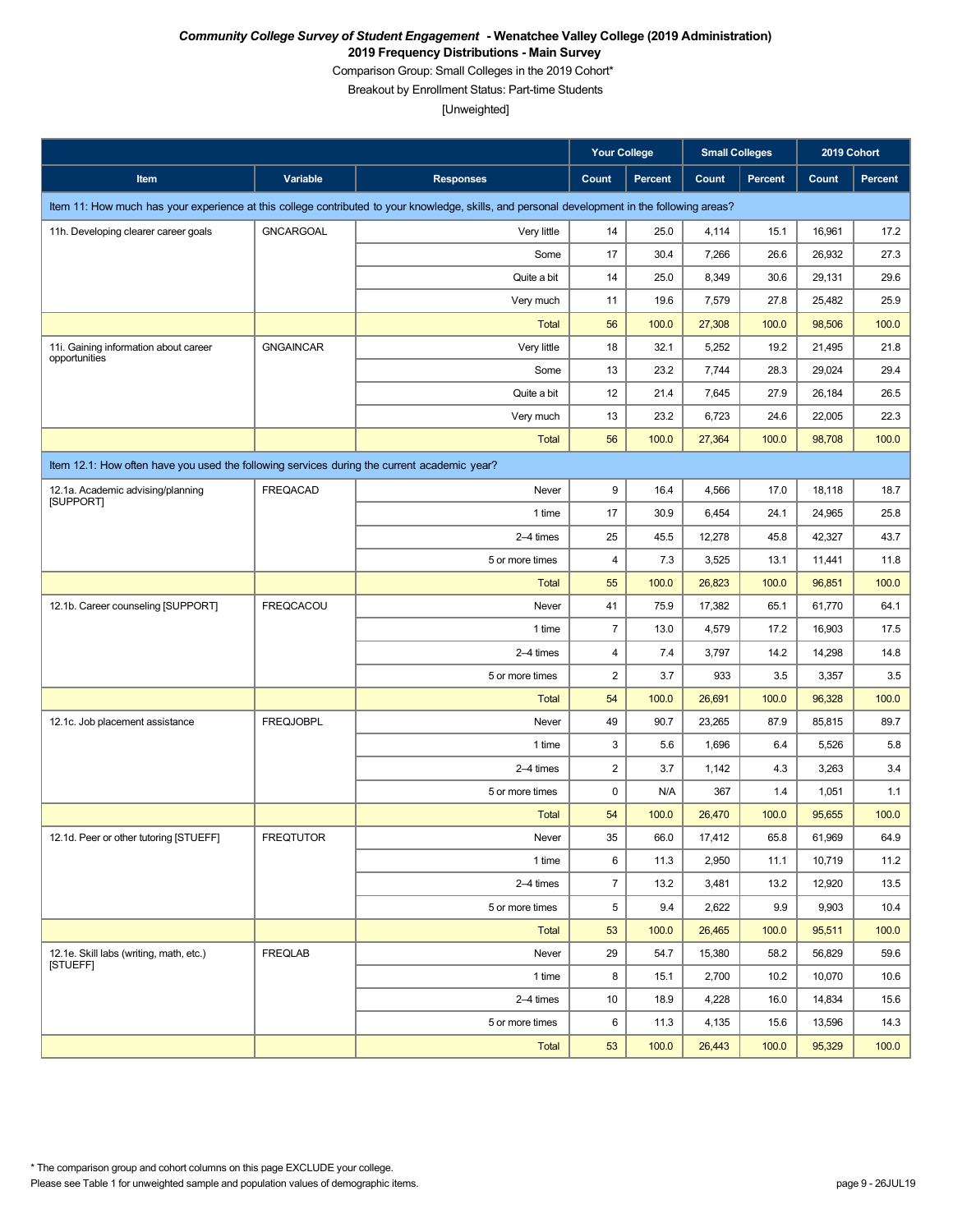*Community College Survey of Student Engagement* **- Wenatchee Valley College (2019 Administration)**
**2019 Frequency Distributions - Main Survey**
Comparison Group: Small Colleges in the 2019 Cohort*
Breakout by Enrollment Status: Part-time Students
[Unweighted]

| | | | Your College | | Small Colleges | | 2019 Cohort | |
|---|---|---|---|---|---|---|---|---|
| **Item** | **Variable** | **Responses** | **Count** | **Percent** | **Count** | **Percent** | **Count** | **Percent** |
| Item 11: How much has your experience at this college contributed to your knowledge, skills, and personal development in the following areas? | | | | | | | | |
| 11h. Developing clearer career goals | GNCARGOAL | Very little | 14 | 25.0 | 4,114 | 15.1 | 16,961 | 17.2 |
| | | Some | 17 | 30.4 | 7,266 | 26.6 | 26,932 | 27.3 |
| | | Quite a bit | 14 | 25.0 | 8,349 | 30.6 | 29,131 | 29.6 |
| | | Very much | 11 | 19.6 | 7,579 | 27.8 | 25,482 | 25.9 |
| | | Total | 56 | 100.0 | 27,308 | 100.0 | 98,506 | 100.0 |
| 11i. Gaining information about career opportunities | GNGAINCAR | Very little | 18 | 32.1 | 5,252 | 19.2 | 21,495 | 21.8 |
| | | Some | 13 | 23.2 | 7,744 | 28.3 | 29,024 | 29.4 |
| | | Quite a bit | 12 | 21.4 | 7,645 | 27.9 | 26,184 | 26.5 |
| | | Very much | 13 | 23.2 | 6,723 | 24.6 | 22,005 | 22.3 |
| | | Total | 56 | 100.0 | 27,364 | 100.0 | 98,708 | 100.0 |
| Item 12.1: How often have you used the following services during the current academic year? | | | | | | | | |
| 12.1a. Academic advising/planning [SUPPORT] | FREQACAD | Never | 9 | 16.4 | 4,566 | 17.0 | 18,118 | 18.7 |
| | | 1 time | 17 | 30.9 | 6,454 | 24.1 | 24,965 | 25.8 |
| | | 2–4 times | 25 | 45.5 | 12,278 | 45.8 | 42,327 | 43.7 |
| | | 5 or more times | 4 | 7.3 | 3,525 | 13.1 | 11,441 | 11.8 |
| | | Total | 55 | 100.0 | 26,823 | 100.0 | 96,851 | 100.0 |
| 12.1b. Career counseling [SUPPORT] | FREQCACOU | Never | 41 | 75.9 | 17,382 | 65.1 | 61,770 | 64.1 |
| | | 1 time | 7 | 13.0 | 4,579 | 17.2 | 16,903 | 17.5 |
| | | 2–4 times | 4 | 7.4 | 3,797 | 14.2 | 14,298 | 14.8 |
| | | 5 or more times | 2 | 3.7 | 933 | 3.5 | 3,357 | 3.5 |
| | | Total | 54 | 100.0 | 26,691 | 100.0 | 96,328 | 100.0 |
| 12.1c. Job placement assistance | FREQJOBPL | Never | 49 | 90.7 | 23,265 | 87.9 | 85,815 | 89.7 |
| | | 1 time | 3 | 5.6 | 1,696 | 6.4 | 5,526 | 5.8 |
| | | 2–4 times | 2 | 3.7 | 1,142 | 4.3 | 3,263 | 3.4 |
| | | 5 or more times | 0 | N/A | 367 | 1.4 | 1,051 | 1.1 |
| | | Total | 54 | 100.0 | 26,470 | 100.0 | 95,655 | 100.0 |
| 12.1d. Peer or other tutoring [STUEFF] | FREQTUTOR | Never | 35 | 66.0 | 17,412 | 65.8 | 61,969 | 64.9 |
| | | 1 time | 6 | 11.3 | 2,950 | 11.1 | 10,719 | 11.2 |
| | | 2–4 times | 7 | 13.2 | 3,481 | 13.2 | 12,920 | 13.5 |
| | | 5 or more times | 5 | 9.4 | 2,622 | 9.9 | 9,903 | 10.4 |
| | | Total | 53 | 100.0 | 26,465 | 100.0 | 95,511 | 100.0 |
| 12.1e. Skill labs (writing, math, etc.) [STUEFF] | FREQLAB | Never | 29 | 54.7 | 15,380 | 58.2 | 56,829 | 59.6 |
| | | 1 time | 8 | 15.1 | 2,700 | 10.2 | 10,070 | 10.6 |
| | | 2–4 times | 10 | 18.9 | 4,228 | 16.0 | 14,834 | 15.6 |
| | | 5 or more times | 6 | 11.3 | 4,135 | 15.6 | 13,596 | 14.3 |
| | | Total | 53 | 100.0 | 26,443 | 100.0 | 95,329 | 100.0 |

\* The comparison group and cohort columns on this page EXCLUDE your college.
Please see Table 1 for unweighted sample and population values of demographic items.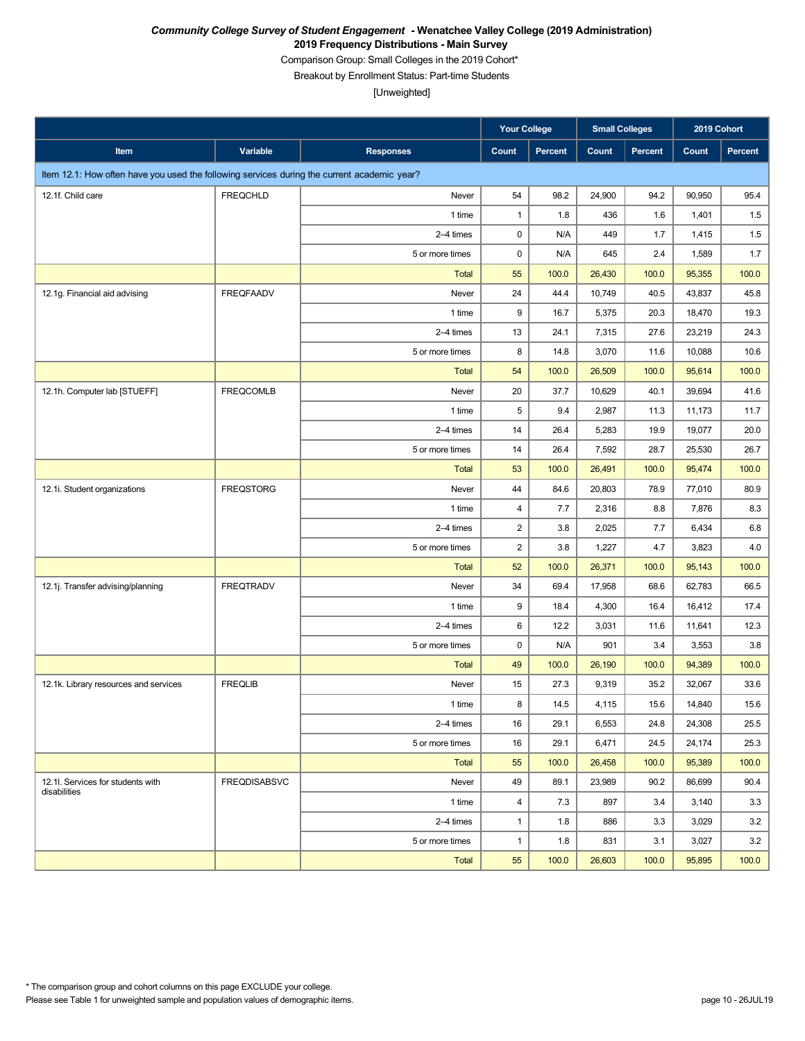***Community College Survey of Student Engagement* - Wenatchee Valley College (2019 Administration)**

**2019 Frequency Distributions - Main Survey**

Comparison Group: Small Colleges in the 2019 Cohort*

Breakout by Enrollment Status: Part-time Students

[Unweighted]

| | | | Your College | | Small Colleges | | 2019 Cohort | |
|---|---|---|---|---|---|---|---|---|
| **Item** | **Variable** | **Responses** | **Count** | **Percent** | **Count** | **Percent** | **Count** | **Percent** |
| Item 12.1: How often have you used the following services during the current academic year? | | | | | | | | |
| 12.1f. Child care | FREQCHLD | Never | 54 | 98.2 | 24,900 | 94.2 | 90,950 | 95.4 |
| | | 1 time | 1 | 1.8 | 436 | 1.6 | 1,401 | 1.5 |
| | | 2–4 times | 0 | N/A | 449 | 1.7 | 1,415 | 1.5 |
| | | 5 or more times | 0 | N/A | 645 | 2.4 | 1,589 | 1.7 |
| | | Total | 55 | 100.0 | 26,430 | 100.0 | 95,355 | 100.0 |
| 12.1g. Financial aid advising | FREQFAADV | Never | 24 | 44.4 | 10,749 | 40.5 | 43,837 | 45.8 |
| | | 1 time | 9 | 16.7 | 5,375 | 20.3 | 18,470 | 19.3 |
| | | 2–4 times | 13 | 24.1 | 7,315 | 27.6 | 23,219 | 24.3 |
| | | 5 or more times | 8 | 14.8 | 3,070 | 11.6 | 10,088 | 10.6 |
| | | Total | 54 | 100.0 | 26,509 | 100.0 | 95,614 | 100.0 |
| 12.1h. Computer lab [STUEFF] | FREQCOMLB | Never | 20 | 37.7 | 10,629 | 40.1 | 39,694 | 41.6 |
| | | 1 time | 5 | 9.4 | 2,987 | 11.3 | 11,173 | 11.7 |
| | | 2–4 times | 14 | 26.4 | 5,283 | 19.9 | 19,077 | 20.0 |
| | | 5 or more times | 14 | 26.4 | 7,592 | 28.7 | 25,530 | 26.7 |
| | | Total | 53 | 100.0 | 26,491 | 100.0 | 95,474 | 100.0 |
| 12.1i. Student organizations | FREQSTORG | Never | 44 | 84.6 | 20,803 | 78.9 | 77,010 | 80.9 |
| | | 1 time | 4 | 7.7 | 2,316 | 8.8 | 7,876 | 8.3 |
| | | 2–4 times | 2 | 3.8 | 2,025 | 7.7 | 6,434 | 6.8 |
| | | 5 or more times | 2 | 3.8 | 1,227 | 4.7 | 3,823 | 4.0 |
| | | Total | 52 | 100.0 | 26,371 | 100.0 | 95,143 | 100.0 |
| 12.1j. Transfer advising/planning | FREQTRADV | Never | 34 | 69.4 | 17,958 | 68.6 | 62,783 | 66.5 |
| | | 1 time | 9 | 18.4 | 4,300 | 16.4 | 16,412 | 17.4 |
| | | 2–4 times | 6 | 12.2 | 3,031 | 11.6 | 11,641 | 12.3 |
| | | 5 or more times | 0 | N/A | 901 | 3.4 | 3,553 | 3.8 |
| | | Total | 49 | 100.0 | 26,190 | 100.0 | 94,389 | 100.0 |
| 12.1k. Library resources and services | FREQLIB | Never | 15 | 27.3 | 9,319 | 35.2 | 32,067 | 33.6 |
| | | 1 time | 8 | 14.5 | 4,115 | 15.6 | 14,840 | 15.6 |
| | | 2–4 times | 16 | 29.1 | 6,553 | 24.8 | 24,308 | 25.5 |
| | | 5 or more times | 16 | 29.1 | 6,471 | 24.5 | 24,174 | 25.3 |
| | | Total | 55 | 100.0 | 26,458 | 100.0 | 95,389 | 100.0 |
| 12.1l. Services for students with disabilities | FREQDISABSVC | Never | 49 | 89.1 | 23,989 | 90.2 | 86,699 | 90.4 |
| | | 1 time | 4 | 7.3 | 897 | 3.4 | 3,140 | 3.3 |
| | | 2–4 times | 1 | 1.8 | 886 | 3.3 | 3,029 | 3.2 |
| | | 5 or more times | 1 | 1.8 | 831 | 3.1 | 3,027 | 3.2 |
| | | Total | 55 | 100.0 | 26,603 | 100.0 | 95,895 | 100.0 |

* The comparison group and cohort columns on this page EXCLUDE your college.

Please see Table 1 for unweighted sample and population values of demographic items.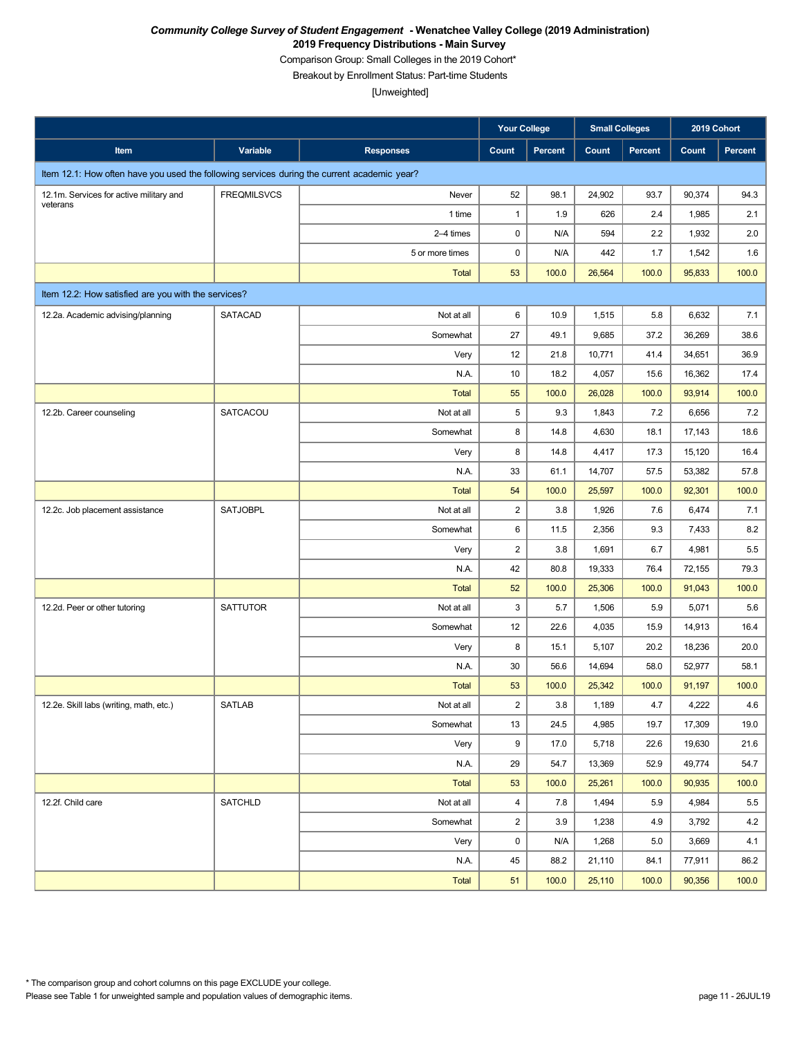***Community College Survey of Student Engagement* - Wenatchee Valley College (2019 Administration)**

**2019 Frequency Distributions - Main Survey**

Comparison Group: Small Colleges in the 2019 Cohort*

Breakout by Enrollment Status: Part-time Students

[Unweighted]

| | | | Your College | | Small Colleges | | 2019 Cohort | |
|---|---|---|---|---|---|---|---|---|
| **Item** | **Variable** | **Responses** | **Count** | **Percent** | **Count** | **Percent** | **Count** | **Percent** |
| Item 12.1: How often have you used the following services during the current academic year? | | | | | | | | |
| 12.1m. Services for active military and veterans | FREQMILSVCS | Never | 52 | 98.1 | 24,902 | 93.7 | 90,374 | 94.3 |
| | | 1 time | 1 | 1.9 | 626 | 2.4 | 1,985 | 2.1 |
| | | 2–4 times | 0 | N/A | 594 | 2.2 | 1,932 | 2.0 |
| | | 5 or more times | 0 | N/A | 442 | 1.7 | 1,542 | 1.6 |
| | | Total | 53 | 100.0 | 26,564 | 100.0 | 95,833 | 100.0 |
| Item 12.2: How satisfied are you with the services? | | | | | | | | |
| 12.2a. Academic advising/planning | SATACAD | Not at all | 6 | 10.9 | 1,515 | 5.8 | 6,632 | 7.1 |
| | | Somewhat | 27 | 49.1 | 9,685 | 37.2 | 36,269 | 38.6 |
| | | Very | 12 | 21.8 | 10,771 | 41.4 | 34,651 | 36.9 |
| | | N.A. | 10 | 18.2 | 4,057 | 15.6 | 16,362 | 17.4 |
| | | Total | 55 | 100.0 | 26,028 | 100.0 | 93,914 | 100.0 |
| 12.2b. Career counseling | SATCACOU | Not at all | 5 | 9.3 | 1,843 | 7.2 | 6,656 | 7.2 |
| | | Somewhat | 8 | 14.8 | 4,630 | 18.1 | 17,143 | 18.6 |
| | | Very | 8 | 14.8 | 4,417 | 17.3 | 15,120 | 16.4 |
| | | N.A. | 33 | 61.1 | 14,707 | 57.5 | 53,382 | 57.8 |
| | | Total | 54 | 100.0 | 25,597 | 100.0 | 92,301 | 100.0 |
| 12.2c. Job placement assistance | SATJOBPL | Not at all | 2 | 3.8 | 1,926 | 7.6 | 6,474 | 7.1 |
| | | Somewhat | 6 | 11.5 | 2,356 | 9.3 | 7,433 | 8.2 |
| | | Very | 2 | 3.8 | 1,691 | 6.7 | 4,981 | 5.5 |
| | | N.A. | 42 | 80.8 | 19,333 | 76.4 | 72,155 | 79.3 |
| | | Total | 52 | 100.0 | 25,306 | 100.0 | 91,043 | 100.0 |
| 12.2d. Peer or other tutoring | SATTUTOR | Not at all | 3 | 5.7 | 1,506 | 5.9 | 5,071 | 5.6 |
| | | Somewhat | 12 | 22.6 | 4,035 | 15.9 | 14,913 | 16.4 |
| | | Very | 8 | 15.1 | 5,107 | 20.2 | 18,236 | 20.0 |
| | | N.A. | 30 | 56.6 | 14,694 | 58.0 | 52,977 | 58.1 |
| | | Total | 53 | 100.0 | 25,342 | 100.0 | 91,197 | 100.0 |
| 12.2e. Skill labs (writing, math, etc.) | SATLAB | Not at all | 2 | 3.8 | 1,189 | 4.7 | 4,222 | 4.6 |
| | | Somewhat | 13 | 24.5 | 4,985 | 19.7 | 17,309 | 19.0 |
| | | Very | 9 | 17.0 | 5,718 | 22.6 | 19,630 | 21.6 |
| | | N.A. | 29 | 54.7 | 13,369 | 52.9 | 49,774 | 54.7 |
| | | Total | 53 | 100.0 | 25,261 | 100.0 | 90,935 | 100.0 |
| 12.2f. Child care | SATCHLD | Not at all | 4 | 7.8 | 1,494 | 5.9 | 4,984 | 5.5 |
| | | Somewhat | 2 | 3.9 | 1,238 | 4.9 | 3,792 | 4.2 |
| | | Very | 0 | N/A | 1,268 | 5.0 | 3,669 | 4.1 |
| | | N.A. | 45 | 88.2 | 21,110 | 84.1 | 77,911 | 86.2 |
| | | Total | 51 | 100.0 | 25,110 | 100.0 | 90,356 | 100.0 |

* The comparison group and cohort columns on this page EXCLUDE your college.

Please see Table 1 for unweighted sample and population values of demographic items.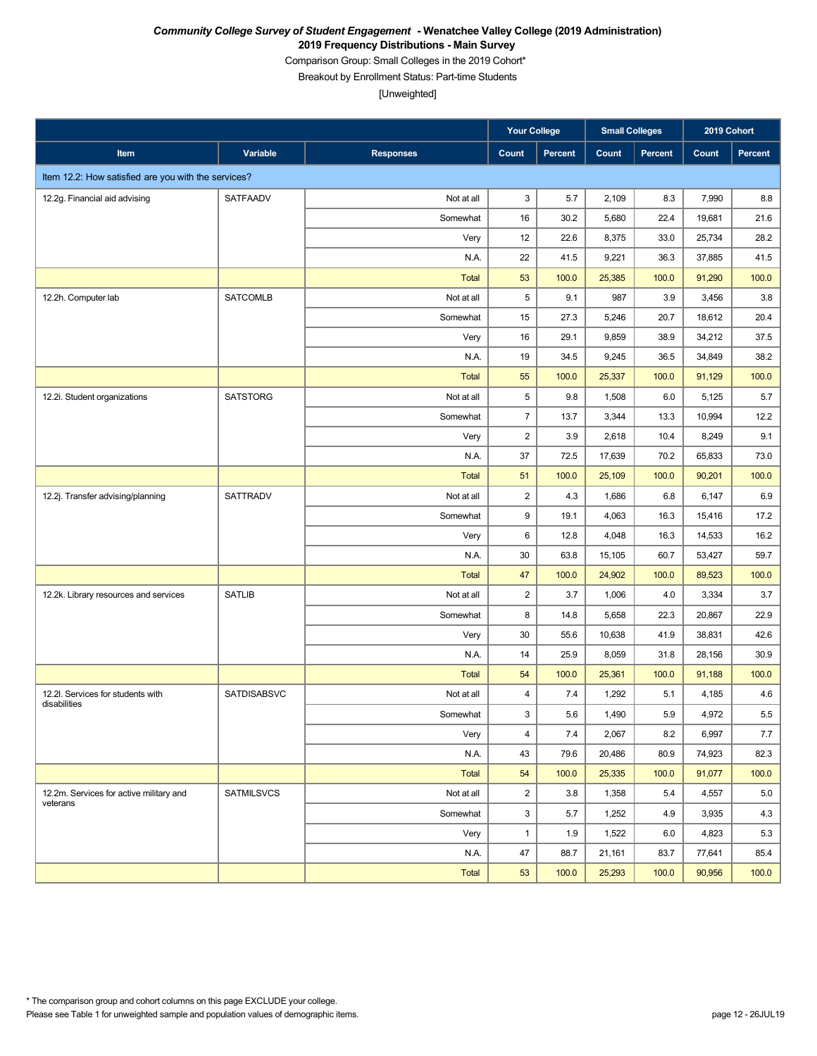***Community College Survey of Student Engagement* - Wenatchee Valley College (2019 Administration)**
**2019 Frequency Distributions - Main Survey**
Comparison Group: Small Colleges in the 2019 Cohort*
Breakout by Enrollment Status: Part-time Students
[Unweighted]

| | | | Your College | | Small Colleges | | 2019 Cohort | |
|---|---|---|---|---|---|---|---|---|
| Item | Variable | Responses | Count | Percent | Count | Percent | Count | Percent |
| Item 12.2: How satisfied are you with the services? | | | | | | | | |
| 12.2g. Financial aid advising | SATFAADV | Not at all | 3 | 5.7 | 2,109 | 8.3 | 7,990 | 8.8 |
| | | Somewhat | 16 | 30.2 | 5,680 | 22.4 | 19,681 | 21.6 |
| | | Very | 12 | 22.6 | 8,375 | 33.0 | 25,734 | 28.2 |
| | | N.A. | 22 | 41.5 | 9,221 | 36.3 | 37,885 | 41.5 |
| | | Total | 53 | 100.0 | 25,385 | 100.0 | 91,290 | 100.0 |
| 12.2h. Computer lab | SATCOMLB | Not at all | 5 | 9.1 | 987 | 3.9 | 3,456 | 3.8 |
| | | Somewhat | 15 | 27.3 | 5,246 | 20.7 | 18,612 | 20.4 |
| | | Very | 16 | 29.1 | 9,859 | 38.9 | 34,212 | 37.5 |
| | | N.A. | 19 | 34.5 | 9,245 | 36.5 | 34,849 | 38.2 |
| | | Total | 55 | 100.0 | 25,337 | 100.0 | 91,129 | 100.0 |
| 12.2i. Student organizations | SATSTORG | Not at all | 5 | 9.8 | 1,508 | 6.0 | 5,125 | 5.7 |
| | | Somewhat | 7 | 13.7 | 3,344 | 13.3 | 10,994 | 12.2 |
| | | Very | 2 | 3.9 | 2,618 | 10.4 | 8,249 | 9.1 |
| | | N.A. | 37 | 72.5 | 17,639 | 70.2 | 65,833 | 73.0 |
| | | Total | 51 | 100.0 | 25,109 | 100.0 | 90,201 | 100.0 |
| 12.2j. Transfer advising/planning | SATTRADV | Not at all | 2 | 4.3 | 1,686 | 6.8 | 6,147 | 6.9 |
| | | Somewhat | 9 | 19.1 | 4,063 | 16.3 | 15,416 | 17.2 |
| | | Very | 6 | 12.8 | 4,048 | 16.3 | 14,533 | 16.2 |
| | | N.A. | 30 | 63.8 | 15,105 | 60.7 | 53,427 | 59.7 |
| | | Total | 47 | 100.0 | 24,902 | 100.0 | 89,523 | 100.0 |
| 12.2k. Library resources and services | SATLIB | Not at all | 2 | 3.7 | 1,006 | 4.0 | 3,334 | 3.7 |
| | | Somewhat | 8 | 14.8 | 5,658 | 22.3 | 20,867 | 22.9 |
| | | Very | 30 | 55.6 | 10,638 | 41.9 | 38,831 | 42.6 |
| | | N.A. | 14 | 25.9 | 8,059 | 31.8 | 28,156 | 30.9 |
| | | Total | 54 | 100.0 | 25,361 | 100.0 | 91,188 | 100.0 |
| 12.2l. Services for students with disabilities | SATDISABSVC | Not at all | 4 | 7.4 | 1,292 | 5.1 | 4,185 | 4.6 |
| | | Somewhat | 3 | 5.6 | 1,490 | 5.9 | 4,972 | 5.5 |
| | | Very | 4 | 7.4 | 2,067 | 8.2 | 6,997 | 7.7 |
| | | N.A. | 43 | 79.6 | 20,486 | 80.9 | 74,923 | 82.3 |
| | | Total | 54 | 100.0 | 25,335 | 100.0 | 91,077 | 100.0 |
| 12.2m. Services for active military and veterans | SATMILSVCS | Not at all | 2 | 3.8 | 1,358 | 5.4 | 4,557 | 5.0 |
| | | Somewhat | 3 | 5.7 | 1,252 | 4.9 | 3,935 | 4.3 |
| | | Very | 1 | 1.9 | 1,522 | 6.0 | 4,823 | 5.3 |
| | | N.A. | 47 | 88.7 | 21,161 | 83.7 | 77,641 | 85.4 |
| | | Total | 53 | 100.0 | 25,293 | 100.0 | 90,956 | 100.0 |

* The comparison group and cohort columns on this page EXCLUDE your college.
Please see Table 1 for unweighted sample and population values of demographic items.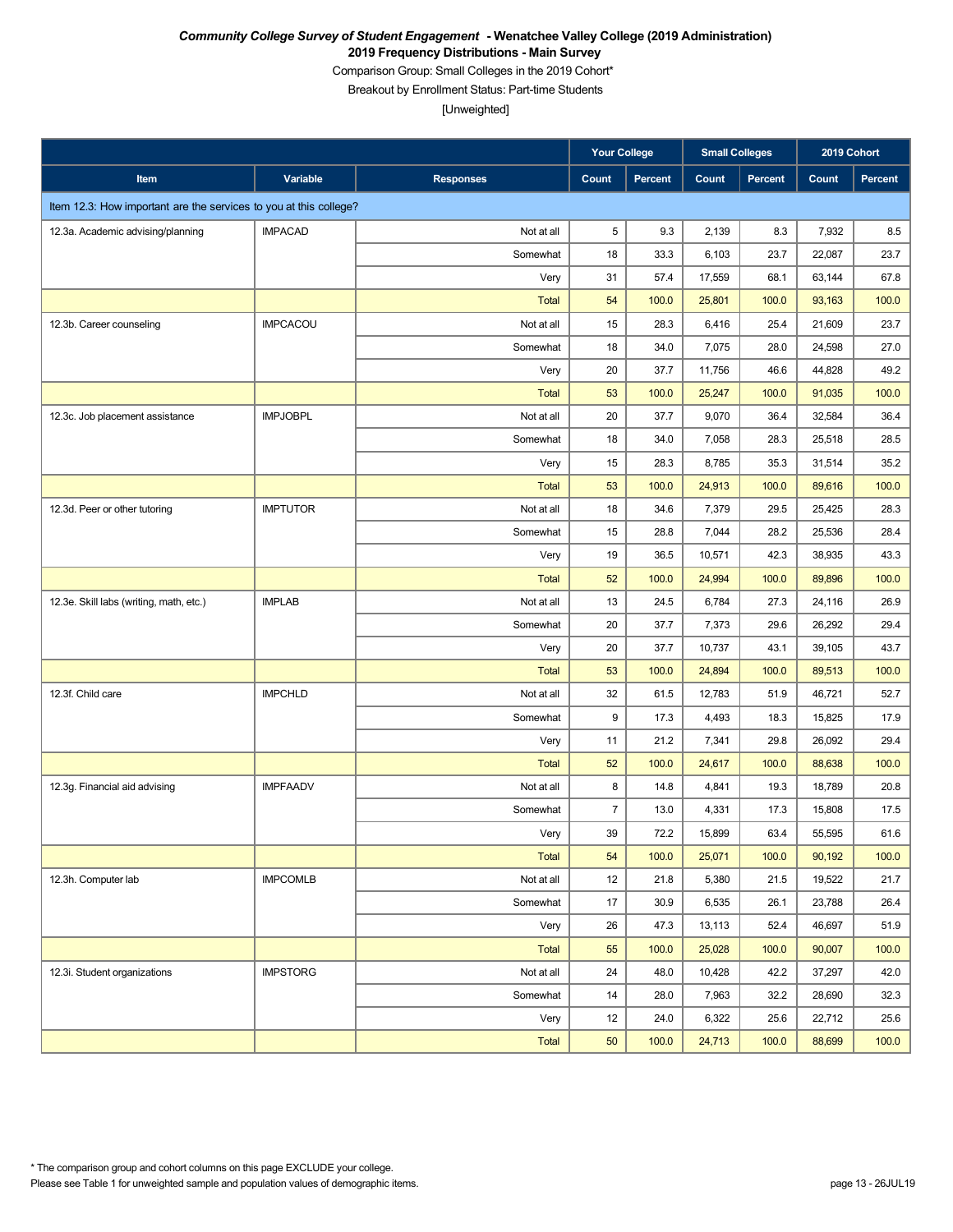***Community College Survey of Student Engagement* - Wenatchee Valley College (2019 Administration)**

**2019 Frequency Distributions - Main Survey**

Comparison Group: Small Colleges in the 2019 Cohort*

Breakout by Enrollment Status: Part-time Students

[Unweighted]

| | | | Your College | | Small Colleges | | 2019 Cohort | |
|---|---|---|---|---|---|---|---|---|
| **Item** | **Variable** | **Responses** | **Count** | **Percent** | **Count** | **Percent** | **Count** | **Percent** |
| Item 12.3: How important are the services to you at this college? | | | | | | | | |
| 12.3a. Academic advising/planning | IMPACAD | Not at all | 5 | 9.3 | 2,139 | 8.3 | 7,932 | 8.5 |
| | | Somewhat | 18 | 33.3 | 6,103 | 23.7 | 22,087 | 23.7 |
| | | Very | 31 | 57.4 | 17,559 | 68.1 | 63,144 | 67.8 |
| | | Total | 54 | 100.0 | 25,801 | 100.0 | 93,163 | 100.0 |
| 12.3b. Career counseling | IMPCACOU | Not at all | 15 | 28.3 | 6,416 | 25.4 | 21,609 | 23.7 |
| | | Somewhat | 18 | 34.0 | 7,075 | 28.0 | 24,598 | 27.0 |
| | | Very | 20 | 37.7 | 11,756 | 46.6 | 44,828 | 49.2 |
| | | Total | 53 | 100.0 | 25,247 | 100.0 | 91,035 | 100.0 |
| 12.3c. Job placement assistance | IMPJOBPL | Not at all | 20 | 37.7 | 9,070 | 36.4 | 32,584 | 36.4 |
| | | Somewhat | 18 | 34.0 | 7,058 | 28.3 | 25,518 | 28.5 |
| | | Very | 15 | 28.3 | 8,785 | 35.3 | 31,514 | 35.2 |
| | | Total | 53 | 100.0 | 24,913 | 100.0 | 89,616 | 100.0 |
| 12.3d. Peer or other tutoring | IMPTUTOR | Not at all | 18 | 34.6 | 7,379 | 29.5 | 25,425 | 28.3 |
| | | Somewhat | 15 | 28.8 | 7,044 | 28.2 | 25,536 | 28.4 |
| | | Very | 19 | 36.5 | 10,571 | 42.3 | 38,935 | 43.3 |
| | | Total | 52 | 100.0 | 24,994 | 100.0 | 89,896 | 100.0 |
| 12.3e. Skill labs (writing, math, etc.) | IMPLAB | Not at all | 13 | 24.5 | 6,784 | 27.3 | 24,116 | 26.9 |
| | | Somewhat | 20 | 37.7 | 7,373 | 29.6 | 26,292 | 29.4 |
| | | Very | 20 | 37.7 | 10,737 | 43.1 | 39,105 | 43.7 |
| | | Total | 53 | 100.0 | 24,894 | 100.0 | 89,513 | 100.0 |
| 12.3f. Child care | IMPCHLD | Not at all | 32 | 61.5 | 12,783 | 51.9 | 46,721 | 52.7 |
| | | Somewhat | 9 | 17.3 | 4,493 | 18.3 | 15,825 | 17.9 |
| | | Very | 11 | 21.2 | 7,341 | 29.8 | 26,092 | 29.4 |
| | | Total | 52 | 100.0 | 24,617 | 100.0 | 88,638 | 100.0 |
| 12.3g. Financial aid advising | IMPFAADV | Not at all | 8 | 14.8 | 4,841 | 19.3 | 18,789 | 20.8 |
| | | Somewhat | 7 | 13.0 | 4,331 | 17.3 | 15,808 | 17.5 |
| | | Very | 39 | 72.2 | 15,899 | 63.4 | 55,595 | 61.6 |
| | | Total | 54 | 100.0 | 25,071 | 100.0 | 90,192 | 100.0 |
| 12.3h. Computer lab | IMPCOMLB | Not at all | 12 | 21.8 | 5,380 | 21.5 | 19,522 | 21.7 |
| | | Somewhat | 17 | 30.9 | 6,535 | 26.1 | 23,788 | 26.4 |
| | | Very | 26 | 47.3 | 13,113 | 52.4 | 46,697 | 51.9 |
| | | Total | 55 | 100.0 | 25,028 | 100.0 | 90,007 | 100.0 |
| 12.3i. Student organizations | IMPSTORG | Not at all | 24 | 48.0 | 10,428 | 42.2 | 37,297 | 42.0 |
| | | Somewhat | 14 | 28.0 | 7,963 | 32.2 | 28,690 | 32.3 |
| | | Very | 12 | 24.0 | 6,322 | 25.6 | 22,712 | 25.6 |
| | | Total | 50 | 100.0 | 24,713 | 100.0 | 88,699 | 100.0 |

* The comparison group and cohort columns on this page EXCLUDE your college.

Please see Table 1 for unweighted sample and population values of demographic items.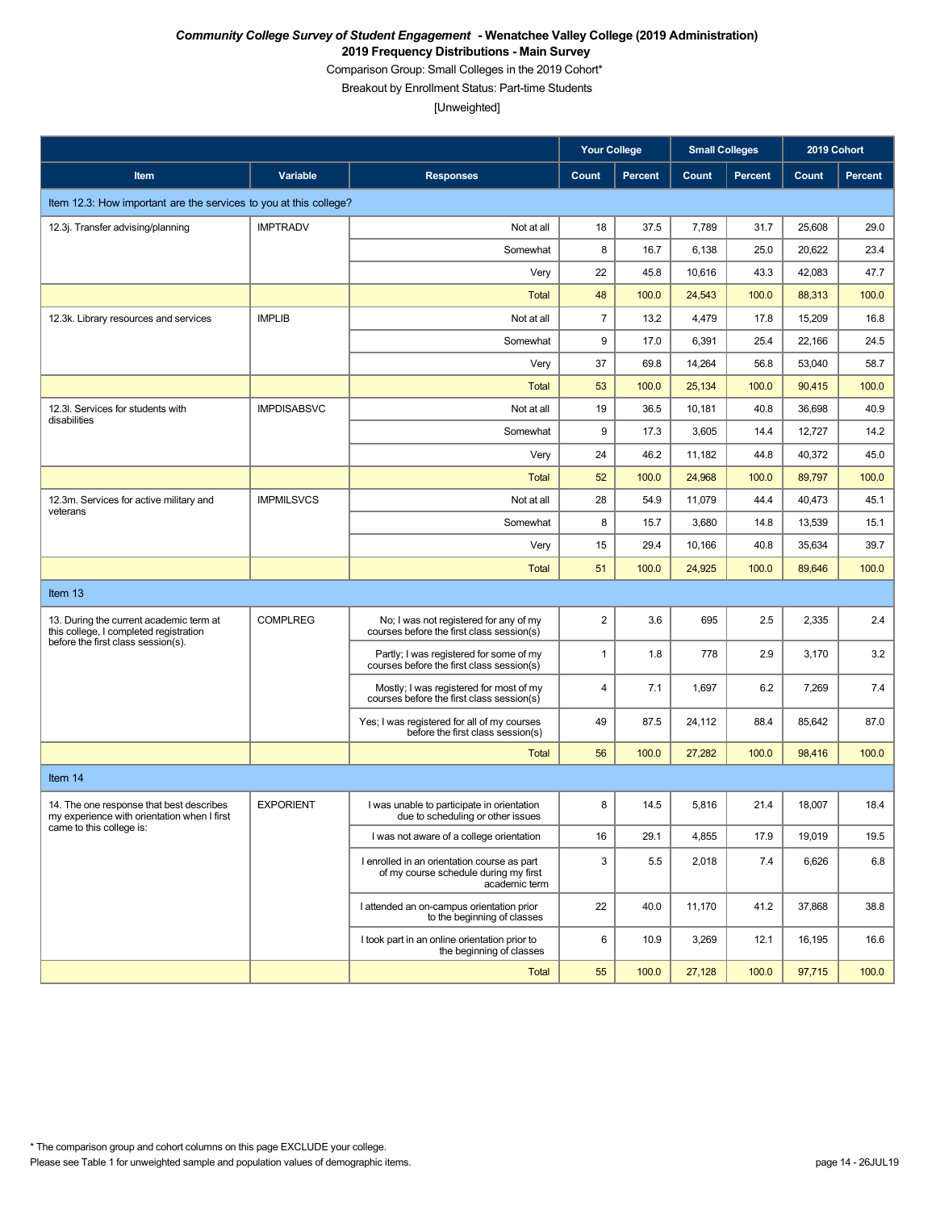*Community College Survey of Student Engagement* **- Wenatchee Valley College (2019 Administration)**

**2019 Frequency Distributions - Main Survey**

Comparison Group: Small Colleges in the 2019 Cohort*

Breakout by Enrollment Status: Part-time Students

[Unweighted]

| | | | Your College | | Small Colleges | | 2019 Cohort | |
|---|---|---|---|---|---|---|---|---|
| **Item** | **Variable** | **Responses** | **Count** | **Percent** | **Count** | **Percent** | **Count** | **Percent** |
| Item 12.3: How important are the services to you at this college? | | | | | | | | |
| 12.3j. Transfer advising/planning | IMPTRADV | Not at all | 18 | 37.5 | 7,789 | 31.7 | 25,608 | 29.0 |
| | | Somewhat | 8 | 16.7 | 6,138 | 25.0 | 20,622 | 23.4 |
| | | Very | 22 | 45.8 | 10,616 | 43.3 | 42,083 | 47.7 |
| | | Total | 48 | 100.0 | 24,543 | 100.0 | 88,313 | 100.0 |
| 12.3k. Library resources and services | IMPLIB | Not at all | 7 | 13.2 | 4,479 | 17.8 | 15,209 | 16.8 |
| | | Somewhat | 9 | 17.0 | 6,391 | 25.4 | 22,166 | 24.5 |
| | | Very | 37 | 69.8 | 14,264 | 56.8 | 53,040 | 58.7 |
| | | Total | 53 | 100.0 | 25,134 | 100.0 | 90,415 | 100.0 |
| 12.3l. Services for students with disabilities | IMPDISABSVC | Not at all | 19 | 36.5 | 10,181 | 40.8 | 36,698 | 40.9 |
| | | Somewhat | 9 | 17.3 | 3,605 | 14.4 | 12,727 | 14.2 |
| | | Very | 24 | 46.2 | 11,182 | 44.8 | 40,372 | 45.0 |
| | | Total | 52 | 100.0 | 24,968 | 100.0 | 89,797 | 100.0 |
| 12.3m. Services for active military and veterans | IMPMILSVCS | Not at all | 28 | 54.9 | 11,079 | 44.4 | 40,473 | 45.1 |
| | | Somewhat | 8 | 15.7 | 3,680 | 14.8 | 13,539 | 15.1 |
| | | Very | 15 | 29.4 | 10,166 | 40.8 | 35,634 | 39.7 |
| | | Total | 51 | 100.0 | 24,925 | 100.0 | 89,646 | 100.0 |
| Item 13 | | | | | | | | |
| 13. During the current academic term at this college, I completed registration before the first class session(s). | COMPLREG | No; I was not registered for any of my courses before the first class session(s) | 2 | 3.6 | 695 | 2.5 | 2,335 | 2.4 |
| | | Partly; I was registered for some of my courses before the first class session(s) | 1 | 1.8 | 778 | 2.9 | 3,170 | 3.2 |
| | | Mostly; I was registered for most of my courses before the first class session(s) | 4 | 7.1 | 1,697 | 6.2 | 7,269 | 7.4 |
| | | Yes; I was registered for all of my courses before the first class session(s) | 49 | 87.5 | 24,112 | 88.4 | 85,642 | 87.0 |
| | | Total | 56 | 100.0 | 27,282 | 100.0 | 98,416 | 100.0 |
| Item 14 | | | | | | | | |
| 14. The one response that best describes my experience with orientation when I first came to this college is: | EXPORIENT | I was unable to participate in orientation due to scheduling or other issues | 8 | 14.5 | 5,816 | 21.4 | 18,007 | 18.4 |
| | | I was not aware of a college orientation | 16 | 29.1 | 4,855 | 17.9 | 19,019 | 19.5 |
| | | I enrolled in an orientation course as part of my course schedule during my first academic term | 3 | 5.5 | 2,018 | 7.4 | 6,626 | 6.8 |
| | | I attended an on-campus orientation prior to the beginning of classes | 22 | 40.0 | 11,170 | 41.2 | 37,868 | 38.8 |
| | | I took part in an online orientation prior to the beginning of classes | 6 | 10.9 | 3,269 | 12.1 | 16,195 | 16.6 |
| | | Total | 55 | 100.0 | 27,128 | 100.0 | 97,715 | 100.0 |

\* The comparison group and cohort columns on this page EXCLUDE your college.

Please see Table 1 for unweighted sample and population values of demographic items.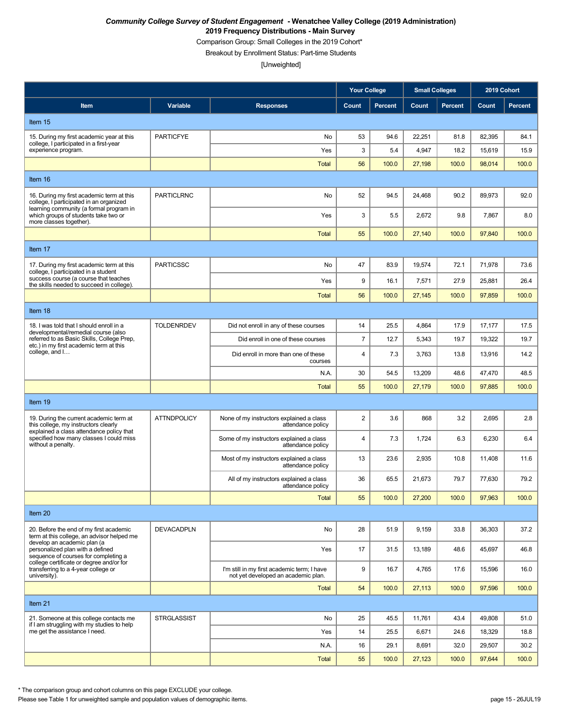***Community College Survey of Student Engagement* - Wenatchee Valley College (2019 Administration)**
**2019 Frequency Distributions - Main Survey**

Comparison Group: Small Colleges in the 2019 Cohort*

Breakout by Enrollment Status: Part-time Students

[Unweighted]

| | | | Your College | | Small Colleges | | 2019 Cohort | |
|---|---|---|---|---|---|---|---|---|
| Item | Variable | Responses | Count | Percent | Count | Percent | Count | Percent |
| **Item 15** | | | | | | | | |
| 15. During my first academic year at this college, I participated in a first-year experience program. | PARTICFYE | No | 53 | 94.6 | 22,251 | 81.8 | 82,395 | 84.1 |
| | | Yes | 3 | 5.4 | 4,947 | 18.2 | 15,619 | 15.9 |
| | | Total | 56 | 100.0 | 27,198 | 100.0 | 98,014 | 100.0 |
| **Item 16** | | | | | | | | |
| 16. During my first academic term at this college, I participated in an organized learning community (a formal program in which groups of students take two or more classes together). | PARTICLRNC | No | 52 | 94.5 | 24,468 | 90.2 | 89,973 | 92.0 |
| | | Yes | 3 | 5.5 | 2,672 | 9.8 | 7,867 | 8.0 |
| | | Total | 55 | 100.0 | 27,140 | 100.0 | 97,840 | 100.0 |
| **Item 17** | | | | | | | | |
| 17. During my first academic term at this college, I participated in a student success course (a course that teaches the skills needed to succeed in college). | PARTICSSC | No | 47 | 83.9 | 19,574 | 72.1 | 71,978 | 73.6 |
| | | Yes | 9 | 16.1 | 7,571 | 27.9 | 25,881 | 26.4 |
| | | Total | 56 | 100.0 | 27,145 | 100.0 | 97,859 | 100.0 |
| **Item 18** | | | | | | | | |
| 18. I was told that I should enroll in a developmental/remedial course (also referred to as Basic Skills, College Prep, etc.) in my first academic term at this college, and I… | TOLDENRDEV | Did not enroll in any of these courses | 14 | 25.5 | 4,864 | 17.9 | 17,177 | 17.5 |
| | | Did enroll in one of these courses | 7 | 12.7 | 5,343 | 19.7 | 19,322 | 19.7 |
| | | Did enroll in more than one of these courses | 4 | 7.3 | 3,763 | 13.8 | 13,916 | 14.2 |
| | | N.A. | 30 | 54.5 | 13,209 | 48.6 | 47,470 | 48.5 |
| | | Total | 55 | 100.0 | 27,179 | 100.0 | 97,885 | 100.0 |
| **Item 19** | | | | | | | | |
| 19. During the current academic term at this college, my instructors clearly explained a class attendance policy that specified how many classes I could miss without a penalty. | ATTNDPOLICY | None of my instructors explained a class attendance policy | 2 | 3.6 | 868 | 3.2 | 2,695 | 2.8 |
| | | Some of my instructors explained a class attendance policy | 4 | 7.3 | 1,724 | 6.3 | 6,230 | 6.4 |
| | | Most of my instructors explained a class attendance policy | 13 | 23.6 | 2,935 | 10.8 | 11,408 | 11.6 |
| | | All of my instructors explained a class attendance policy | 36 | 65.5 | 21,673 | 79.7 | 77,630 | 79.2 |
| | | Total | 55 | 100.0 | 27,200 | 100.0 | 97,963 | 100.0 |
| **Item 20** | | | | | | | | |
| 20. Before the end of my first academic term at this college, an advisor helped me develop an academic plan (a personalized plan with a defined sequence of courses for completing a college certificate or degree and/or for transferring to a 4-year college or university). | DEVACADPLN | No | 28 | 51.9 | 9,159 | 33.8 | 36,303 | 37.2 |
| | | Yes | 17 | 31.5 | 13,189 | 48.6 | 45,697 | 46.8 |
| | | I'm still in my first academic term; I have not yet developed an academic plan. | 9 | 16.7 | 4,765 | 17.6 | 15,596 | 16.0 |
| | | Total | 54 | 100.0 | 27,113 | 100.0 | 97,596 | 100.0 |
| **Item 21** | | | | | | | | |
| 21. Someone at this college contacts me if I am struggling with my studies to help me get the assistance I need. | STRGLASSIST | No | 25 | 45.5 | 11,761 | 43.4 | 49,808 | 51.0 |
| | | Yes | 14 | 25.5 | 6,671 | 24.6 | 18,329 | 18.8 |
| | | N.A. | 16 | 29.1 | 8,691 | 32.0 | 29,507 | 30.2 |
| | | Total | 55 | 100.0 | 27,123 | 100.0 | 97,644 | 100.0 |

\* The comparison group and cohort columns on this page EXCLUDE your college.

Please see Table 1 for unweighted sample and population values of demographic items.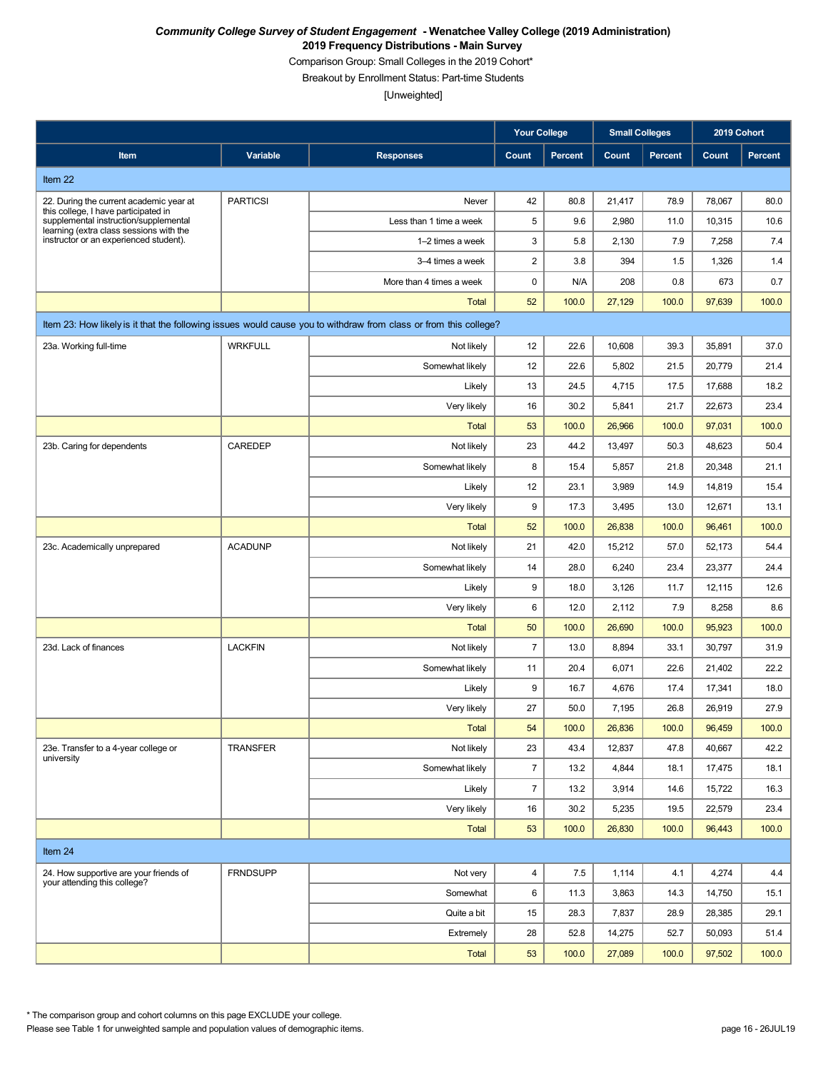***Community College Survey of Student Engagement* - Wenatchee Valley College (2019 Administration)**
**2019 Frequency Distributions - Main Survey**
Comparison Group: Small Colleges in the 2019 Cohort*
Breakout by Enrollment Status: Part-time Students
[Unweighted]

| | | | Your College | | Small Colleges | | 2019 Cohort | |
|---|---|---|---|---|---|---|---|---|
| **Item** | **Variable** | **Responses** | **Count** | **Percent** | **Count** | **Percent** | **Count** | **Percent** |
| **Item 22** | | | | | | | | |
| 22. During the current academic year at this college, I have participated in supplemental instruction/supplemental learning (extra class sessions with the instructor or an experienced student). | PARTICSI | Never | 42 | 80.8 | 21,417 | 78.9 | 78,067 | 80.0 |
| | | Less than 1 time a week | 5 | 9.6 | 2,980 | 11.0 | 10,315 | 10.6 |
| | | 1–2 times a week | 3 | 5.8 | 2,130 | 7.9 | 7,258 | 7.4 |
| | | 3–4 times a week | 2 | 3.8 | 394 | 1.5 | 1,326 | 1.4 |
| | | More than 4 times a week | 0 | N/A | 208 | 0.8 | 673 | 0.7 |
| | | Total | 52 | 100.0 | 27,129 | 100.0 | 97,639 | 100.0 |
| **Item 23: How likely is it that the following issues would cause you to withdraw from class or from this college?** | | | | | | | | |
| 23a. Working full-time | WRKFULL | Not likely | 12 | 22.6 | 10,608 | 39.3 | 35,891 | 37.0 |
| | | Somewhat likely | 12 | 22.6 | 5,802 | 21.5 | 20,779 | 21.4 |
| | | Likely | 13 | 24.5 | 4,715 | 17.5 | 17,688 | 18.2 |
| | | Very likely | 16 | 30.2 | 5,841 | 21.7 | 22,673 | 23.4 |
| | | Total | 53 | 100.0 | 26,966 | 100.0 | 97,031 | 100.0 |
| 23b. Caring for dependents | CAREDEP | Not likely | 23 | 44.2 | 13,497 | 50.3 | 48,623 | 50.4 |
| | | Somewhat likely | 8 | 15.4 | 5,857 | 21.8 | 20,348 | 21.1 |
| | | Likely | 12 | 23.1 | 3,989 | 14.9 | 14,819 | 15.4 |
| | | Very likely | 9 | 17.3 | 3,495 | 13.0 | 12,671 | 13.1 |
| | | Total | 52 | 100.0 | 26,838 | 100.0 | 96,461 | 100.0 |
| 23c. Academically unprepared | ACADUNP | Not likely | 21 | 42.0 | 15,212 | 57.0 | 52,173 | 54.4 |
| | | Somewhat likely | 14 | 28.0 | 6,240 | 23.4 | 23,377 | 24.4 |
| | | Likely | 9 | 18.0 | 3,126 | 11.7 | 12,115 | 12.6 |
| | | Very likely | 6 | 12.0 | 2,112 | 7.9 | 8,258 | 8.6 |
| | | Total | 50 | 100.0 | 26,690 | 100.0 | 95,923 | 100.0 |
| 23d. Lack of finances | LACKFIN | Not likely | 7 | 13.0 | 8,894 | 33.1 | 30,797 | 31.9 |
| | | Somewhat likely | 11 | 20.4 | 6,071 | 22.6 | 21,402 | 22.2 |
| | | Likely | 9 | 16.7 | 4,676 | 17.4 | 17,341 | 18.0 |
| | | Very likely | 27 | 50.0 | 7,195 | 26.8 | 26,919 | 27.9 |
| | | Total | 54 | 100.0 | 26,836 | 100.0 | 96,459 | 100.0 |
| 23e. Transfer to a 4-year college or university | TRANSFER | Not likely | 23 | 43.4 | 12,837 | 47.8 | 40,667 | 42.2 |
| | | Somewhat likely | 7 | 13.2 | 4,844 | 18.1 | 17,475 | 18.1 |
| | | Likely | 7 | 13.2 | 3,914 | 14.6 | 15,722 | 16.3 |
| | | Very likely | 16 | 30.2 | 5,235 | 19.5 | 22,579 | 23.4 |
| | | Total | 53 | 100.0 | 26,830 | 100.0 | 96,443 | 100.0 |
| **Item 24** | | | | | | | | |
| 24. How supportive are your friends of your attending this college? | FRNDSUPP | Not very | 4 | 7.5 | 1,114 | 4.1 | 4,274 | 4.4 |
| | | Somewhat | 6 | 11.3 | 3,863 | 14.3 | 14,750 | 15.1 |
| | | Quite a bit | 15 | 28.3 | 7,837 | 28.9 | 28,385 | 29.1 |
| | | Extremely | 28 | 52.8 | 14,275 | 52.7 | 50,093 | 51.4 |
| | | Total | 53 | 100.0 | 27,089 | 100.0 | 97,502 | 100.0 |

* The comparison group and cohort columns on this page EXCLUDE your college.
Please see Table 1 for unweighted sample and population values of demographic items.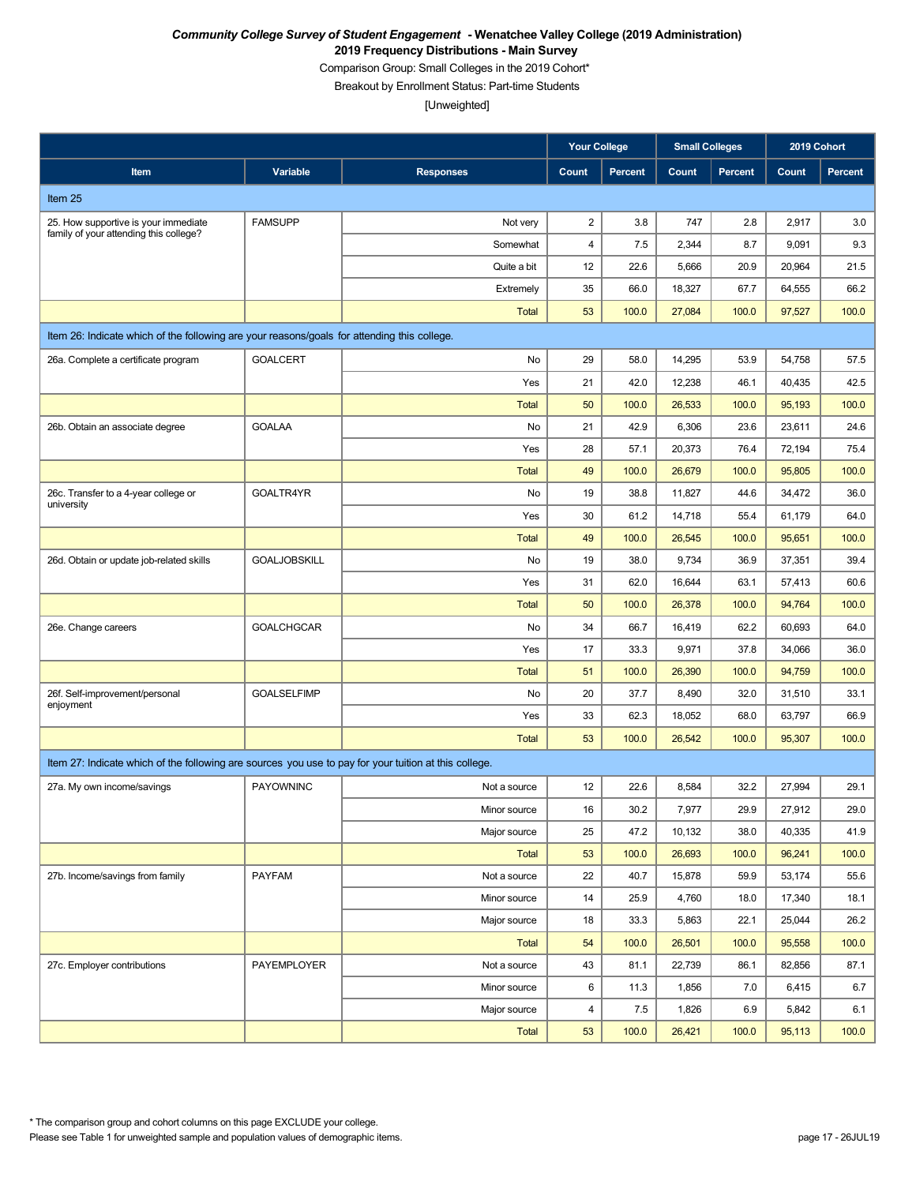***Community College Survey of Student Engagement* - Wenatchee Valley College (2019 Administration)**

**2019 Frequency Distributions - Main Survey**

Comparison Group: Small Colleges in the 2019 Cohort*

Breakout by Enrollment Status: Part-time Students

[Unweighted]

| | | | Your College | | Small Colleges | | 2019 Cohort | |
|---|---|---|---|---|---|---|---|---|
| **Item** | **Variable** | **Responses** | **Count** | **Percent** | **Count** | **Percent** | **Count** | **Percent** |
| Item 25 | | | | | | | | |
| 25. How supportive is your immediate family of your attending this college? | FAMSUPP | Not very | 2 | 3.8 | 747 | 2.8 | 2,917 | 3.0 |
| | | Somewhat | 4 | 7.5 | 2,344 | 8.7 | 9,091 | 9.3 |
| | | Quite a bit | 12 | 22.6 | 5,666 | 20.9 | 20,964 | 21.5 |
| | | Extremely | 35 | 66.0 | 18,327 | 67.7 | 64,555 | 66.2 |
| | | Total | 53 | 100.0 | 27,084 | 100.0 | 97,527 | 100.0 |
| Item 26: Indicate which of the following are your reasons/goals for attending this college. | | | | | | | | |
| 26a. Complete a certificate program | GOALCERT | No | 29 | 58.0 | 14,295 | 53.9 | 54,758 | 57.5 |
| | | Yes | 21 | 42.0 | 12,238 | 46.1 | 40,435 | 42.5 |
| | | Total | 50 | 100.0 | 26,533 | 100.0 | 95,193 | 100.0 |
| 26b. Obtain an associate degree | GOALAA | No | 21 | 42.9 | 6,306 | 23.6 | 23,611 | 24.6 |
| | | Yes | 28 | 57.1 | 20,373 | 76.4 | 72,194 | 75.4 |
| | | Total | 49 | 100.0 | 26,679 | 100.0 | 95,805 | 100.0 |
| 26c. Transfer to a 4-year college or university | GOALTR4YR | No | 19 | 38.8 | 11,827 | 44.6 | 34,472 | 36.0 |
| | | Yes | 30 | 61.2 | 14,718 | 55.4 | 61,179 | 64.0 |
| | | Total | 49 | 100.0 | 26,545 | 100.0 | 95,651 | 100.0 |
| 26d. Obtain or update job-related skills | GOALJOBSKILL | No | 19 | 38.0 | 9,734 | 36.9 | 37,351 | 39.4 |
| | | Yes | 31 | 62.0 | 16,644 | 63.1 | 57,413 | 60.6 |
| | | Total | 50 | 100.0 | 26,378 | 100.0 | 94,764 | 100.0 |
| 26e. Change careers | GOALCHGCAR | No | 34 | 66.7 | 16,419 | 62.2 | 60,693 | 64.0 |
| | | Yes | 17 | 33.3 | 9,971 | 37.8 | 34,066 | 36.0 |
| | | Total | 51 | 100.0 | 26,390 | 100.0 | 94,759 | 100.0 |
| 26f. Self-improvement/personal enjoyment | GOALSELFIMP | No | 20 | 37.7 | 8,490 | 32.0 | 31,510 | 33.1 |
| | | Yes | 33 | 62.3 | 18,052 | 68.0 | 63,797 | 66.9 |
| | | Total | 53 | 100.0 | 26,542 | 100.0 | 95,307 | 100.0 |
| Item 27: Indicate which of the following are sources you use to pay for your tuition at this college. | | | | | | | | |
| 27a. My own income/savings | PAYOWNINC | Not a source | 12 | 22.6 | 8,584 | 32.2 | 27,994 | 29.1 |
| | | Minor source | 16 | 30.2 | 7,977 | 29.9 | 27,912 | 29.0 |
| | | Major source | 25 | 47.2 | 10,132 | 38.0 | 40,335 | 41.9 |
| | | Total | 53 | 100.0 | 26,693 | 100.0 | 96,241 | 100.0 |
| 27b. Income/savings from family | PAYFAM | Not a source | 22 | 40.7 | 15,878 | 59.9 | 53,174 | 55.6 |
| | | Minor source | 14 | 25.9 | 4,760 | 18.0 | 17,340 | 18.1 |
| | | Major source | 18 | 33.3 | 5,863 | 22.1 | 25,044 | 26.2 |
| | | Total | 54 | 100.0 | 26,501 | 100.0 | 95,558 | 100.0 |
| 27c. Employer contributions | PAYEMPLOYER | Not a source | 43 | 81.1 | 22,739 | 86.1 | 82,856 | 87.1 |
| | | Minor source | 6 | 11.3 | 1,856 | 7.0 | 6,415 | 6.7 |
| | | Major source | 4 | 7.5 | 1,826 | 6.9 | 5,842 | 6.1 |
| | | Total | 53 | 100.0 | 26,421 | 100.0 | 95,113 | 100.0 |

* The comparison group and cohort columns on this page EXCLUDE your college.

Please see Table 1 for unweighted sample and population values of demographic items.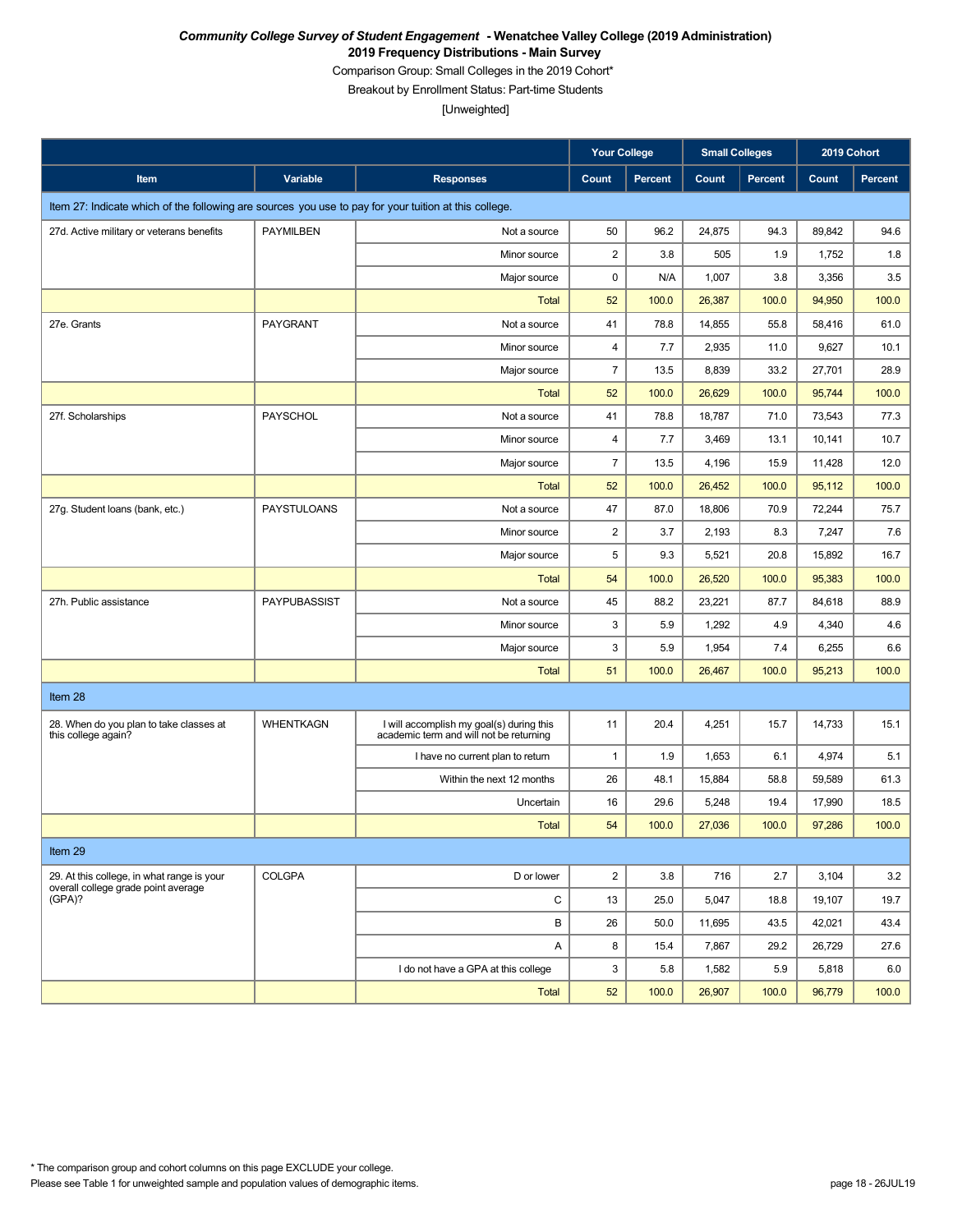***Community College Survey of Student Engagement* - Wenatchee Valley College (2019 Administration)**

**2019 Frequency Distributions - Main Survey**

Comparison Group: Small Colleges in the 2019 Cohort*

Breakout by Enrollment Status: Part-time Students

[Unweighted]

| | | | Your College | | Small Colleges | | 2019 Cohort | |
|---|---|---|---|---|---|---|---|---|
| **Item** | **Variable** | **Responses** | **Count** | **Percent** | **Count** | **Percent** | **Count** | **Percent** |
| Item 27: Indicate which of the following are sources you use to pay for your tuition at this college. | | | | | | | | |
| 27d. Active military or veterans benefits | PAYMILBEN | Not a source | 50 | 96.2 | 24,875 | 94.3 | 89,842 | 94.6 |
| | | Minor source | 2 | 3.8 | 505 | 1.9 | 1,752 | 1.8 |
| | | Major source | 0 | N/A | 1,007 | 3.8 | 3,356 | 3.5 |
| | | Total | 52 | 100.0 | 26,387 | 100.0 | 94,950 | 100.0 |
| 27e. Grants | PAYGRANT | Not a source | 41 | 78.8 | 14,855 | 55.8 | 58,416 | 61.0 |
| | | Minor source | 4 | 7.7 | 2,935 | 11.0 | 9,627 | 10.1 |
| | | Major source | 7 | 13.5 | 8,839 | 33.2 | 27,701 | 28.9 |
| | | Total | 52 | 100.0 | 26,629 | 100.0 | 95,744 | 100.0 |
| 27f. Scholarships | PAYSCHOL | Not a source | 41 | 78.8 | 18,787 | 71.0 | 73,543 | 77.3 |
| | | Minor source | 4 | 7.7 | 3,469 | 13.1 | 10,141 | 10.7 |
| | | Major source | 7 | 13.5 | 4,196 | 15.9 | 11,428 | 12.0 |
| | | Total | 52 | 100.0 | 26,452 | 100.0 | 95,112 | 100.0 |
| 27g. Student loans (bank, etc.) | PAYSTULOANS | Not a source | 47 | 87.0 | 18,806 | 70.9 | 72,244 | 75.7 |
| | | Minor source | 2 | 3.7 | 2,193 | 8.3 | 7,247 | 7.6 |
| | | Major source | 5 | 9.3 | 5,521 | 20.8 | 15,892 | 16.7 |
| | | Total | 54 | 100.0 | 26,520 | 100.0 | 95,383 | 100.0 |
| 27h. Public assistance | PAYPUBASSIST | Not a source | 45 | 88.2 | 23,221 | 87.7 | 84,618 | 88.9 |
| | | Minor source | 3 | 5.9 | 1,292 | 4.9 | 4,340 | 4.6 |
| | | Major source | 3 | 5.9 | 1,954 | 7.4 | 6,255 | 6.6 |
| | | Total | 51 | 100.0 | 26,467 | 100.0 | 95,213 | 100.0 |
| Item 28 | | | | | | | | |
| 28. When do you plan to take classes at this college again? | WHENTKAGN | I will accomplish my goal(s) during this academic term and will not be returning | 11 | 20.4 | 4,251 | 15.7 | 14,733 | 15.1 |
| | | I have no current plan to return | 1 | 1.9 | 1,653 | 6.1 | 4,974 | 5.1 |
| | | Within the next 12 months | 26 | 48.1 | 15,884 | 58.8 | 59,589 | 61.3 |
| | | Uncertain | 16 | 29.6 | 5,248 | 19.4 | 17,990 | 18.5 |
| | | Total | 54 | 100.0 | 27,036 | 100.0 | 97,286 | 100.0 |
| Item 29 | | | | | | | | |
| 29. At this college, in what range is your overall college grade point average (GPA)? | COLGPA | D or lower | 2 | 3.8 | 716 | 2.7 | 3,104 | 3.2 |
| | | C | 13 | 25.0 | 5,047 | 18.8 | 19,107 | 19.7 |
| | | B | 26 | 50.0 | 11,695 | 43.5 | 42,021 | 43.4 |
| | | A | 8 | 15.4 | 7,867 | 29.2 | 26,729 | 27.6 |
| | | I do not have a GPA at this college | 3 | 5.8 | 1,582 | 5.9 | 5,818 | 6.0 |
| | | Total | 52 | 100.0 | 26,907 | 100.0 | 96,779 | 100.0 |

* The comparison group and cohort columns on this page EXCLUDE your college.

Please see Table 1 for unweighted sample and population values of demographic items.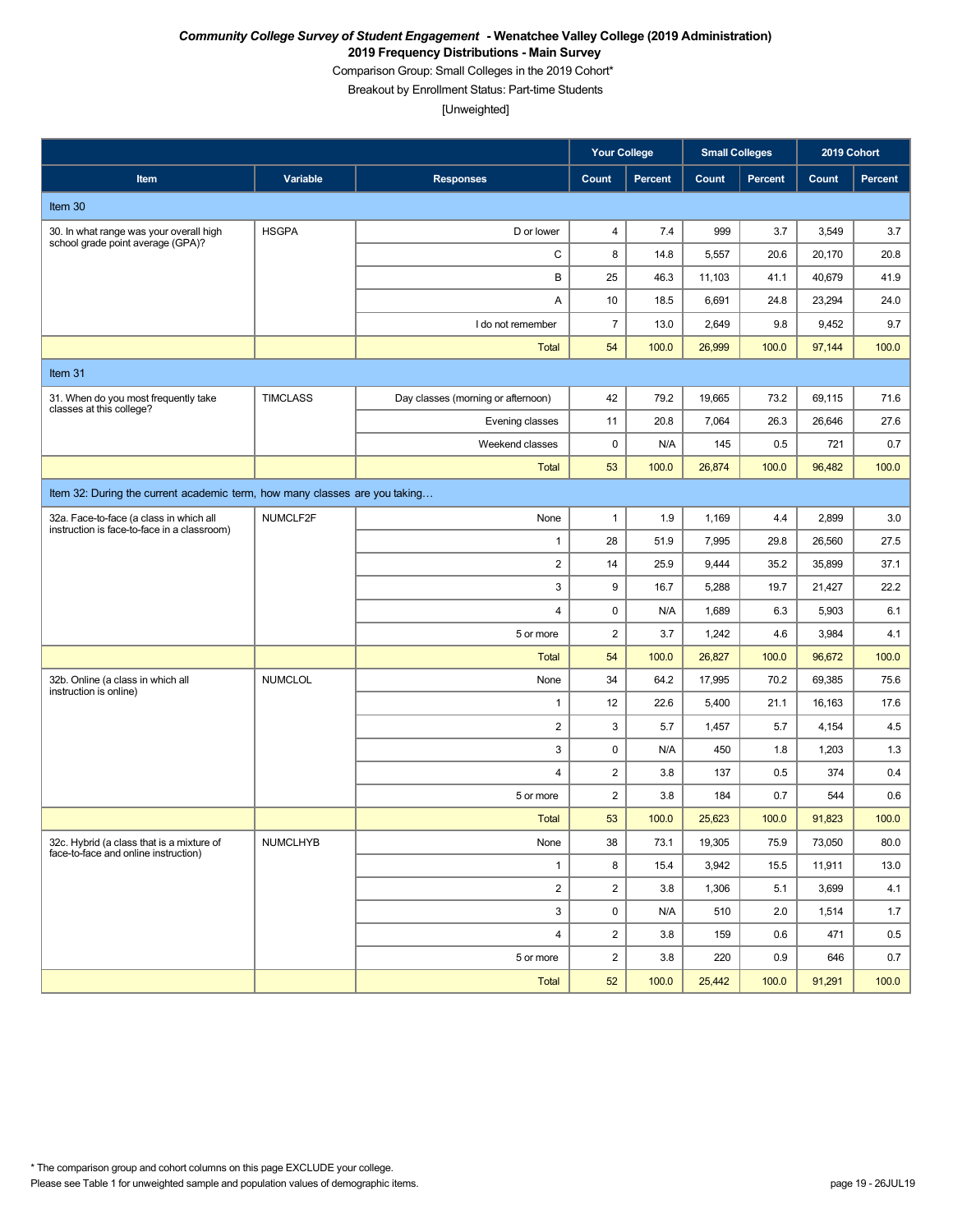***Community College Survey of Student Engagement* - Wenatchee Valley College (2019 Administration)**
**2019 Frequency Distributions - Main Survey**
Comparison Group: Small Colleges in the 2019 Cohort*
Breakout by Enrollment Status: Part-time Students
[Unweighted]

| | | | Your College | | Small Colleges | | 2019 Cohort | |
|---|---|---|---|---|---|---|---|---|
| **Item** | **Variable** | **Responses** | **Count** | **Percent** | **Count** | **Percent** | **Count** | **Percent** |
| Item 30 | | | | | | | | |
| 30. In what range was your overall high school grade point average (GPA)? | HSGPA | D or lower | 4 | 7.4 | 999 | 3.7 | 3,549 | 3.7 |
| | | C | 8 | 14.8 | 5,557 | 20.6 | 20,170 | 20.8 |
| | | B | 25 | 46.3 | 11,103 | 41.1 | 40,679 | 41.9 |
| | | A | 10 | 18.5 | 6,691 | 24.8 | 23,294 | 24.0 |
| | | I do not remember | 7 | 13.0 | 2,649 | 9.8 | 9,452 | 9.7 |
| | | Total | 54 | 100.0 | 26,999 | 100.0 | 97,144 | 100.0 |
| Item 31 | | | | | | | | |
| 31. When do you most frequently take classes at this college? | TIMCLASS | Day classes (morning or afternoon) | 42 | 79.2 | 19,665 | 73.2 | 69,115 | 71.6 |
| | | Evening classes | 11 | 20.8 | 7,064 | 26.3 | 26,646 | 27.6 |
| | | Weekend classes | 0 | N/A | 145 | 0.5 | 721 | 0.7 |
| | | Total | 53 | 100.0 | 26,874 | 100.0 | 96,482 | 100.0 |
| Item 32: During the current academic term, how many classes are you taking… | | | | | | | | |
| 32a. Face-to-face (a class in which all instruction is face-to-face in a classroom) | NUMCLF2F | None | 1 | 1.9 | 1,169 | 4.4 | 2,899 | 3.0 |
| | | 1 | 28 | 51.9 | 7,995 | 29.8 | 26,560 | 27.5 |
| | | 2 | 14 | 25.9 | 9,444 | 35.2 | 35,899 | 37.1 |
| | | 3 | 9 | 16.7 | 5,288 | 19.7 | 21,427 | 22.2 |
| | | 4 | 0 | N/A | 1,689 | 6.3 | 5,903 | 6.1 |
| | | 5 or more | 2 | 3.7 | 1,242 | 4.6 | 3,984 | 4.1 |
| | | Total | 54 | 100.0 | 26,827 | 100.0 | 96,672 | 100.0 |
| 32b. Online (a class in which all instruction is online) | NUMCLOL | None | 34 | 64.2 | 17,995 | 70.2 | 69,385 | 75.6 |
| | | 1 | 12 | 22.6 | 5,400 | 21.1 | 16,163 | 17.6 |
| | | 2 | 3 | 5.7 | 1,457 | 5.7 | 4,154 | 4.5 |
| | | 3 | 0 | N/A | 450 | 1.8 | 1,203 | 1.3 |
| | | 4 | 2 | 3.8 | 137 | 0.5 | 374 | 0.4 |
| | | 5 or more | 2 | 3.8 | 184 | 0.7 | 544 | 0.6 |
| | | Total | 53 | 100.0 | 25,623 | 100.0 | 91,823 | 100.0 |
| 32c. Hybrid (a class that is a mixture of face-to-face and online instruction) | NUMCLHYB | None | 38 | 73.1 | 19,305 | 75.9 | 73,050 | 80.0 |
| | | 1 | 8 | 15.4 | 3,942 | 15.5 | 11,911 | 13.0 |
| | | 2 | 2 | 3.8 | 1,306 | 5.1 | 3,699 | 4.1 |
| | | 3 | 0 | N/A | 510 | 2.0 | 1,514 | 1.7 |
| | | 4 | 2 | 3.8 | 159 | 0.6 | 471 | 0.5 |
| | | 5 or more | 2 | 3.8 | 220 | 0.9 | 646 | 0.7 |
| | | Total | 52 | 100.0 | 25,442 | 100.0 | 91,291 | 100.0 |

* The comparison group and cohort columns on this page EXCLUDE your college.
Please see Table 1 for unweighted sample and population values of demographic items.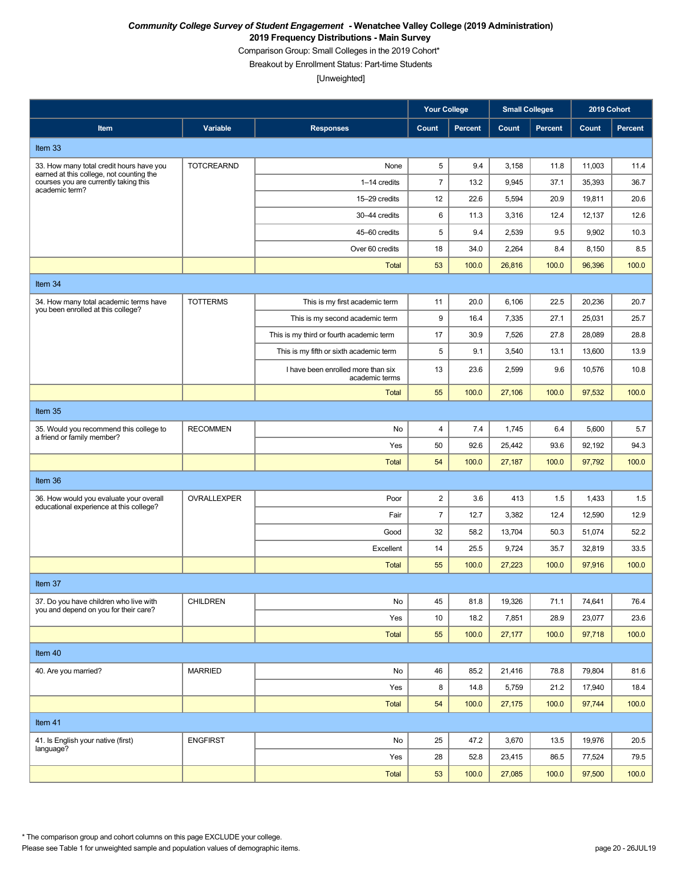***Community College Survey of Student Engagement* - Wenatchee Valley College (2019 Administration)**
**2019 Frequency Distributions - Main Survey**
Comparison Group: Small Colleges in the 2019 Cohort*
Breakout by Enrollment Status: Part-time Students
[Unweighted]

| Item | Variable | Responses | Your College | | Small Colleges | | 2019 Cohort | |
|---|---|---|---|---|---|---|---|---|
| | | | Count | Percent | Count | Percent | Count | Percent |
| Item 33 | | | | | | | | |
| 33. How many total credit hours have you earned at this college, not counting the courses you are currently taking this academic term? | TOTCREARND | None | 5 | 9.4 | 3,158 | 11.8 | 11,003 | 11.4 |
| | | 1–14 credits | 7 | 13.2 | 9,945 | 37.1 | 35,393 | 36.7 |
| | | 15–29 credits | 12 | 22.6 | 5,594 | 20.9 | 19,811 | 20.6 |
| | | 30–44 credits | 6 | 11.3 | 3,316 | 12.4 | 12,137 | 12.6 |
| | | 45–60 credits | 5 | 9.4 | 2,539 | 9.5 | 9,902 | 10.3 |
| | | Over 60 credits | 18 | 34.0 | 2,264 | 8.4 | 8,150 | 8.5 |
| | | Total | 53 | 100.0 | 26,816 | 100.0 | 96,396 | 100.0 |
| Item 34 | | | | | | | | |
| 34. How many total academic terms have you been enrolled at this college? | TOTTERMS | This is my first academic term | 11 | 20.0 | 6,106 | 22.5 | 20,236 | 20.7 |
| | | This is my second academic term | 9 | 16.4 | 7,335 | 27.1 | 25,031 | 25.7 |
| | | This is my third or fourth academic term | 17 | 30.9 | 7,526 | 27.8 | 28,089 | 28.8 |
| | | This is my fifth or sixth academic term | 5 | 9.1 | 3,540 | 13.1 | 13,600 | 13.9 |
| | | I have been enrolled more than six academic terms | 13 | 23.6 | 2,599 | 9.6 | 10,576 | 10.8 |
| | | Total | 55 | 100.0 | 27,106 | 100.0 | 97,532 | 100.0 |
| Item 35 | | | | | | | | |
| 35. Would you recommend this college to a friend or family member? | RECOMMEN | No | 4 | 7.4 | 1,745 | 6.4 | 5,600 | 5.7 |
| | | Yes | 50 | 92.6 | 25,442 | 93.6 | 92,192 | 94.3 |
| | | Total | 54 | 100.0 | 27,187 | 100.0 | 97,792 | 100.0 |
| Item 36 | | | | | | | | |
| 36. How would you evaluate your overall educational experience at this college? | OVRALLEXPER | Poor | 2 | 3.6 | 413 | 1.5 | 1,433 | 1.5 |
| | | Fair | 7 | 12.7 | 3,382 | 12.4 | 12,590 | 12.9 |
| | | Good | 32 | 58.2 | 13,704 | 50.3 | 51,074 | 52.2 |
| | | Excellent | 14 | 25.5 | 9,724 | 35.7 | 32,819 | 33.5 |
| | | Total | 55 | 100.0 | 27,223 | 100.0 | 97,916 | 100.0 |
| Item 37 | | | | | | | | |
| 37. Do you have children who live with you and depend on you for their care? | CHILDREN | No | 45 | 81.8 | 19,326 | 71.1 | 74,641 | 76.4 |
| | | Yes | 10 | 18.2 | 7,851 | 28.9 | 23,077 | 23.6 |
| | | Total | 55 | 100.0 | 27,177 | 100.0 | 97,718 | 100.0 |
| Item 40 | | | | | | | | |
| 40. Are you married? | MARRIED | No | 46 | 85.2 | 21,416 | 78.8 | 79,804 | 81.6 |
| | | Yes | 8 | 14.8 | 5,759 | 21.2 | 17,940 | 18.4 |
| | | Total | 54 | 100.0 | 27,175 | 100.0 | 97,744 | 100.0 |
| Item 41 | | | | | | | | |
| 41. Is English your native (first) language? | ENGFIRST | No | 25 | 47.2 | 3,670 | 13.5 | 19,976 | 20.5 |
| | | Yes | 28 | 52.8 | 23,415 | 86.5 | 77,524 | 79.5 |
| | | Total | 53 | 100.0 | 27,085 | 100.0 | 97,500 | 100.0 |

* The comparison group and cohort columns on this page EXCLUDE your college.
Please see Table 1 for unweighted sample and population values of demographic items.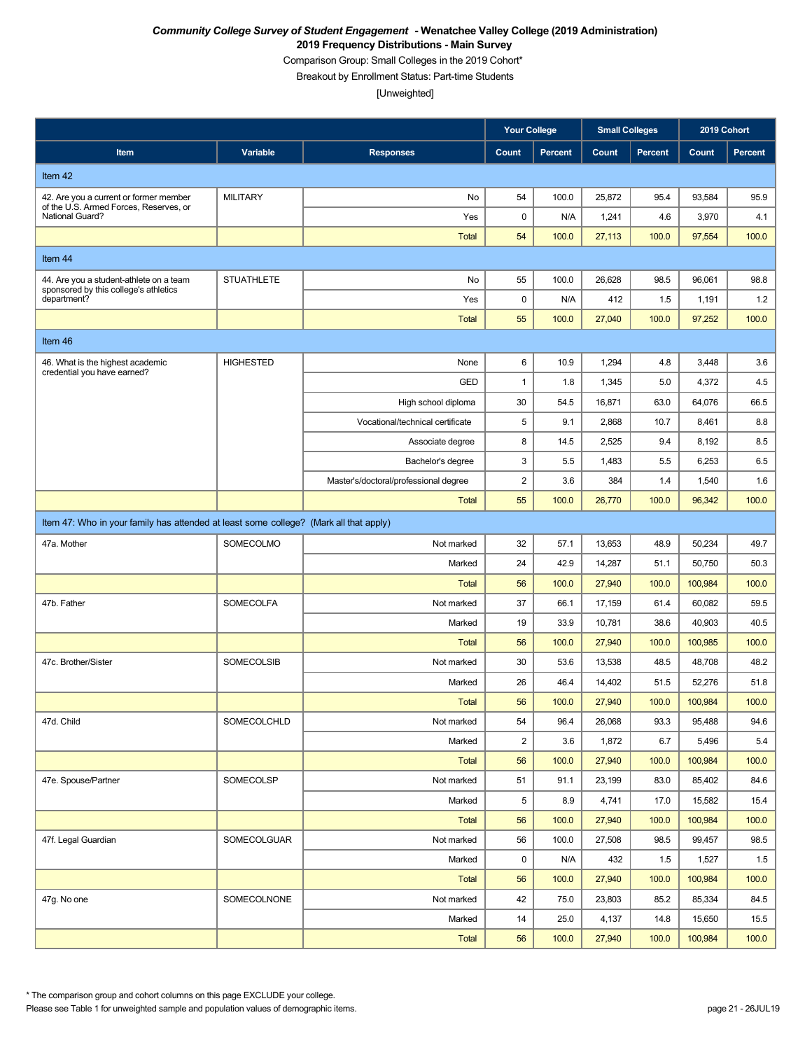***Community College Survey of Student Engagement*** **- Wenatchee Valley College (2019 Administration)**
**2019 Frequency Distributions - Main Survey**
Comparison Group: Small Colleges in the 2019 Cohort*
Breakout by Enrollment Status: Part-time Students
[Unweighted]

| | | | Your College | | Small Colleges | | 2019 Cohort | |
|---|---|---|---|---|---|---|---|---|
| **Item** | **Variable** | **Responses** | **Count** | **Percent** | **Count** | **Percent** | **Count** | **Percent** |
| **Item 42** | | | | | | | | |
| 42. Are you a current or former member of the U.S. Armed Forces, Reserves, or National Guard? | MILITARY | No | 54 | 100.0 | 25,872 | 95.4 | 93,584 | 95.9 |
| | | Yes | 0 | N/A | 1,241 | 4.6 | 3,970 | 4.1 |
| | | Total | 54 | 100.0 | 27,113 | 100.0 | 97,554 | 100.0 |
| **Item 44** | | | | | | | | |
| 44. Are you a student-athlete on a team sponsored by this college's athletics department? | STUATHLETE | No | 55 | 100.0 | 26,628 | 98.5 | 96,061 | 98.8 |
| | | Yes | 0 | N/A | 412 | 1.5 | 1,191 | 1.2 |
| | | Total | 55 | 100.0 | 27,040 | 100.0 | 97,252 | 100.0 |
| **Item 46** | | | | | | | | |
| 46. What is the highest academic credential you have earned? | HIGHESTED | None | 6 | 10.9 | 1,294 | 4.8 | 3,448 | 3.6 |
| | | GED | 1 | 1.8 | 1,345 | 5.0 | 4,372 | 4.5 |
| | | High school diploma | 30 | 54.5 | 16,871 | 63.0 | 64,076 | 66.5 |
| | | Vocational/technical certificate | 5 | 9.1 | 2,868 | 10.7 | 8,461 | 8.8 |
| | | Associate degree | 8 | 14.5 | 2,525 | 9.4 | 8,192 | 8.5 |
| | | Bachelor's degree | 3 | 5.5 | 1,483 | 5.5 | 6,253 | 6.5 |
| | | Master's/doctoral/professional degree | 2 | 3.6 | 384 | 1.4 | 1,540 | 1.6 |
| | | Total | 55 | 100.0 | 26,770 | 100.0 | 96,342 | 100.0 |
| **Item 47: Who in your family has attended at least some college? (Mark all that apply)** | | | | | | | | |
| 47a. Mother | SOMECOLMO | Not marked | 32 | 57.1 | 13,653 | 48.9 | 50,234 | 49.7 |
| | | Marked | 24 | 42.9 | 14,287 | 51.1 | 50,750 | 50.3 |
| | | Total | 56 | 100.0 | 27,940 | 100.0 | 100,984 | 100.0 |
| 47b. Father | SOMECOLFA | Not marked | 37 | 66.1 | 17,159 | 61.4 | 60,082 | 59.5 |
| | | Marked | 19 | 33.9 | 10,781 | 38.6 | 40,903 | 40.5 |
| | | Total | 56 | 100.0 | 27,940 | 100.0 | 100,985 | 100.0 |
| 47c. Brother/Sister | SOMECOLSIB | Not marked | 30 | 53.6 | 13,538 | 48.5 | 48,708 | 48.2 |
| | | Marked | 26 | 46.4 | 14,402 | 51.5 | 52,276 | 51.8 |
| | | Total | 56 | 100.0 | 27,940 | 100.0 | 100,984 | 100.0 |
| 47d. Child | SOMECOLCHLD | Not marked | 54 | 96.4 | 26,068 | 93.3 | 95,488 | 94.6 |
| | | Marked | 2 | 3.6 | 1,872 | 6.7 | 5,496 | 5.4 |
| | | Total | 56 | 100.0 | 27,940 | 100.0 | 100,984 | 100.0 |
| 47e. Spouse/Partner | SOMECOLSP | Not marked | 51 | 91.1 | 23,199 | 83.0 | 85,402 | 84.6 |
| | | Marked | 5 | 8.9 | 4,741 | 17.0 | 15,582 | 15.4 |
| | | Total | 56 | 100.0 | 27,940 | 100.0 | 100,984 | 100.0 |
| 47f. Legal Guardian | SOMECOLGUAR | Not marked | 56 | 100.0 | 27,508 | 98.5 | 99,457 | 98.5 |
| | | Marked | 0 | N/A | 432 | 1.5 | 1,527 | 1.5 |
| | | Total | 56 | 100.0 | 27,940 | 100.0 | 100,984 | 100.0 |
| 47g. No one | SOMECOLNONE | Not marked | 42 | 75.0 | 23,803 | 85.2 | 85,334 | 84.5 |
| | | Marked | 14 | 25.0 | 4,137 | 14.8 | 15,650 | 15.5 |
| | | Total | 56 | 100.0 | 27,940 | 100.0 | 100,984 | 100.0 |

* The comparison group and cohort columns on this page EXCLUDE your college.
Please see Table 1 for unweighted sample and population values of demographic items.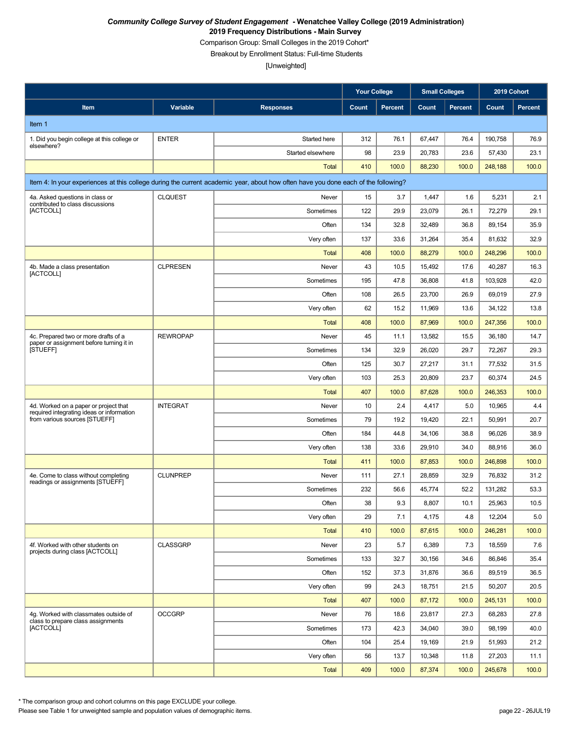*Community College Survey of Student Engagement* **- Wenatchee Valley College (2019 Administration)**

**2019 Frequency Distributions - Main Survey**

Comparison Group: Small Colleges in the 2019 Cohort*

Breakout by Enrollment Status: Full-time Students

[Unweighted]

| Item | Variable | Responses | Your College | | Small Colleges | | 2019 Cohort | |
|---|---|---|---|---|---|---|---|---|
| | | | Count | Percent | Count | Percent | Count | Percent |
| **Item 1** | | | | | | | | |
| 1. Did you begin college at this college or elsewhere? | ENTER | Started here | 312 | 76.1 | 67,447 | 76.4 | 190,758 | 76.9 |
| | | Started elsewhere | 98 | 23.9 | 20,783 | 23.6 | 57,430 | 23.1 |
| | | Total | 410 | 100.0 | 88,230 | 100.0 | 248,188 | 100.0 |
| **Item 4: In your experiences at this college during the current academic year, about how often have you done each of the following?** | | | | | | | | |
| 4a. Asked questions in class or contributed to class discussions [ACTCOLL] | CLQUEST | Never | 15 | 3.7 | 1,447 | 1.6 | 5,231 | 2.1 |
| | | Sometimes | 122 | 29.9 | 23,079 | 26.1 | 72,279 | 29.1 |
| | | Often | 134 | 32.8 | 32,489 | 36.8 | 89,154 | 35.9 |
| | | Very often | 137 | 33.6 | 31,264 | 35.4 | 81,632 | 32.9 |
| | | Total | 408 | 100.0 | 88,279 | 100.0 | 248,296 | 100.0 |
| 4b. Made a class presentation [ACTCOLL] | CLPRESEN | Never | 43 | 10.5 | 15,492 | 17.6 | 40,287 | 16.3 |
| | | Sometimes | 195 | 47.8 | 36,808 | 41.8 | 103,928 | 42.0 |
| | | Often | 108 | 26.5 | 23,700 | 26.9 | 69,019 | 27.9 |
| | | Very often | 62 | 15.2 | 11,969 | 13.6 | 34,122 | 13.8 |
| | | Total | 408 | 100.0 | 87,969 | 100.0 | 247,356 | 100.0 |
| 4c. Prepared two or more drafts of a paper or assignment before turning it in [STUEFF] | REWROPAP | Never | 45 | 11.1 | 13,582 | 15.5 | 36,180 | 14.7 |
| | | Sometimes | 134 | 32.9 | 26,020 | 29.7 | 72,267 | 29.3 |
| | | Often | 125 | 30.7 | 27,217 | 31.1 | 77,532 | 31.5 |
| | | Very often | 103 | 25.3 | 20,809 | 23.7 | 60,374 | 24.5 |
| | | Total | 407 | 100.0 | 87,628 | 100.0 | 246,353 | 100.0 |
| 4d. Worked on a paper or project that required integrating ideas or information from various sources [STUEFF] | INTEGRAT | Never | 10 | 2.4 | 4,417 | 5.0 | 10,965 | 4.4 |
| | | Sometimes | 79 | 19.2 | 19,420 | 22.1 | 50,991 | 20.7 |
| | | Often | 184 | 44.8 | 34,106 | 38.8 | 96,026 | 38.9 |
| | | Very often | 138 | 33.6 | 29,910 | 34.0 | 88,916 | 36.0 |
| | | Total | 411 | 100.0 | 87,853 | 100.0 | 246,898 | 100.0 |
| 4e. Come to class without completing readings or assignments [STUEFF] | CLUNPREP | Never | 111 | 27.1 | 28,859 | 32.9 | 76,832 | 31.2 |
| | | Sometimes | 232 | 56.6 | 45,774 | 52.2 | 131,282 | 53.3 |
| | | Often | 38 | 9.3 | 8,807 | 10.1 | 25,963 | 10.5 |
| | | Very often | 29 | 7.1 | 4,175 | 4.8 | 12,204 | 5.0 |
| | | Total | 410 | 100.0 | 87,615 | 100.0 | 246,281 | 100.0 |
| 4f. Worked with other students on projects during class [ACTCOLL] | CLASSGRP | Never | 23 | 5.7 | 6,389 | 7.3 | 18,559 | 7.6 |
| | | Sometimes | 133 | 32.7 | 30,156 | 34.6 | 86,846 | 35.4 |
| | | Often | 152 | 37.3 | 31,876 | 36.6 | 89,519 | 36.5 |
| | | Very often | 99 | 24.3 | 18,751 | 21.5 | 50,207 | 20.5 |
| | | Total | 407 | 100.0 | 87,172 | 100.0 | 245,131 | 100.0 |
| 4g. Worked with classmates outside of class to prepare class assignments [ACTCOLL] | OCCGRP | Never | 76 | 18.6 | 23,817 | 27.3 | 68,283 | 27.8 |
| | | Sometimes | 173 | 42.3 | 34,040 | 39.0 | 98,199 | 40.0 |
| | | Often | 104 | 25.4 | 19,169 | 21.9 | 51,993 | 21.2 |
| | | Very often | 56 | 13.7 | 10,348 | 11.8 | 27,203 | 11.1 |
| | | Total | 409 | 100.0 | 87,374 | 100.0 | 245,678 | 100.0 |

* The comparison group and cohort columns on this page EXCLUDE your college.

Please see Table 1 for unweighted sample and population values of demographic items.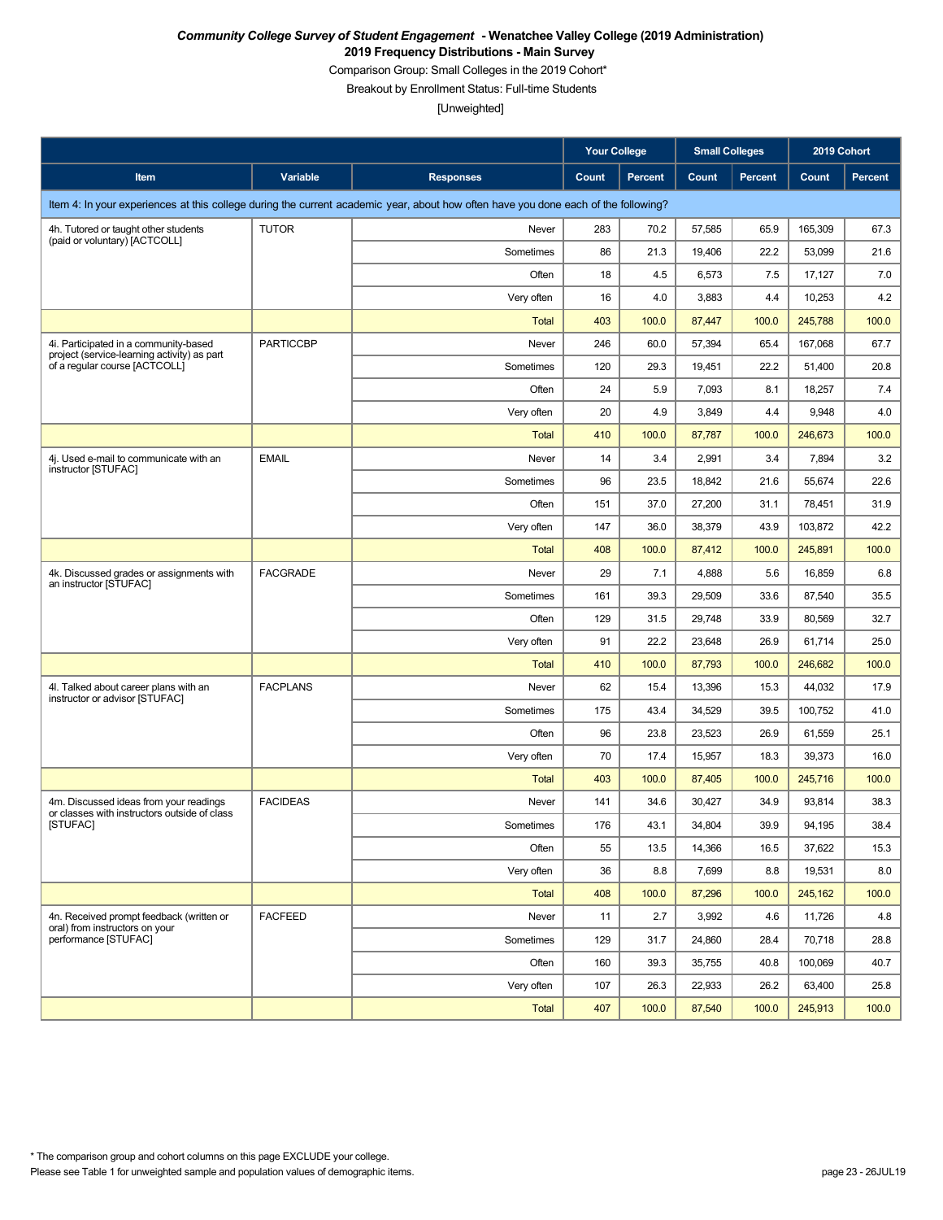***Community College Survey of Student Engagement* - Wenatchee Valley College (2019 Administration)**
**2019 Frequency Distributions - Main Survey**
Comparison Group: Small Colleges in the 2019 Cohort*
Breakout by Enrollment Status: Full-time Students
[Unweighted]

| | | | Your College | | Small Colleges | | 2019 Cohort | |
|---|---|---|---|---|---|---|---|---|
| **Item** | **Variable** | **Responses** | **Count** | **Percent** | **Count** | **Percent** | **Count** | **Percent** |
| Item 4: In your experiences at this college during the current academic year, about how often have you done each of the following? | | | | | | | | |
| 4h. Tutored or taught other students (paid or voluntary) [ACTCOLL] | TUTOR | Never | 283 | 70.2 | 57,585 | 65.9 | 165,309 | 67.3 |
| | | Sometimes | 86 | 21.3 | 19,406 | 22.2 | 53,099 | 21.6 |
| | | Often | 18 | 4.5 | 6,573 | 7.5 | 17,127 | 7.0 |
| | | Very often | 16 | 4.0 | 3,883 | 4.4 | 10,253 | 4.2 |
| | | Total | 403 | 100.0 | 87,447 | 100.0 | 245,788 | 100.0 |
| 4i. Participated in a community-based project (service-learning activity) as part of a regular course [ACTCOLL] | PARTICCBP | Never | 246 | 60.0 | 57,394 | 65.4 | 167,068 | 67.7 |
| | | Sometimes | 120 | 29.3 | 19,451 | 22.2 | 51,400 | 20.8 |
| | | Often | 24 | 5.9 | 7,093 | 8.1 | 18,257 | 7.4 |
| | | Very often | 20 | 4.9 | 3,849 | 4.4 | 9,948 | 4.0 |
| | | Total | 410 | 100.0 | 87,787 | 100.0 | 246,673 | 100.0 |
| 4j. Used e-mail to communicate with an instructor [STUFAC] | EMAIL | Never | 14 | 3.4 | 2,991 | 3.4 | 7,894 | 3.2 |
| | | Sometimes | 96 | 23.5 | 18,842 | 21.6 | 55,674 | 22.6 |
| | | Often | 151 | 37.0 | 27,200 | 31.1 | 78,451 | 31.9 |
| | | Very often | 147 | 36.0 | 38,379 | 43.9 | 103,872 | 42.2 |
| | | Total | 408 | 100.0 | 87,412 | 100.0 | 245,891 | 100.0 |
| 4k. Discussed grades or assignments with an instructor [STUFAC] | FACGRADE | Never | 29 | 7.1 | 4,888 | 5.6 | 16,859 | 6.8 |
| | | Sometimes | 161 | 39.3 | 29,509 | 33.6 | 87,540 | 35.5 |
| | | Often | 129 | 31.5 | 29,748 | 33.9 | 80,569 | 32.7 |
| | | Very often | 91 | 22.2 | 23,648 | 26.9 | 61,714 | 25.0 |
| | | Total | 410 | 100.0 | 87,793 | 100.0 | 246,682 | 100.0 |
| 4l. Talked about career plans with an instructor or advisor [STUFAC] | FACPLANS | Never | 62 | 15.4 | 13,396 | 15.3 | 44,032 | 17.9 |
| | | Sometimes | 175 | 43.4 | 34,529 | 39.5 | 100,752 | 41.0 |
| | | Often | 96 | 23.8 | 23,523 | 26.9 | 61,559 | 25.1 |
| | | Very often | 70 | 17.4 | 15,957 | 18.3 | 39,373 | 16.0 |
| | | Total | 403 | 100.0 | 87,405 | 100.0 | 245,716 | 100.0 |
| 4m. Discussed ideas from your readings or classes with instructors outside of class [STUFAC] | FACIDEAS | Never | 141 | 34.6 | 30,427 | 34.9 | 93,814 | 38.3 |
| | | Sometimes | 176 | 43.1 | 34,804 | 39.9 | 94,195 | 38.4 |
| | | Often | 55 | 13.5 | 14,366 | 16.5 | 37,622 | 15.3 |
| | | Very often | 36 | 8.8 | 7,699 | 8.8 | 19,531 | 8.0 |
| | | Total | 408 | 100.0 | 87,296 | 100.0 | 245,162 | 100.0 |
| 4n. Received prompt feedback (written or oral) from instructors on your performance [STUFAC] | FACFEED | Never | 11 | 2.7 | 3,992 | 4.6 | 11,726 | 4.8 |
| | | Sometimes | 129 | 31.7 | 24,860 | 28.4 | 70,718 | 28.8 |
| | | Often | 160 | 39.3 | 35,755 | 40.8 | 100,069 | 40.7 |
| | | Very often | 107 | 26.3 | 22,933 | 26.2 | 63,400 | 25.8 |
| | | Total | 407 | 100.0 | 87,540 | 100.0 | 245,913 | 100.0 |

* The comparison group and cohort columns on this page EXCLUDE your college.
Please see Table 1 for unweighted sample and population values of demographic items.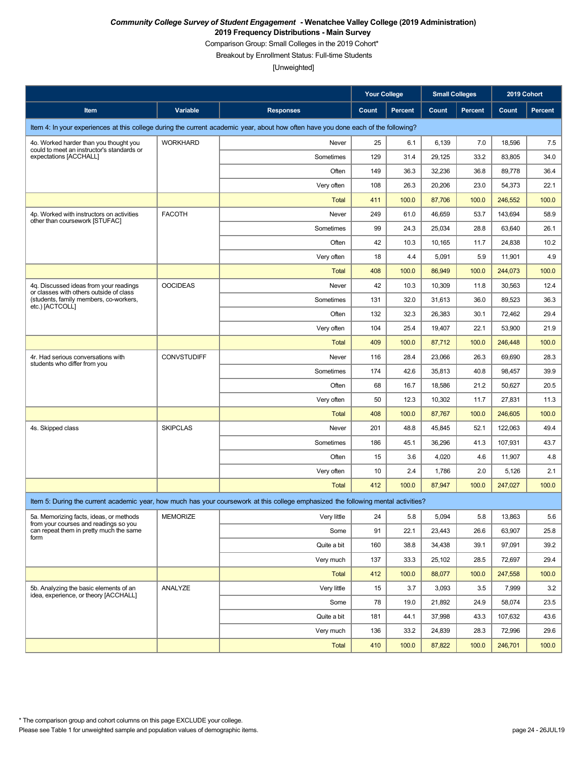***Community College Survey of Student Engagement* - Wenatchee Valley College (2019 Administration)**

**2019 Frequency Distributions - Main Survey**

Comparison Group: Small Colleges in the 2019 Cohort*

Breakout by Enrollment Status: Full-time Students

[Unweighted]

| | | | Your College | | Small Colleges | | 2019 Cohort | |
|---|---|---|---|---|---|---|---|---|
| **Item** | **Variable** | **Responses** | **Count** | **Percent** | **Count** | **Percent** | **Count** | **Percent** |
| Item 4: In your experiences at this college during the current academic year, about how often have you done each of the following? | | | | | | | | |
| 4o. Worked harder than you thought you could to meet an instructor's standards or expectations [ACCHALL] | WORKHARD | Never | 25 | 6.1 | 6,139 | 7.0 | 18,596 | 7.5 |
| | | Sometimes | 129 | 31.4 | 29,125 | 33.2 | 83,805 | 34.0 |
| | | Often | 149 | 36.3 | 32,236 | 36.8 | 89,778 | 36.4 |
| | | Very often | 108 | 26.3 | 20,206 | 23.0 | 54,373 | 22.1 |
| | | Total | 411 | 100.0 | 87,706 | 100.0 | 246,552 | 100.0 |
| 4p. Worked with instructors on activities other than coursework [STUFAC] | FACOTH | Never | 249 | 61.0 | 46,659 | 53.7 | 143,694 | 58.9 |
| | | Sometimes | 99 | 24.3 | 25,034 | 28.8 | 63,640 | 26.1 |
| | | Often | 42 | 10.3 | 10,165 | 11.7 | 24,838 | 10.2 |
| | | Very often | 18 | 4.4 | 5,091 | 5.9 | 11,901 | 4.9 |
| | | Total | 408 | 100.0 | 86,949 | 100.0 | 244,073 | 100.0 |
| 4q. Discussed ideas from your readings or classes with others outside of class (students, family members, co-workers, etc.) [ACTCOLL] | OOCIDEAS | Never | 42 | 10.3 | 10,309 | 11.8 | 30,563 | 12.4 |
| | | Sometimes | 131 | 32.0 | 31,613 | 36.0 | 89,523 | 36.3 |
| | | Often | 132 | 32.3 | 26,383 | 30.1 | 72,462 | 29.4 |
| | | Very often | 104 | 25.4 | 19,407 | 22.1 | 53,900 | 21.9 |
| | | Total | 409 | 100.0 | 87,712 | 100.0 | 246,448 | 100.0 |
| 4r. Had serious conversations with students who differ from you | CONVSTUDIFF | Never | 116 | 28.4 | 23,066 | 26.3 | 69,690 | 28.3 |
| | | Sometimes | 174 | 42.6 | 35,813 | 40.8 | 98,457 | 39.9 |
| | | Often | 68 | 16.7 | 18,586 | 21.2 | 50,627 | 20.5 |
| | | Very often | 50 | 12.3 | 10,302 | 11.7 | 27,831 | 11.3 |
| | | Total | 408 | 100.0 | 87,767 | 100.0 | 246,605 | 100.0 |
| 4s. Skipped class | SKIPCLAS | Never | 201 | 48.8 | 45,845 | 52.1 | 122,063 | 49.4 |
| | | Sometimes | 186 | 45.1 | 36,296 | 41.3 | 107,931 | 43.7 |
| | | Often | 15 | 3.6 | 4,020 | 4.6 | 11,907 | 4.8 |
| | | Very often | 10 | 2.4 | 1,786 | 2.0 | 5,126 | 2.1 |
| | | Total | 412 | 100.0 | 87,947 | 100.0 | 247,027 | 100.0 |
| Item 5: During the current academic year, how much has your coursework at this college emphasized the following mental activities? | | | | | | | | |
| 5a. Memorizing facts, ideas, or methods from your courses and readings so you can repeat them in pretty much the same form | MEMORIZE | Very little | 24 | 5.8 | 5,094 | 5.8 | 13,863 | 5.6 |
| | | Some | 91 | 22.1 | 23,443 | 26.6 | 63,907 | 25.8 |
| | | Quite a bit | 160 | 38.8 | 34,438 | 39.1 | 97,091 | 39.2 |
| | | Very much | 137 | 33.3 | 25,102 | 28.5 | 72,697 | 29.4 |
| | | Total | 412 | 100.0 | 88,077 | 100.0 | 247,558 | 100.0 |
| 5b. Analyzing the basic elements of an idea, experience, or theory [ACCHALL] | ANALYZE | Very little | 15 | 3.7 | 3,093 | 3.5 | 7,999 | 3.2 |
| | | Some | 78 | 19.0 | 21,892 | 24.9 | 58,074 | 23.5 |
| | | Quite a bit | 181 | 44.1 | 37,998 | 43.3 | 107,632 | 43.6 |
| | | Very much | 136 | 33.2 | 24,839 | 28.3 | 72,996 | 29.6 |
| | | Total | 410 | 100.0 | 87,822 | 100.0 | 246,701 | 100.0 |

* The comparison group and cohort columns on this page EXCLUDE your college.

Please see Table 1 for unweighted sample and population values of demographic items.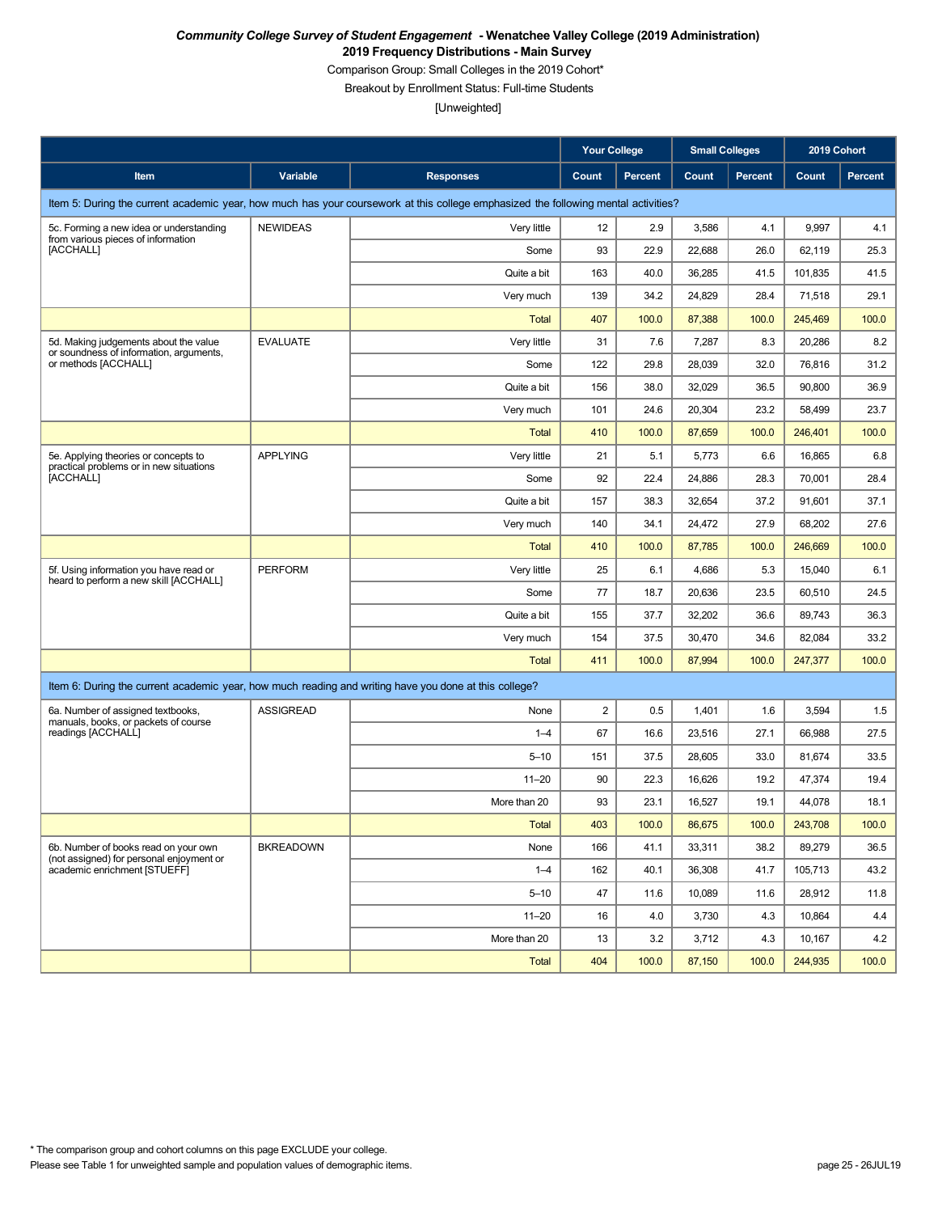***Community College Survey of Student Engagement* - Wenatchee Valley College (2019 Administration)**

**2019 Frequency Distributions - Main Survey**

Comparison Group: Small Colleges in the 2019 Cohort*

Breakout by Enrollment Status: Full-time Students

[Unweighted]

| | | | Your College | | Small Colleges | | 2019 Cohort | |
|---|---|---|---|---|---|---|---|---|
| **Item** | **Variable** | **Responses** | **Count** | **Percent** | **Count** | **Percent** | **Count** | **Percent** |
| Item 5: During the current academic year, how much has your coursework at this college emphasized the following mental activities? | | | | | | | | |
| 5c. Forming a new idea or understanding from various pieces of information [ACCHALL] | NEWIDEAS | Very little | 12 | 2.9 | 3,586 | 4.1 | 9,997 | 4.1 |
| | | Some | 93 | 22.9 | 22,688 | 26.0 | 62,119 | 25.3 |
| | | Quite a bit | 163 | 40.0 | 36,285 | 41.5 | 101,835 | 41.5 |
| | | Very much | 139 | 34.2 | 24,829 | 28.4 | 71,518 | 29.1 |
| | | Total | 407 | 100.0 | 87,388 | 100.0 | 245,469 | 100.0 |
| 5d. Making judgements about the value or soundness of information, arguments, or methods [ACCHALL] | EVALUATE | Very little | 31 | 7.6 | 7,287 | 8.3 | 20,286 | 8.2 |
| | | Some | 122 | 29.8 | 28,039 | 32.0 | 76,816 | 31.2 |
| | | Quite a bit | 156 | 38.0 | 32,029 | 36.5 | 90,800 | 36.9 |
| | | Very much | 101 | 24.6 | 20,304 | 23.2 | 58,499 | 23.7 |
| | | Total | 410 | 100.0 | 87,659 | 100.0 | 246,401 | 100.0 |
| 5e. Applying theories or concepts to practical problems or in new situations [ACCHALL] | APPLYING | Very little | 21 | 5.1 | 5,773 | 6.6 | 16,865 | 6.8 |
| | | Some | 92 | 22.4 | 24,886 | 28.3 | 70,001 | 28.4 |
| | | Quite a bit | 157 | 38.3 | 32,654 | 37.2 | 91,601 | 37.1 |
| | | Very much | 140 | 34.1 | 24,472 | 27.9 | 68,202 | 27.6 |
| | | Total | 410 | 100.0 | 87,785 | 100.0 | 246,669 | 100.0 |
| 5f. Using information you have read or heard to perform a new skill [ACCHALL] | PERFORM | Very little | 25 | 6.1 | 4,686 | 5.3 | 15,040 | 6.1 |
| | | Some | 77 | 18.7 | 20,636 | 23.5 | 60,510 | 24.5 |
| | | Quite a bit | 155 | 37.7 | 32,202 | 36.6 | 89,743 | 36.3 |
| | | Very much | 154 | 37.5 | 30,470 | 34.6 | 82,084 | 33.2 |
| | | Total | 411 | 100.0 | 87,994 | 100.0 | 247,377 | 100.0 |
| Item 6: During the current academic year, how much reading and writing have you done at this college? | | | | | | | | |
| 6a. Number of assigned textbooks, manuals, books, or packets of course readings [ACCHALL] | ASSIGREAD | None | 2 | 0.5 | 1,401 | 1.6 | 3,594 | 1.5 |
| | | 1–4 | 67 | 16.6 | 23,516 | 27.1 | 66,988 | 27.5 |
| | | 5–10 | 151 | 37.5 | 28,605 | 33.0 | 81,674 | 33.5 |
| | | 11–20 | 90 | 22.3 | 16,626 | 19.2 | 47,374 | 19.4 |
| | | More than 20 | 93 | 23.1 | 16,527 | 19.1 | 44,078 | 18.1 |
| | | Total | 403 | 100.0 | 86,675 | 100.0 | 243,708 | 100.0 |
| 6b. Number of books read on your own (not assigned) for personal enjoyment or academic enrichment [STUEFF] | BKREADOWN | None | 166 | 41.1 | 33,311 | 38.2 | 89,279 | 36.5 |
| | | 1–4 | 162 | 40.1 | 36,308 | 41.7 | 105,713 | 43.2 |
| | | 5–10 | 47 | 11.6 | 10,089 | 11.6 | 28,912 | 11.8 |
| | | 11–20 | 16 | 4.0 | 3,730 | 4.3 | 10,864 | 4.4 |
| | | More than 20 | 13 | 3.2 | 3,712 | 4.3 | 10,167 | 4.2 |
| | | Total | 404 | 100.0 | 87,150 | 100.0 | 244,935 | 100.0 |

* The comparison group and cohort columns on this page EXCLUDE your college.

Please see Table 1 for unweighted sample and population values of demographic items.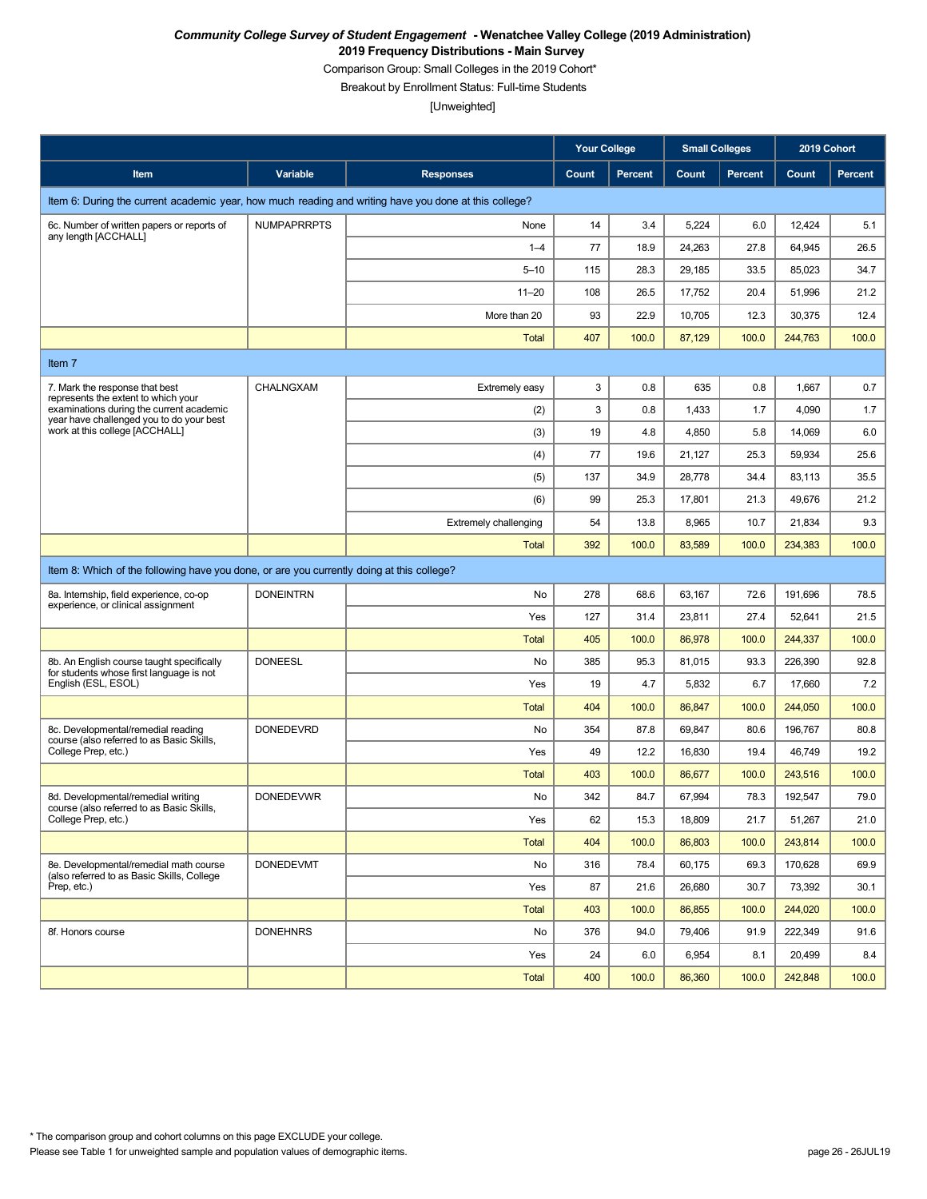***Community College Survey of Student Engagement* - Wenatchee Valley College (2019 Administration)**
**2019 Frequency Distributions - Main Survey**
Comparison Group: Small Colleges in the 2019 Cohort*
Breakout by Enrollment Status: Full-time Students
[Unweighted]

| | | | Your College | | Small Colleges | | 2019 Cohort | |
|---|---|---|---|---|---|---|---|---|
| **Item** | **Variable** | **Responses** | **Count** | **Percent** | **Count** | **Percent** | **Count** | **Percent** |
| Item 6: During the current academic year, how much reading and writing have you done at this college? | | | | | | | | |
| 6c. Number of written papers or reports of any length [ACCHALL] | NUMPAPRRPTS | None | 14 | 3.4 | 5,224 | 6.0 | 12,424 | 5.1 |
| | | 1–4 | 77 | 18.9 | 24,263 | 27.8 | 64,945 | 26.5 |
| | | 5–10 | 115 | 28.3 | 29,185 | 33.5 | 85,023 | 34.7 |
| | | 11–20 | 108 | 26.5 | 17,752 | 20.4 | 51,996 | 21.2 |
| | | More than 20 | 93 | 22.9 | 10,705 | 12.3 | 30,375 | 12.4 |
| | | Total | 407 | 100.0 | 87,129 | 100.0 | 244,763 | 100.0 |
| Item 7 | | | | | | | | |
| 7. Mark the response that best represents the extent to which your examinations during the current academic year have challenged you to do your best work at this college [ACCHALL] | CHALNGXAM | Extremely easy | 3 | 0.8 | 635 | 0.8 | 1,667 | 0.7 |
| | | (2) | 3 | 0.8 | 1,433 | 1.7 | 4,090 | 1.7 |
| | | (3) | 19 | 4.8 | 4,850 | 5.8 | 14,069 | 6.0 |
| | | (4) | 77 | 19.6 | 21,127 | 25.3 | 59,934 | 25.6 |
| | | (5) | 137 | 34.9 | 28,778 | 34.4 | 83,113 | 35.5 |
| | | (6) | 99 | 25.3 | 17,801 | 21.3 | 49,676 | 21.2 |
| | | Extremely challenging | 54 | 13.8 | 8,965 | 10.7 | 21,834 | 9.3 |
| | | Total | 392 | 100.0 | 83,589 | 100.0 | 234,383 | 100.0 |
| Item 8: Which of the following have you done, or are you currently doing at this college? | | | | | | | | |
| 8a. Internship, field experience, co-op experience, or clinical assignment | DONEINTRN | No | 278 | 68.6 | 63,167 | 72.6 | 191,696 | 78.5 |
| | | Yes | 127 | 31.4 | 23,811 | 27.4 | 52,641 | 21.5 |
| | | Total | 405 | 100.0 | 86,978 | 100.0 | 244,337 | 100.0 |
| 8b. An English course taught specifically for students whose first language is not English (ESL, ESOL) | DONEESL | No | 385 | 95.3 | 81,015 | 93.3 | 226,390 | 92.8 |
| | | Yes | 19 | 4.7 | 5,832 | 6.7 | 17,660 | 7.2 |
| | | Total | 404 | 100.0 | 86,847 | 100.0 | 244,050 | 100.0 |
| 8c. Developmental/remedial reading course (also referred to as Basic Skills, College Prep, etc.) | DONEDEVRD | No | 354 | 87.8 | 69,847 | 80.6 | 196,767 | 80.8 |
| | | Yes | 49 | 12.2 | 16,830 | 19.4 | 46,749 | 19.2 |
| | | Total | 403 | 100.0 | 86,677 | 100.0 | 243,516 | 100.0 |
| 8d. Developmental/remedial writing course (also referred to as Basic Skills, College Prep, etc.) | DONEDEVWR | No | 342 | 84.7 | 67,994 | 78.3 | 192,547 | 79.0 |
| | | Yes | 62 | 15.3 | 18,809 | 21.7 | 51,267 | 21.0 |
| | | Total | 404 | 100.0 | 86,803 | 100.0 | 243,814 | 100.0 |
| 8e. Developmental/remedial math course (also referred to as Basic Skills, College Prep, etc.) | DONEDEVMT | No | 316 | 78.4 | 60,175 | 69.3 | 170,628 | 69.9 |
| | | Yes | 87 | 21.6 | 26,680 | 30.7 | 73,392 | 30.1 |
| | | Total | 403 | 100.0 | 86,855 | 100.0 | 244,020 | 100.0 |
| 8f. Honors course | DONEHNRS | No | 376 | 94.0 | 79,406 | 91.9 | 222,349 | 91.6 |
| | | Yes | 24 | 6.0 | 6,954 | 8.1 | 20,499 | 8.4 |
| | | Total | 400 | 100.0 | 86,360 | 100.0 | 242,848 | 100.0 |

* The comparison group and cohort columns on this page EXCLUDE your college.
Please see Table 1 for unweighted sample and population values of demographic items.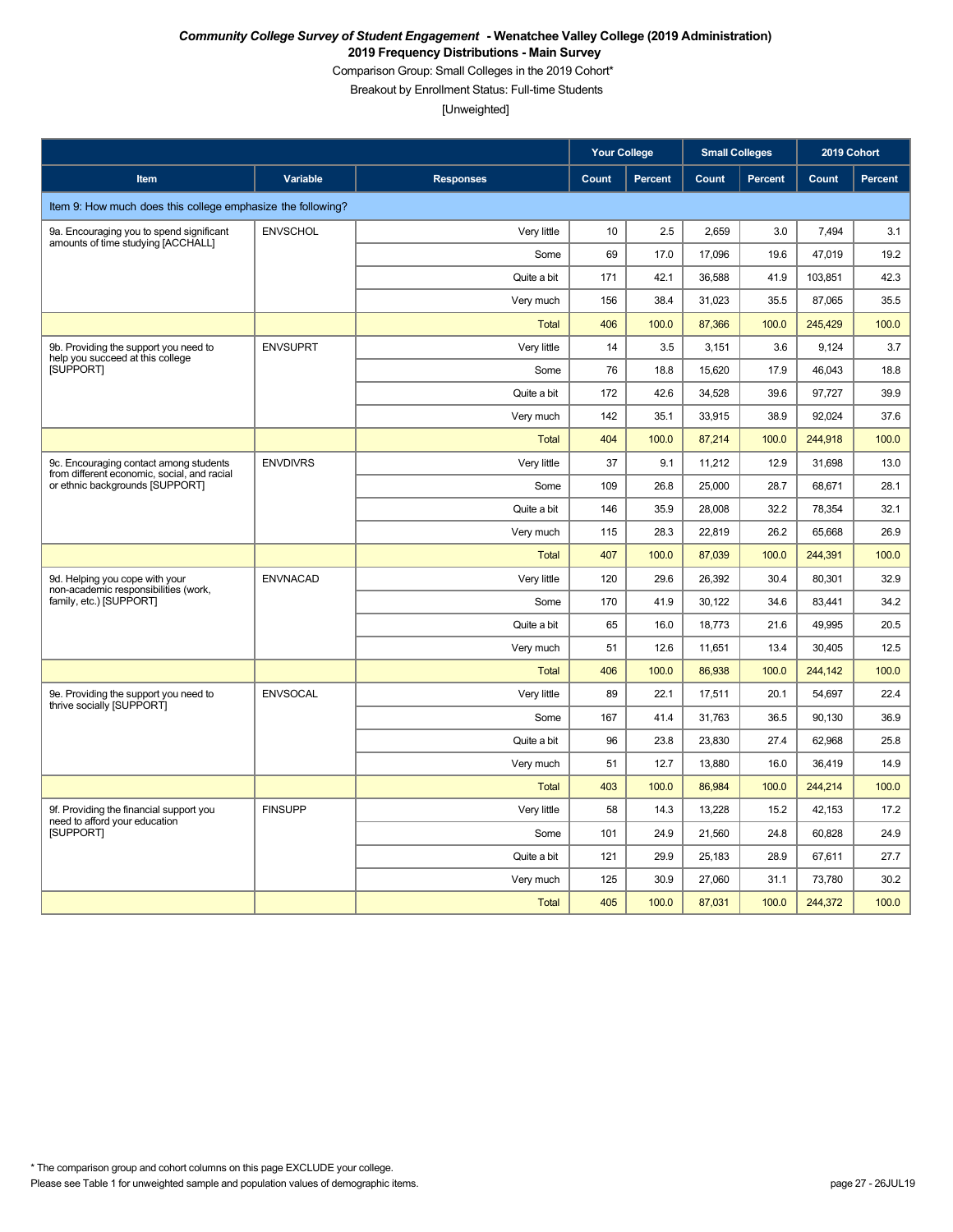***Community College Survey of Student Engagement* - Wenatchee Valley College (2019 Administration)**

**2019 Frequency Distributions - Main Survey**

Comparison Group: Small Colleges in the 2019 Cohort*

Breakout by Enrollment Status: Full-time Students

[Unweighted]

| | | | Your College | | Small Colleges | | 2019 Cohort | |
|---|---|---|---|---|---|---|---|---|
| **Item** | **Variable** | **Responses** | **Count** | **Percent** | **Count** | **Percent** | **Count** | **Percent** |
| Item 9: How much does this college emphasize the following? | | | | | | | | |
| 9a. Encouraging you to spend significant amounts of time studying [ACCHALL] | ENVSCHOL | Very little | 10 | 2.5 | 2,659 | 3.0 | 7,494 | 3.1 |
| | | Some | 69 | 17.0 | 17,096 | 19.6 | 47,019 | 19.2 |
| | | Quite a bit | 171 | 42.1 | 36,588 | 41.9 | 103,851 | 42.3 |
| | | Very much | 156 | 38.4 | 31,023 | 35.5 | 87,065 | 35.5 |
| | | Total | 406 | 100.0 | 87,366 | 100.0 | 245,429 | 100.0 |
| 9b. Providing the support you need to help you succeed at this college [SUPPORT] | ENVSUPRT | Very little | 14 | 3.5 | 3,151 | 3.6 | 9,124 | 3.7 |
| | | Some | 76 | 18.8 | 15,620 | 17.9 | 46,043 | 18.8 |
| | | Quite a bit | 172 | 42.6 | 34,528 | 39.6 | 97,727 | 39.9 |
| | | Very much | 142 | 35.1 | 33,915 | 38.9 | 92,024 | 37.6 |
| | | Total | 404 | 100.0 | 87,214 | 100.0 | 244,918 | 100.0 |
| 9c. Encouraging contact among students from different economic, social, and racial or ethnic backgrounds [SUPPORT] | ENVDIVRS | Very little | 37 | 9.1 | 11,212 | 12.9 | 31,698 | 13.0 |
| | | Some | 109 | 26.8 | 25,000 | 28.7 | 68,671 | 28.1 |
| | | Quite a bit | 146 | 35.9 | 28,008 | 32.2 | 78,354 | 32.1 |
| | | Very much | 115 | 28.3 | 22,819 | 26.2 | 65,668 | 26.9 |
| | | Total | 407 | 100.0 | 87,039 | 100.0 | 244,391 | 100.0 |
| 9d. Helping you cope with your non-academic responsibilities (work, family, etc.) [SUPPORT] | ENVNACAD | Very little | 120 | 29.6 | 26,392 | 30.4 | 80,301 | 32.9 |
| | | Some | 170 | 41.9 | 30,122 | 34.6 | 83,441 | 34.2 |
| | | Quite a bit | 65 | 16.0 | 18,773 | 21.6 | 49,995 | 20.5 |
| | | Very much | 51 | 12.6 | 11,651 | 13.4 | 30,405 | 12.5 |
| | | Total | 406 | 100.0 | 86,938 | 100.0 | 244,142 | 100.0 |
| 9e. Providing the support you need to thrive socially [SUPPORT] | ENVSOCAL | Very little | 89 | 22.1 | 17,511 | 20.1 | 54,697 | 22.4 |
| | | Some | 167 | 41.4 | 31,763 | 36.5 | 90,130 | 36.9 |
| | | Quite a bit | 96 | 23.8 | 23,830 | 27.4 | 62,968 | 25.8 |
| | | Very much | 51 | 12.7 | 13,880 | 16.0 | 36,419 | 14.9 |
| | | Total | 403 | 100.0 | 86,984 | 100.0 | 244,214 | 100.0 |
| 9f. Providing the financial support you need to afford your education [SUPPORT] | FINSUPP | Very little | 58 | 14.3 | 13,228 | 15.2 | 42,153 | 17.2 |
| | | Some | 101 | 24.9 | 21,560 | 24.8 | 60,828 | 24.9 |
| | | Quite a bit | 121 | 29.9 | 25,183 | 28.9 | 67,611 | 27.7 |
| | | Very much | 125 | 30.9 | 27,060 | 31.1 | 73,780 | 30.2 |
| | | Total | 405 | 100.0 | 87,031 | 100.0 | 244,372 | 100.0 |

* The comparison group and cohort columns on this page EXCLUDE your college.

Please see Table 1 for unweighted sample and population values of demographic items.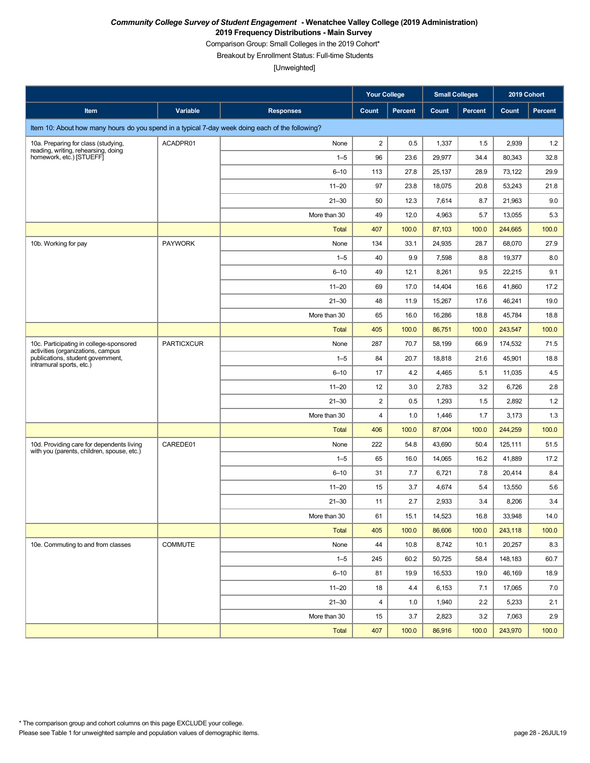***Community College Survey of Student Engagement* - Wenatchee Valley College (2019 Administration)**
**2019 Frequency Distributions - Main Survey**
Comparison Group: Small Colleges in the 2019 Cohort*
Breakout by Enrollment Status: Full-time Students
[Unweighted]

| | | | Your College | | Small Colleges | | 2019 Cohort | |
|---|---|---|---|---|---|---|---|---|
| **Item** | **Variable** | **Responses** | **Count** | **Percent** | **Count** | **Percent** | **Count** | **Percent** |
| Item 10: About how many hours do you spend in a typical 7-day week doing each of the following? | | | | | | | | |
| 10a. Preparing for class (studying, reading, writing, rehearsing, doing homework, etc.) [STUEFF] | ACADPR01 | None | 2 | 0.5 | 1,337 | 1.5 | 2,939 | 1.2 |
| | | 1–5 | 96 | 23.6 | 29,977 | 34.4 | 80,343 | 32.8 |
| | | 6–10 | 113 | 27.8 | 25,137 | 28.9 | 73,122 | 29.9 |
| | | 11–20 | 97 | 23.8 | 18,075 | 20.8 | 53,243 | 21.8 |
| | | 21–30 | 50 | 12.3 | 7,614 | 8.7 | 21,963 | 9.0 |
| | | More than 30 | 49 | 12.0 | 4,963 | 5.7 | 13,055 | 5.3 |
| | | Total | 407 | 100.0 | 87,103 | 100.0 | 244,665 | 100.0 |
| 10b. Working for pay | PAYWORK | None | 134 | 33.1 | 24,935 | 28.7 | 68,070 | 27.9 |
| | | 1–5 | 40 | 9.9 | 7,598 | 8.8 | 19,377 | 8.0 |
| | | 6–10 | 49 | 12.1 | 8,261 | 9.5 | 22,215 | 9.1 |
| | | 11–20 | 69 | 17.0 | 14,404 | 16.6 | 41,860 | 17.2 |
| | | 21–30 | 48 | 11.9 | 15,267 | 17.6 | 46,241 | 19.0 |
| | | More than 30 | 65 | 16.0 | 16,286 | 18.8 | 45,784 | 18.8 |
| | | Total | 405 | 100.0 | 86,751 | 100.0 | 243,547 | 100.0 |
| 10c. Participating in college-sponsored activities (organizations, campus publications, student government, intramural sports, etc.) | PARTICXCUR | None | 287 | 70.7 | 58,199 | 66.9 | 174,532 | 71.5 |
| | | 1–5 | 84 | 20.7 | 18,818 | 21.6 | 45,901 | 18.8 |
| | | 6–10 | 17 | 4.2 | 4,465 | 5.1 | 11,035 | 4.5 |
| | | 11–20 | 12 | 3.0 | 2,783 | 3.2 | 6,726 | 2.8 |
| | | 21–30 | 2 | 0.5 | 1,293 | 1.5 | 2,892 | 1.2 |
| | | More than 30 | 4 | 1.0 | 1,446 | 1.7 | 3,173 | 1.3 |
| | | Total | 406 | 100.0 | 87,004 | 100.0 | 244,259 | 100.0 |
| 10d. Providing care for dependents living with you (parents, children, spouse, etc.) | CAREDE01 | None | 222 | 54.8 | 43,690 | 50.4 | 125,111 | 51.5 |
| | | 1–5 | 65 | 16.0 | 14,065 | 16.2 | 41,889 | 17.2 |
| | | 6–10 | 31 | 7.7 | 6,721 | 7.8 | 20,414 | 8.4 |
| | | 11–20 | 15 | 3.7 | 4,674 | 5.4 | 13,550 | 5.6 |
| | | 21–30 | 11 | 2.7 | 2,933 | 3.4 | 8,206 | 3.4 |
| | | More than 30 | 61 | 15.1 | 14,523 | 16.8 | 33,948 | 14.0 |
| | | Total | 405 | 100.0 | 86,606 | 100.0 | 243,118 | 100.0 |
| 10e. Commuting to and from classes | COMMUTE | None | 44 | 10.8 | 8,742 | 10.1 | 20,257 | 8.3 |
| | | 1–5 | 245 | 60.2 | 50,725 | 58.4 | 148,183 | 60.7 |
| | | 6–10 | 81 | 19.9 | 16,533 | 19.0 | 46,169 | 18.9 |
| | | 11–20 | 18 | 4.4 | 6,153 | 7.1 | 17,065 | 7.0 |
| | | 21–30 | 4 | 1.0 | 1,940 | 2.2 | 5,233 | 2.1 |
| | | More than 30 | 15 | 3.7 | 2,823 | 3.2 | 7,063 | 2.9 |
| | | Total | 407 | 100.0 | 86,916 | 100.0 | 243,970 | 100.0 |

* The comparison group and cohort columns on this page EXCLUDE your college.
Please see Table 1 for unweighted sample and population values of demographic items.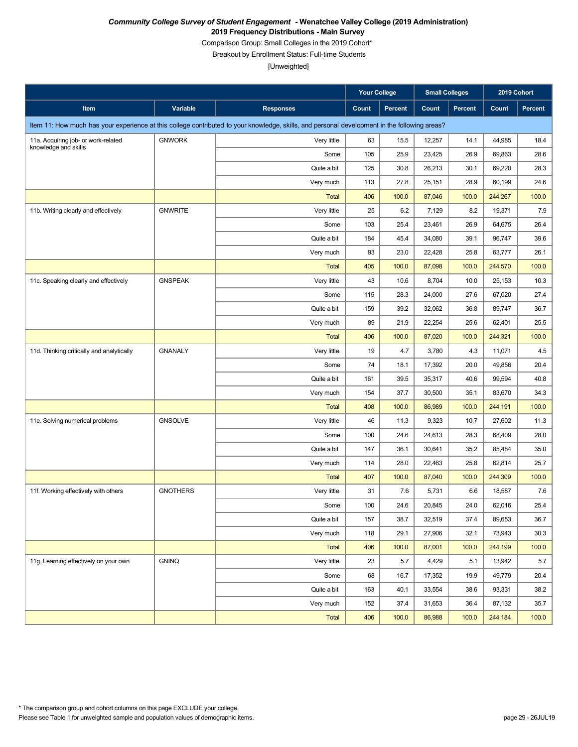***Community College Survey of Student Engagement* - Wenatchee Valley College (2019 Administration)**

**2019 Frequency Distributions - Main Survey**

Comparison Group: Small Colleges in the 2019 Cohort*

Breakout by Enrollment Status: Full-time Students

[Unweighted]

| | | | Your College | | Small Colleges | | 2019 Cohort | |
|---|---|---|---|---|---|---|---|---|
| **Item** | **Variable** | **Responses** | **Count** | **Percent** | **Count** | **Percent** | **Count** | **Percent** |
| Item 11: How much has your experience at this college contributed to your knowledge, skills, and personal development in the following areas? | | | | | | | | |
| 11a. Acquiring job- or work-related knowledge and skills | GNWORK | Very little | 63 | 15.5 | 12,257 | 14.1 | 44,985 | 18.4 |
| | | Some | 105 | 25.9 | 23,425 | 26.9 | 69,863 | 28.6 |
| | | Quite a bit | 125 | 30.8 | 26,213 | 30.1 | 69,220 | 28.3 |
| | | Very much | 113 | 27.8 | 25,151 | 28.9 | 60,199 | 24.6 |
| | | Total | 406 | 100.0 | 87,046 | 100.0 | 244,267 | 100.0 |
| 11b. Writing clearly and effectively | GNWRITE | Very little | 25 | 6.2 | 7,129 | 8.2 | 19,371 | 7.9 |
| | | Some | 103 | 25.4 | 23,461 | 26.9 | 64,675 | 26.4 |
| | | Quite a bit | 184 | 45.4 | 34,080 | 39.1 | 96,747 | 39.6 |
| | | Very much | 93 | 23.0 | 22,428 | 25.8 | 63,777 | 26.1 |
| | | Total | 405 | 100.0 | 87,098 | 100.0 | 244,570 | 100.0 |
| 11c. Speaking clearly and effectively | GNSPEAK | Very little | 43 | 10.6 | 8,704 | 10.0 | 25,153 | 10.3 |
| | | Some | 115 | 28.3 | 24,000 | 27.6 | 67,020 | 27.4 |
| | | Quite a bit | 159 | 39.2 | 32,062 | 36.8 | 89,747 | 36.7 |
| | | Very much | 89 | 21.9 | 22,254 | 25.6 | 62,401 | 25.5 |
| | | Total | 406 | 100.0 | 87,020 | 100.0 | 244,321 | 100.0 |
| 11d. Thinking critically and analytically | GNANALY | Very little | 19 | 4.7 | 3,780 | 4.3 | 11,071 | 4.5 |
| | | Some | 74 | 18.1 | 17,392 | 20.0 | 49,856 | 20.4 |
| | | Quite a bit | 161 | 39.5 | 35,317 | 40.6 | 99,594 | 40.8 |
| | | Very much | 154 | 37.7 | 30,500 | 35.1 | 83,670 | 34.3 |
| | | Total | 408 | 100.0 | 86,989 | 100.0 | 244,191 | 100.0 |
| 11e. Solving numerical problems | GNSOLVE | Very little | 46 | 11.3 | 9,323 | 10.7 | 27,602 | 11.3 |
| | | Some | 100 | 24.6 | 24,613 | 28.3 | 68,409 | 28.0 |
| | | Quite a bit | 147 | 36.1 | 30,641 | 35.2 | 85,484 | 35.0 |
| | | Very much | 114 | 28.0 | 22,463 | 25.8 | 62,814 | 25.7 |
| | | Total | 407 | 100.0 | 87,040 | 100.0 | 244,309 | 100.0 |
| 11f. Working effectively with others | GNOTHERS | Very little | 31 | 7.6 | 5,731 | 6.6 | 18,587 | 7.6 |
| | | Some | 100 | 24.6 | 20,845 | 24.0 | 62,016 | 25.4 |
| | | Quite a bit | 157 | 38.7 | 32,519 | 37.4 | 89,653 | 36.7 |
| | | Very much | 118 | 29.1 | 27,906 | 32.1 | 73,943 | 30.3 |
| | | Total | 406 | 100.0 | 87,001 | 100.0 | 244,199 | 100.0 |
| 11g. Learning effectively on your own | GNINQ | Very little | 23 | 5.7 | 4,429 | 5.1 | 13,942 | 5.7 |
| | | Some | 68 | 16.7 | 17,352 | 19.9 | 49,779 | 20.4 |
| | | Quite a bit | 163 | 40.1 | 33,554 | 38.6 | 93,331 | 38.2 |
| | | Very much | 152 | 37.4 | 31,653 | 36.4 | 87,132 | 35.7 |
| | | Total | 406 | 100.0 | 86,988 | 100.0 | 244,184 | 100.0 |

* The comparison group and cohort columns on this page EXCLUDE your college.

Please see Table 1 for unweighted sample and population values of demographic items.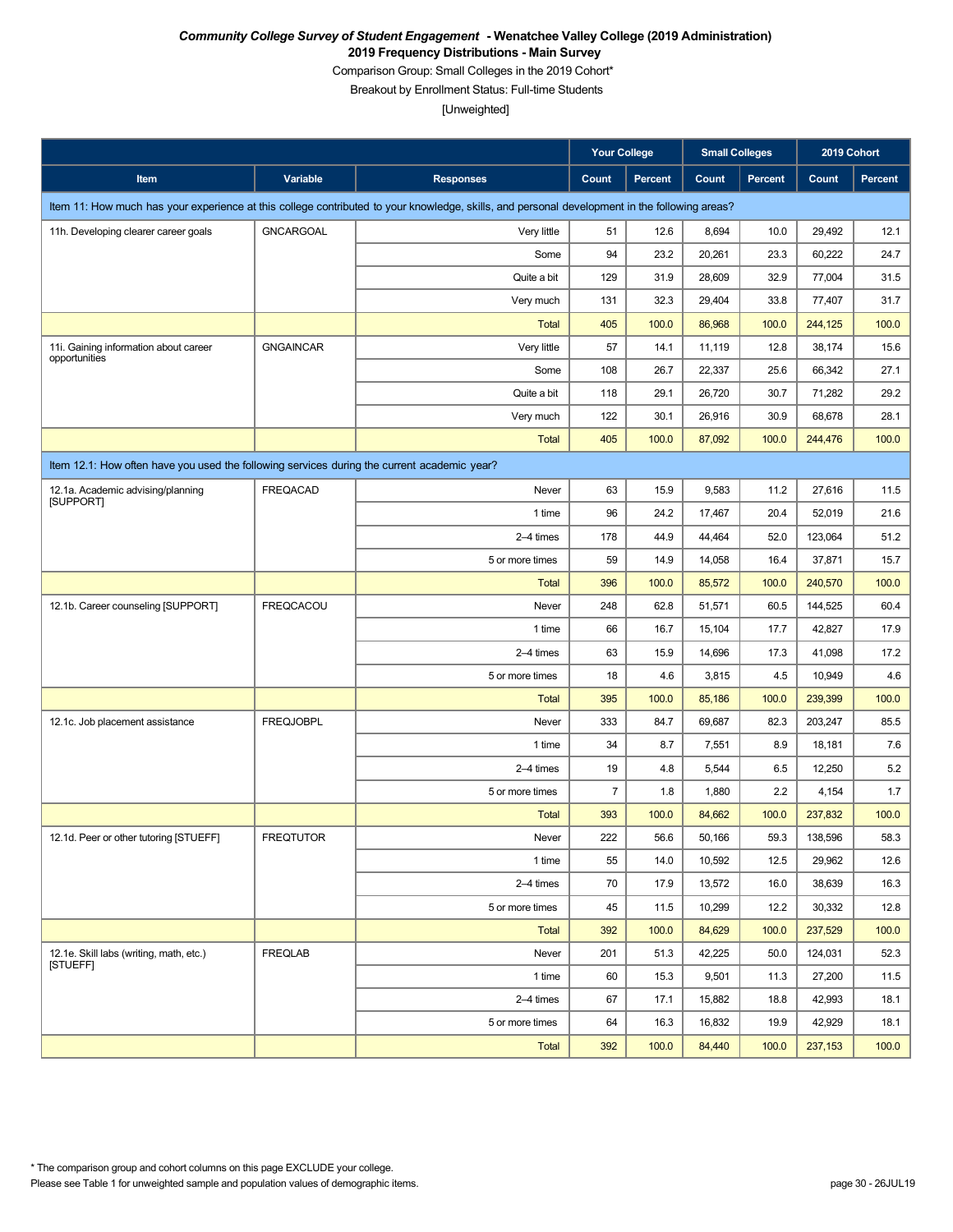***Community College Survey of Student Engagement* - Wenatchee Valley College (2019 Administration)**

**2019 Frequency Distributions - Main Survey**

Comparison Group: Small Colleges in the 2019 Cohort*

Breakout by Enrollment Status: Full-time Students

[Unweighted]

| | | | Your College | | Small Colleges | | 2019 Cohort | |
|---|---|---|---|---|---|---|---|---|
| **Item** | **Variable** | **Responses** | **Count** | **Percent** | **Count** | **Percent** | **Count** | **Percent** |
| Item 11: How much has your experience at this college contributed to your knowledge, skills, and personal development in the following areas? | | | | | | | | |
| 11h. Developing clearer career goals | GNCARGOAL | Very little | 51 | 12.6 | 8,694 | 10.0 | 29,492 | 12.1 |
| | | Some | 94 | 23.2 | 20,261 | 23.3 | 60,222 | 24.7 |
| | | Quite a bit | 129 | 31.9 | 28,609 | 32.9 | 77,004 | 31.5 |
| | | Very much | 131 | 32.3 | 29,404 | 33.8 | 77,407 | 31.7 |
| | | Total | 405 | 100.0 | 86,968 | 100.0 | 244,125 | 100.0 |
| 11i. Gaining information about career opportunities | GNGAINCAR | Very little | 57 | 14.1 | 11,119 | 12.8 | 38,174 | 15.6 |
| | | Some | 108 | 26.7 | 22,337 | 25.6 | 66,342 | 27.1 |
| | | Quite a bit | 118 | 29.1 | 26,720 | 30.7 | 71,282 | 29.2 |
| | | Very much | 122 | 30.1 | 26,916 | 30.9 | 68,678 | 28.1 |
| | | Total | 405 | 100.0 | 87,092 | 100.0 | 244,476 | 100.0 |
| Item 12.1: How often have you used the following services during the current academic year? | | | | | | | | |
| 12.1a. Academic advising/planning [SUPPORT] | FREQACAD | Never | 63 | 15.9 | 9,583 | 11.2 | 27,616 | 11.5 |
| | | 1 time | 96 | 24.2 | 17,467 | 20.4 | 52,019 | 21.6 |
| | | 2–4 times | 178 | 44.9 | 44,464 | 52.0 | 123,064 | 51.2 |
| | | 5 or more times | 59 | 14.9 | 14,058 | 16.4 | 37,871 | 15.7 |
| | | Total | 396 | 100.0 | 85,572 | 100.0 | 240,570 | 100.0 |
| 12.1b. Career counseling [SUPPORT] | FREQCACOU | Never | 248 | 62.8 | 51,571 | 60.5 | 144,525 | 60.4 |
| | | 1 time | 66 | 16.7 | 15,104 | 17.7 | 42,827 | 17.9 |
| | | 2–4 times | 63 | 15.9 | 14,696 | 17.3 | 41,098 | 17.2 |
| | | 5 or more times | 18 | 4.6 | 3,815 | 4.5 | 10,949 | 4.6 |
| | | Total | 395 | 100.0 | 85,186 | 100.0 | 239,399 | 100.0 |
| 12.1c. Job placement assistance | FREQJOBPL | Never | 333 | 84.7 | 69,687 | 82.3 | 203,247 | 85.5 |
| | | 1 time | 34 | 8.7 | 7,551 | 8.9 | 18,181 | 7.6 |
| | | 2–4 times | 19 | 4.8 | 5,544 | 6.5 | 12,250 | 5.2 |
| | | 5 or more times | 7 | 1.8 | 1,880 | 2.2 | 4,154 | 1.7 |
| | | Total | 393 | 100.0 | 84,662 | 100.0 | 237,832 | 100.0 |
| 12.1d. Peer or other tutoring [STUEFF] | FREQTUTOR | Never | 222 | 56.6 | 50,166 | 59.3 | 138,596 | 58.3 |
| | | 1 time | 55 | 14.0 | 10,592 | 12.5 | 29,962 | 12.6 |
| | | 2–4 times | 70 | 17.9 | 13,572 | 16.0 | 38,639 | 16.3 |
| | | 5 or more times | 45 | 11.5 | 10,299 | 12.2 | 30,332 | 12.8 |
| | | Total | 392 | 100.0 | 84,629 | 100.0 | 237,529 | 100.0 |
| 12.1e. Skill labs (writing, math, etc.) [STUEFF] | FREQLAB | Never | 201 | 51.3 | 42,225 | 50.0 | 124,031 | 52.3 |
| | | 1 time | 60 | 15.3 | 9,501 | 11.3 | 27,200 | 11.5 |
| | | 2–4 times | 67 | 17.1 | 15,882 | 18.8 | 42,993 | 18.1 |
| | | 5 or more times | 64 | 16.3 | 16,832 | 19.9 | 42,929 | 18.1 |
| | | Total | 392 | 100.0 | 84,440 | 100.0 | 237,153 | 100.0 |

* The comparison group and cohort columns on this page EXCLUDE your college.

Please see Table 1 for unweighted sample and population values of demographic items.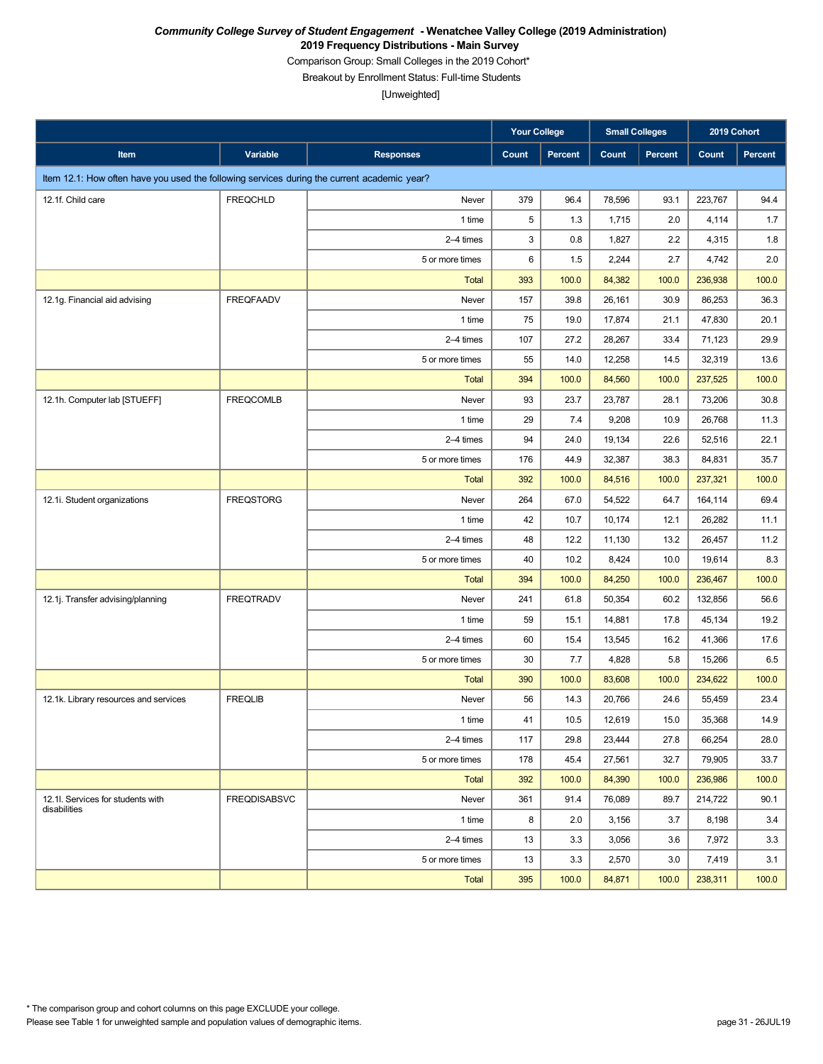***Community College Survey of Student Engagement* - Wenatchee Valley College (2019 Administration)**

**2019 Frequency Distributions - Main Survey**

Comparison Group: Small Colleges in the 2019 Cohort*

Breakout by Enrollment Status: Full-time Students

[Unweighted]

| | | | Your College | | Small Colleges | | 2019 Cohort | |
|---|---|---|---|---|---|---|---|---|
| **Item** | **Variable** | **Responses** | **Count** | **Percent** | **Count** | **Percent** | **Count** | **Percent** |
| Item 12.1: How often have you used the following services during the current academic year? | | | | | | | | |
| 12.1f. Child care | FREQCHLD | Never | 379 | 96.4 | 78,596 | 93.1 | 223,767 | 94.4 |
| | | 1 time | 5 | 1.3 | 1,715 | 2.0 | 4,114 | 1.7 |
| | | 2–4 times | 3 | 0.8 | 1,827 | 2.2 | 4,315 | 1.8 |
| | | 5 or more times | 6 | 1.5 | 2,244 | 2.7 | 4,742 | 2.0 |
| | | Total | 393 | 100.0 | 84,382 | 100.0 | 236,938 | 100.0 |
| 12.1g. Financial aid advising | FREQFAADV | Never | 157 | 39.8 | 26,161 | 30.9 | 86,253 | 36.3 |
| | | 1 time | 75 | 19.0 | 17,874 | 21.1 | 47,830 | 20.1 |
| | | 2–4 times | 107 | 27.2 | 28,267 | 33.4 | 71,123 | 29.9 |
| | | 5 or more times | 55 | 14.0 | 12,258 | 14.5 | 32,319 | 13.6 |
| | | Total | 394 | 100.0 | 84,560 | 100.0 | 237,525 | 100.0 |
| 12.1h. Computer lab [STUEFF] | FREQCOMLB | Never | 93 | 23.7 | 23,787 | 28.1 | 73,206 | 30.8 |
| | | 1 time | 29 | 7.4 | 9,208 | 10.9 | 26,768 | 11.3 |
| | | 2–4 times | 94 | 24.0 | 19,134 | 22.6 | 52,516 | 22.1 |
| | | 5 or more times | 176 | 44.9 | 32,387 | 38.3 | 84,831 | 35.7 |
| | | Total | 392 | 100.0 | 84,516 | 100.0 | 237,321 | 100.0 |
| 12.1i. Student organizations | FREQSTORG | Never | 264 | 67.0 | 54,522 | 64.7 | 164,114 | 69.4 |
| | | 1 time | 42 | 10.7 | 10,174 | 12.1 | 26,282 | 11.1 |
| | | 2–4 times | 48 | 12.2 | 11,130 | 13.2 | 26,457 | 11.2 |
| | | 5 or more times | 40 | 10.2 | 8,424 | 10.0 | 19,614 | 8.3 |
| | | Total | 394 | 100.0 | 84,250 | 100.0 | 236,467 | 100.0 |
| 12.1j. Transfer advising/planning | FREQTRADV | Never | 241 | 61.8 | 50,354 | 60.2 | 132,856 | 56.6 |
| | | 1 time | 59 | 15.1 | 14,881 | 17.8 | 45,134 | 19.2 |
| | | 2–4 times | 60 | 15.4 | 13,545 | 16.2 | 41,366 | 17.6 |
| | | 5 or more times | 30 | 7.7 | 4,828 | 5.8 | 15,266 | 6.5 |
| | | Total | 390 | 100.0 | 83,608 | 100.0 | 234,622 | 100.0 |
| 12.1k. Library resources and services | FREQLIB | Never | 56 | 14.3 | 20,766 | 24.6 | 55,459 | 23.4 |
| | | 1 time | 41 | 10.5 | 12,619 | 15.0 | 35,368 | 14.9 |
| | | 2–4 times | 117 | 29.8 | 23,444 | 27.8 | 66,254 | 28.0 |
| | | 5 or more times | 178 | 45.4 | 27,561 | 32.7 | 79,905 | 33.7 |
| | | Total | 392 | 100.0 | 84,390 | 100.0 | 236,986 | 100.0 |
| 12.1l. Services for students with disabilities | FREQDISABSVC | Never | 361 | 91.4 | 76,089 | 89.7 | 214,722 | 90.1 |
| | | 1 time | 8 | 2.0 | 3,156 | 3.7 | 8,198 | 3.4 |
| | | 2–4 times | 13 | 3.3 | 3,056 | 3.6 | 7,972 | 3.3 |
| | | 5 or more times | 13 | 3.3 | 2,570 | 3.0 | 7,419 | 3.1 |
| | | Total | 395 | 100.0 | 84,871 | 100.0 | 238,311 | 100.0 |

* The comparison group and cohort columns on this page EXCLUDE your college.

Please see Table 1 for unweighted sample and population values of demographic items.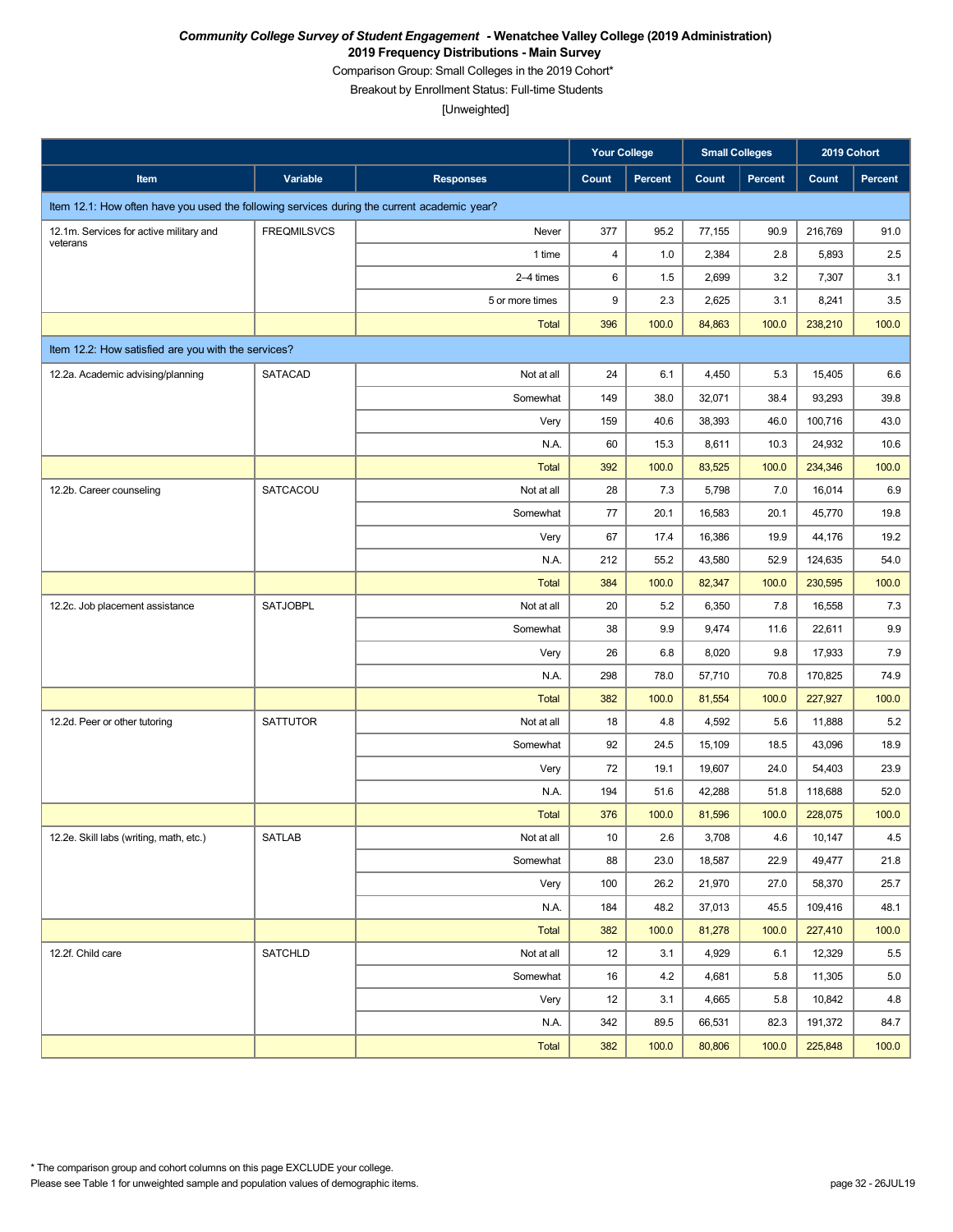***Community College Survey of Student Engagement* - Wenatchee Valley College (2019 Administration)**

**2019 Frequency Distributions - Main Survey**

Comparison Group: Small Colleges in the 2019 Cohort*

Breakout by Enrollment Status: Full-time Students

[Unweighted]

| | | | Your College | | Small Colleges | | 2019 Cohort | |
|---|---|---|---|---|---|---|---|---|
| **Item** | **Variable** | **Responses** | **Count** | **Percent** | **Count** | **Percent** | **Count** | **Percent** |
| Item 12.1: How often have you used the following services during the current academic year? | | | | | | | | |
| 12.1m. Services for active military and veterans | FREQMILSVCS | Never | 377 | 95.2 | 77,155 | 90.9 | 216,769 | 91.0 |
| | | 1 time | 4 | 1.0 | 2,384 | 2.8 | 5,893 | 2.5 |
| | | 2–4 times | 6 | 1.5 | 2,699 | 3.2 | 7,307 | 3.1 |
| | | 5 or more times | 9 | 2.3 | 2,625 | 3.1 | 8,241 | 3.5 |
| | | Total | 396 | 100.0 | 84,863 | 100.0 | 238,210 | 100.0 |
| Item 12.2: How satisfied are you with the services? | | | | | | | | |
| 12.2a. Academic advising/planning | SATACAD | Not at all | 24 | 6.1 | 4,450 | 5.3 | 15,405 | 6.6 |
| | | Somewhat | 149 | 38.0 | 32,071 | 38.4 | 93,293 | 39.8 |
| | | Very | 159 | 40.6 | 38,393 | 46.0 | 100,716 | 43.0 |
| | | N.A. | 60 | 15.3 | 8,611 | 10.3 | 24,932 | 10.6 |
| | | Total | 392 | 100.0 | 83,525 | 100.0 | 234,346 | 100.0 |
| 12.2b. Career counseling | SATCACOU | Not at all | 28 | 7.3 | 5,798 | 7.0 | 16,014 | 6.9 |
| | | Somewhat | 77 | 20.1 | 16,583 | 20.1 | 45,770 | 19.8 |
| | | Very | 67 | 17.4 | 16,386 | 19.9 | 44,176 | 19.2 |
| | | N.A. | 212 | 55.2 | 43,580 | 52.9 | 124,635 | 54.0 |
| | | Total | 384 | 100.0 | 82,347 | 100.0 | 230,595 | 100.0 |
| 12.2c. Job placement assistance | SATJOBPL | Not at all | 20 | 5.2 | 6,350 | 7.8 | 16,558 | 7.3 |
| | | Somewhat | 38 | 9.9 | 9,474 | 11.6 | 22,611 | 9.9 |
| | | Very | 26 | 6.8 | 8,020 | 9.8 | 17,933 | 7.9 |
| | | N.A. | 298 | 78.0 | 57,710 | 70.8 | 170,825 | 74.9 |
| | | Total | 382 | 100.0 | 81,554 | 100.0 | 227,927 | 100.0 |
| 12.2d. Peer or other tutoring | SATTUTOR | Not at all | 18 | 4.8 | 4,592 | 5.6 | 11,888 | 5.2 |
| | | Somewhat | 92 | 24.5 | 15,109 | 18.5 | 43,096 | 18.9 |
| | | Very | 72 | 19.1 | 19,607 | 24.0 | 54,403 | 23.9 |
| | | N.A. | 194 | 51.6 | 42,288 | 51.8 | 118,688 | 52.0 |
| | | Total | 376 | 100.0 | 81,596 | 100.0 | 228,075 | 100.0 |
| 12.2e. Skill labs (writing, math, etc.) | SATLAB | Not at all | 10 | 2.6 | 3,708 | 4.6 | 10,147 | 4.5 |
| | | Somewhat | 88 | 23.0 | 18,587 | 22.9 | 49,477 | 21.8 |
| | | Very | 100 | 26.2 | 21,970 | 27.0 | 58,370 | 25.7 |
| | | N.A. | 184 | 48.2 | 37,013 | 45.5 | 109,416 | 48.1 |
| | | Total | 382 | 100.0 | 81,278 | 100.0 | 227,410 | 100.0 |
| 12.2f. Child care | SATCHLD | Not at all | 12 | 3.1 | 4,929 | 6.1 | 12,329 | 5.5 |
| | | Somewhat | 16 | 4.2 | 4,681 | 5.8 | 11,305 | 5.0 |
| | | Very | 12 | 3.1 | 4,665 | 5.8 | 10,842 | 4.8 |
| | | N.A. | 342 | 89.5 | 66,531 | 82.3 | 191,372 | 84.7 |
| | | Total | 382 | 100.0 | 80,806 | 100.0 | 225,848 | 100.0 |

* The comparison group and cohort columns on this page EXCLUDE your college.

Please see Table 1 for unweighted sample and population values of demographic items.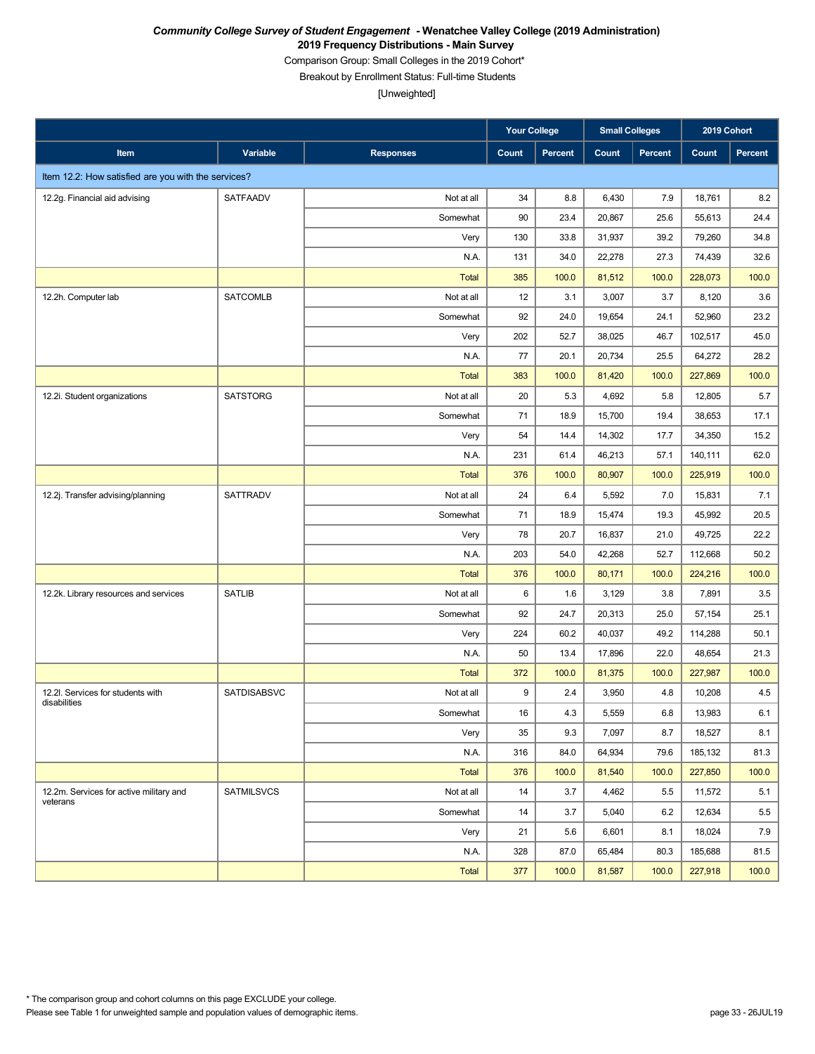***Community College Survey of Student Engagement* - Wenatchee Valley College (2019 Administration)**

**2019 Frequency Distributions - Main Survey**

Comparison Group: Small Colleges in the 2019 Cohort*

Breakout by Enrollment Status: Full-time Students

[Unweighted]

| | | | Your College | | Small Colleges | | 2019 Cohort | |
|---|---|---|---|---|---|---|---|---|
| **Item** | **Variable** | **Responses** | **Count** | **Percent** | **Count** | **Percent** | **Count** | **Percent** |
| Item 12.2: How satisfied are you with the services? | | | | | | | | |
| 12.2g. Financial aid advising | SATFAADV | Not at all | 34 | 8.8 | 6,430 | 7.9 | 18,761 | 8.2 |
| | | Somewhat | 90 | 23.4 | 20,867 | 25.6 | 55,613 | 24.4 |
| | | Very | 130 | 33.8 | 31,937 | 39.2 | 79,260 | 34.8 |
| | | N.A. | 131 | 34.0 | 22,278 | 27.3 | 74,439 | 32.6 |
| | | Total | 385 | 100.0 | 81,512 | 100.0 | 228,073 | 100.0 |
| 12.2h. Computer lab | SATCOMLB | Not at all | 12 | 3.1 | 3,007 | 3.7 | 8,120 | 3.6 |
| | | Somewhat | 92 | 24.0 | 19,654 | 24.1 | 52,960 | 23.2 |
| | | Very | 202 | 52.7 | 38,025 | 46.7 | 102,517 | 45.0 |
| | | N.A. | 77 | 20.1 | 20,734 | 25.5 | 64,272 | 28.2 |
| | | Total | 383 | 100.0 | 81,420 | 100.0 | 227,869 | 100.0 |
| 12.2i. Student organizations | SATSTORG | Not at all | 20 | 5.3 | 4,692 | 5.8 | 12,805 | 5.7 |
| | | Somewhat | 71 | 18.9 | 15,700 | 19.4 | 38,653 | 17.1 |
| | | Very | 54 | 14.4 | 14,302 | 17.7 | 34,350 | 15.2 |
| | | N.A. | 231 | 61.4 | 46,213 | 57.1 | 140,111 | 62.0 |
| | | Total | 376 | 100.0 | 80,907 | 100.0 | 225,919 | 100.0 |
| 12.2j. Transfer advising/planning | SATTRADV | Not at all | 24 | 6.4 | 5,592 | 7.0 | 15,831 | 7.1 |
| | | Somewhat | 71 | 18.9 | 15,474 | 19.3 | 45,992 | 20.5 |
| | | Very | 78 | 20.7 | 16,837 | 21.0 | 49,725 | 22.2 |
| | | N.A. | 203 | 54.0 | 42,268 | 52.7 | 112,668 | 50.2 |
| | | Total | 376 | 100.0 | 80,171 | 100.0 | 224,216 | 100.0 |
| 12.2k. Library resources and services | SATLIB | Not at all | 6 | 1.6 | 3,129 | 3.8 | 7,891 | 3.5 |
| | | Somewhat | 92 | 24.7 | 20,313 | 25.0 | 57,154 | 25.1 |
| | | Very | 224 | 60.2 | 40,037 | 49.2 | 114,288 | 50.1 |
| | | N.A. | 50 | 13.4 | 17,896 | 22.0 | 48,654 | 21.3 |
| | | Total | 372 | 100.0 | 81,375 | 100.0 | 227,987 | 100.0 |
| 12.2l. Services for students with disabilities | SATDISABSVC | Not at all | 9 | 2.4 | 3,950 | 4.8 | 10,208 | 4.5 |
| | | Somewhat | 16 | 4.3 | 5,559 | 6.8 | 13,983 | 6.1 |
| | | Very | 35 | 9.3 | 7,097 | 8.7 | 18,527 | 8.1 |
| | | N.A. | 316 | 84.0 | 64,934 | 79.6 | 185,132 | 81.3 |
| | | Total | 376 | 100.0 | 81,540 | 100.0 | 227,850 | 100.0 |
| 12.2m. Services for active military and veterans | SATMILSVCS | Not at all | 14 | 3.7 | 4,462 | 5.5 | 11,572 | 5.1 |
| | | Somewhat | 14 | 3.7 | 5,040 | 6.2 | 12,634 | 5.5 |
| | | Very | 21 | 5.6 | 6,601 | 8.1 | 18,024 | 7.9 |
| | | N.A. | 328 | 87.0 | 65,484 | 80.3 | 185,688 | 81.5 |
| | | Total | 377 | 100.0 | 81,587 | 100.0 | 227,918 | 100.0 |

* The comparison group and cohort columns on this page EXCLUDE your college.

Please see Table 1 for unweighted sample and population values of demographic items.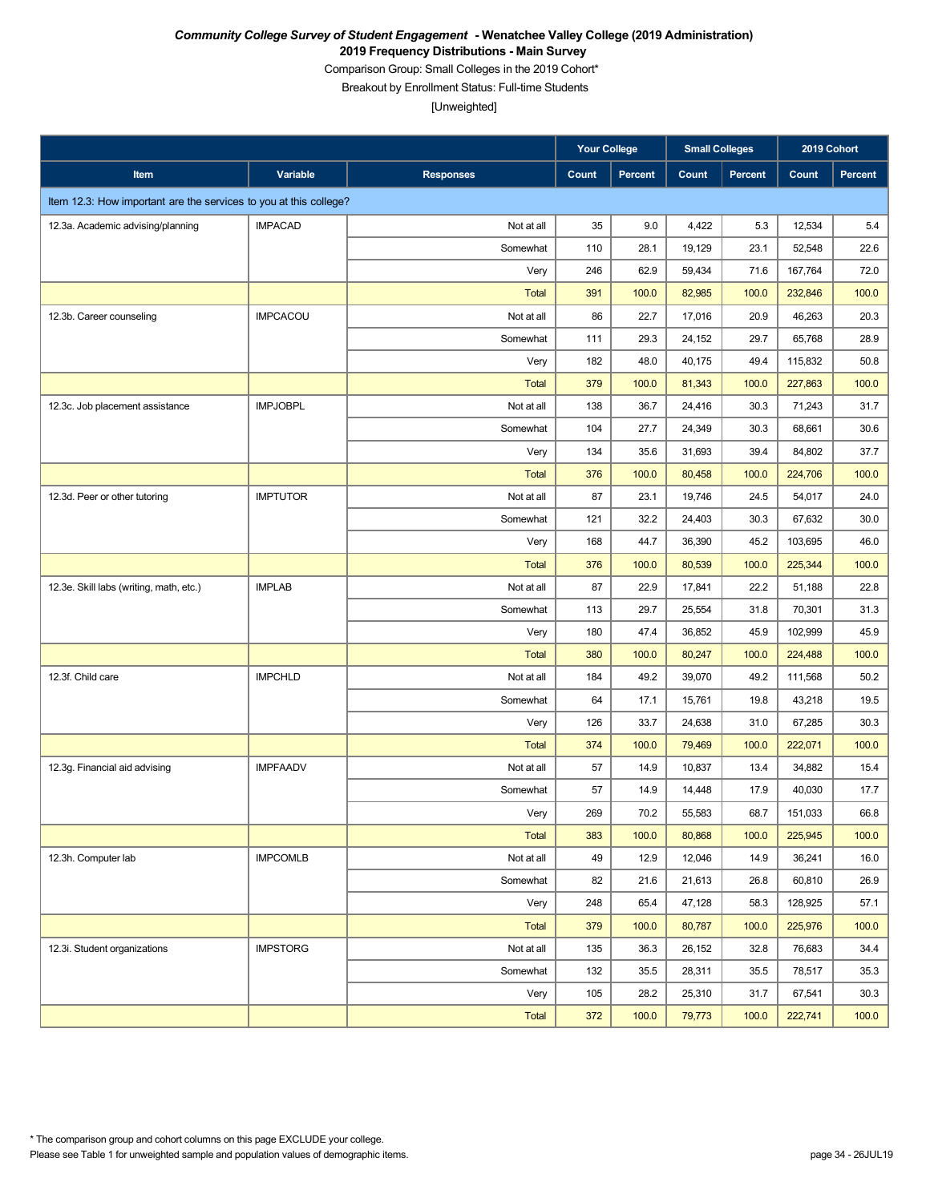***Community College Survey of Student Engagement* - Wenatchee Valley College (2019 Administration)**

**2019 Frequency Distributions - Main Survey**

Comparison Group: Small Colleges in the 2019 Cohort*

Breakout by Enrollment Status: Full-time Students

[Unweighted]

| | | | Your College | | Small Colleges | | 2019 Cohort | |
|---|---|---|---|---|---|---|---|---|
| **Item** | **Variable** | **Responses** | **Count** | **Percent** | **Count** | **Percent** | **Count** | **Percent** |
| Item 12.3: How important are the services to you at this college? | | | | | | | | |
| 12.3a. Academic advising/planning | IMPACAD | Not at all | 35 | 9.0 | 4,422 | 5.3 | 12,534 | 5.4 |
| | | Somewhat | 110 | 28.1 | 19,129 | 23.1 | 52,548 | 22.6 |
| | | Very | 246 | 62.9 | 59,434 | 71.6 | 167,764 | 72.0 |
| | | Total | 391 | 100.0 | 82,985 | 100.0 | 232,846 | 100.0 |
| 12.3b. Career counseling | IMPCACOU | Not at all | 86 | 22.7 | 17,016 | 20.9 | 46,263 | 20.3 |
| | | Somewhat | 111 | 29.3 | 24,152 | 29.7 | 65,768 | 28.9 |
| | | Very | 182 | 48.0 | 40,175 | 49.4 | 115,832 | 50.8 |
| | | Total | 379 | 100.0 | 81,343 | 100.0 | 227,863 | 100.0 |
| 12.3c. Job placement assistance | IMPJOBPL | Not at all | 138 | 36.7 | 24,416 | 30.3 | 71,243 | 31.7 |
| | | Somewhat | 104 | 27.7 | 24,349 | 30.3 | 68,661 | 30.6 |
| | | Very | 134 | 35.6 | 31,693 | 39.4 | 84,802 | 37.7 |
| | | Total | 376 | 100.0 | 80,458 | 100.0 | 224,706 | 100.0 |
| 12.3d. Peer or other tutoring | IMPTUTOR | Not at all | 87 | 23.1 | 19,746 | 24.5 | 54,017 | 24.0 |
| | | Somewhat | 121 | 32.2 | 24,403 | 30.3 | 67,632 | 30.0 |
| | | Very | 168 | 44.7 | 36,390 | 45.2 | 103,695 | 46.0 |
| | | Total | 376 | 100.0 | 80,539 | 100.0 | 225,344 | 100.0 |
| 12.3e. Skill labs (writing, math, etc.) | IMPLAB | Not at all | 87 | 22.9 | 17,841 | 22.2 | 51,188 | 22.8 |
| | | Somewhat | 113 | 29.7 | 25,554 | 31.8 | 70,301 | 31.3 |
| | | Very | 180 | 47.4 | 36,852 | 45.9 | 102,999 | 45.9 |
| | | Total | 380 | 100.0 | 80,247 | 100.0 | 224,488 | 100.0 |
| 12.3f. Child care | IMPCHLD | Not at all | 184 | 49.2 | 39,070 | 49.2 | 111,568 | 50.2 |
| | | Somewhat | 64 | 17.1 | 15,761 | 19.8 | 43,218 | 19.5 |
| | | Very | 126 | 33.7 | 24,638 | 31.0 | 67,285 | 30.3 |
| | | Total | 374 | 100.0 | 79,469 | 100.0 | 222,071 | 100.0 |
| 12.3g. Financial aid advising | IMPFAADV | Not at all | 57 | 14.9 | 10,837 | 13.4 | 34,882 | 15.4 |
| | | Somewhat | 57 | 14.9 | 14,448 | 17.9 | 40,030 | 17.7 |
| | | Very | 269 | 70.2 | 55,583 | 68.7 | 151,033 | 66.8 |
| | | Total | 383 | 100.0 | 80,868 | 100.0 | 225,945 | 100.0 |
| 12.3h. Computer lab | IMPCOMLB | Not at all | 49 | 12.9 | 12,046 | 14.9 | 36,241 | 16.0 |
| | | Somewhat | 82 | 21.6 | 21,613 | 26.8 | 60,810 | 26.9 |
| | | Very | 248 | 65.4 | 47,128 | 58.3 | 128,925 | 57.1 |
| | | Total | 379 | 100.0 | 80,787 | 100.0 | 225,976 | 100.0 |
| 12.3i. Student organizations | IMPSTORG | Not at all | 135 | 36.3 | 26,152 | 32.8 | 76,683 | 34.4 |
| | | Somewhat | 132 | 35.5 | 28,311 | 35.5 | 78,517 | 35.3 |
| | | Very | 105 | 28.2 | 25,310 | 31.7 | 67,541 | 30.3 |
| | | Total | 372 | 100.0 | 79,773 | 100.0 | 222,741 | 100.0 |

* The comparison group and cohort columns on this page EXCLUDE your college.

Please see Table 1 for unweighted sample and population values of demographic items.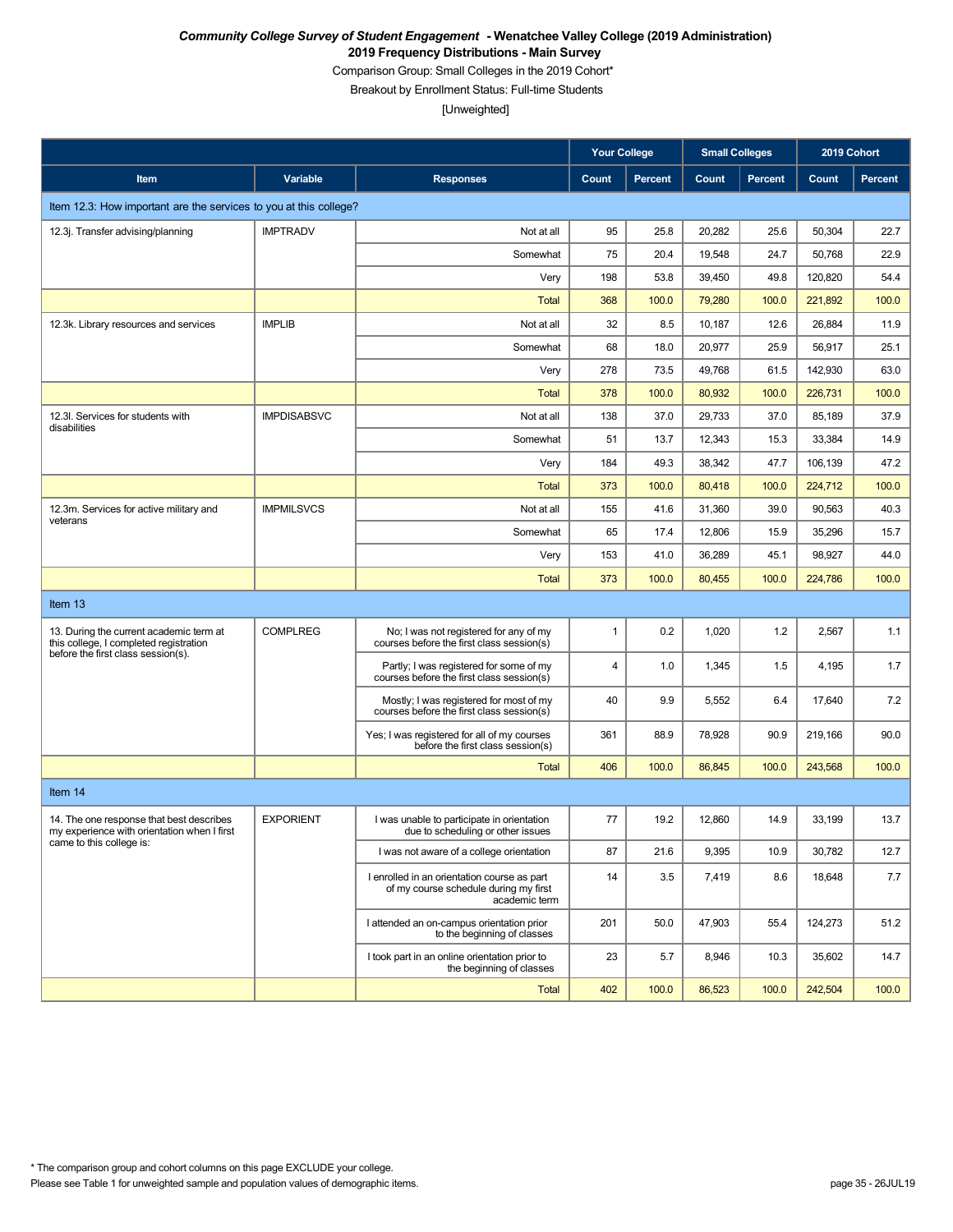***Community College Survey of Student Engagement* - Wenatchee Valley College (2019 Administration)**
**2019 Frequency Distributions - Main Survey**
Comparison Group: Small Colleges in the 2019 Cohort*
Breakout by Enrollment Status: Full-time Students
[Unweighted]

| | | | Your College | | Small Colleges | | 2019 Cohort | |
|---|---|---|---|---|---|---|---|---|
| **Item** | **Variable** | **Responses** | **Count** | **Percent** | **Count** | **Percent** | **Count** | **Percent** |
| Item 12.3: How important are the services to you at this college? | | | | | | | | |
| 12.3j. Transfer advising/planning | IMPTRADV | Not at all | 95 | 25.8 | 20,282 | 25.6 | 50,304 | 22.7 |
| | | Somewhat | 75 | 20.4 | 19,548 | 24.7 | 50,768 | 22.9 |
| | | Very | 198 | 53.8 | 39,450 | 49.8 | 120,820 | 54.4 |
| | | Total | 368 | 100.0 | 79,280 | 100.0 | 221,892 | 100.0 |
| 12.3k. Library resources and services | IMPLIB | Not at all | 32 | 8.5 | 10,187 | 12.6 | 26,884 | 11.9 |
| | | Somewhat | 68 | 18.0 | 20,977 | 25.9 | 56,917 | 25.1 |
| | | Very | 278 | 73.5 | 49,768 | 61.5 | 142,930 | 63.0 |
| | | Total | 378 | 100.0 | 80,932 | 100.0 | 226,731 | 100.0 |
| 12.3l. Services for students with disabilities | IMPDISABSVC | Not at all | 138 | 37.0 | 29,733 | 37.0 | 85,189 | 37.9 |
| | | Somewhat | 51 | 13.7 | 12,343 | 15.3 | 33,384 | 14.9 |
| | | Very | 184 | 49.3 | 38,342 | 47.7 | 106,139 | 47.2 |
| | | Total | 373 | 100.0 | 80,418 | 100.0 | 224,712 | 100.0 |
| 12.3m. Services for active military and veterans | IMPMILSVCS | Not at all | 155 | 41.6 | 31,360 | 39.0 | 90,563 | 40.3 |
| | | Somewhat | 65 | 17.4 | 12,806 | 15.9 | 35,296 | 15.7 |
| | | Very | 153 | 41.0 | 36,289 | 45.1 | 98,927 | 44.0 |
| | | Total | 373 | 100.0 | 80,455 | 100.0 | 224,786 | 100.0 |
| Item 13 | | | | | | | | |
| 13. During the current academic term at this college, I completed registration before the first class session(s). | COMPLREG | No; I was not registered for any of my courses before the first class session(s) | 1 | 0.2 | 1,020 | 1.2 | 2,567 | 1.1 |
| | | Partly; I was registered for some of my courses before the first class session(s) | 4 | 1.0 | 1,345 | 1.5 | 4,195 | 1.7 |
| | | Mostly; I was registered for most of my courses before the first class session(s) | 40 | 9.9 | 5,552 | 6.4 | 17,640 | 7.2 |
| | | Yes; I was registered for all of my courses before the first class session(s) | 361 | 88.9 | 78,928 | 90.9 | 219,166 | 90.0 |
| | | Total | 406 | 100.0 | 86,845 | 100.0 | 243,568 | 100.0 |
| Item 14 | | | | | | | | |
| 14. The one response that best describes my experience with orientation when I first came to this college is: | EXPORIENT | I was unable to participate in orientation due to scheduling or other issues | 77 | 19.2 | 12,860 | 14.9 | 33,199 | 13.7 |
| | | I was not aware of a college orientation | 87 | 21.6 | 9,395 | 10.9 | 30,782 | 12.7 |
| | | I enrolled in an orientation course as part of my course schedule during my first academic term | 14 | 3.5 | 7,419 | 8.6 | 18,648 | 7.7 |
| | | I attended an on-campus orientation prior to the beginning of classes | 201 | 50.0 | 47,903 | 55.4 | 124,273 | 51.2 |
| | | I took part in an online orientation prior to the beginning of classes | 23 | 5.7 | 8,946 | 10.3 | 35,602 | 14.7 |
| | | Total | 402 | 100.0 | 86,523 | 100.0 | 242,504 | 100.0 |

\* The comparison group and cohort columns on this page EXCLUDE your college.
Please see Table 1 for unweighted sample and population values of demographic items.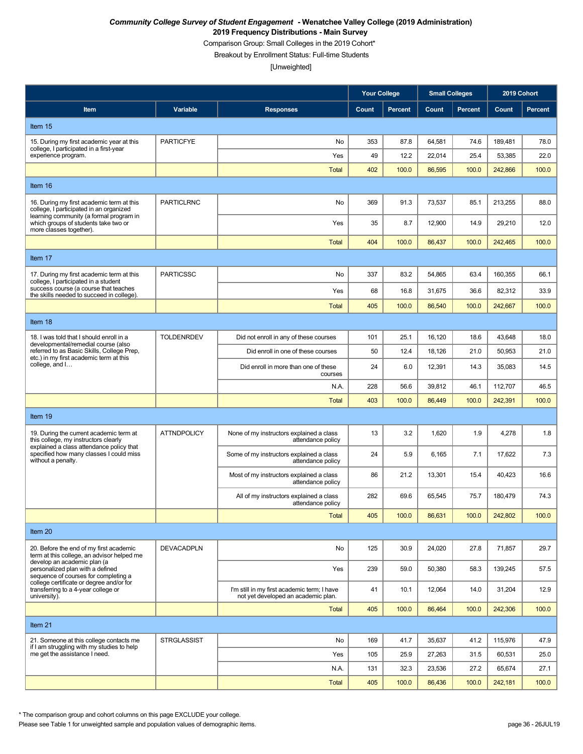***Community College Survey of Student Engagement*** **- Wenatchee Valley College (2019 Administration)**

**2019 Frequency Distributions - Main Survey**

Comparison Group: Small Colleges in the 2019 Cohort*

Breakout by Enrollment Status: Full-time Students

[Unweighted]

| Item | Variable | Responses | Your College Count | Your College Percent | Small Colleges Count | Small Colleges Percent | 2019 Cohort Count | 2019 Cohort Percent |
|---|---|---|---|---|---|---|---|---|
| **Item 15** | | | | | | | | |
| 15. During my first academic year at this college, I participated in a first-year experience program. | PARTICFYE | No | 353 | 87.8 | 64,581 | 74.6 | 189,481 | 78.0 |
| | | Yes | 49 | 12.2 | 22,014 | 25.4 | 53,385 | 22.0 |
| | | Total | 402 | 100.0 | 86,595 | 100.0 | 242,866 | 100.0 |
| **Item 16** | | | | | | | | |
| 16. During my first academic term at this college, I participated in an organized learning community (a formal program in which groups of students take two or more classes together). | PARTICLRNC | No | 369 | 91.3 | 73,537 | 85.1 | 213,255 | 88.0 |
| | | Yes | 35 | 8.7 | 12,900 | 14.9 | 29,210 | 12.0 |
| | | Total | 404 | 100.0 | 86,437 | 100.0 | 242,465 | 100.0 |
| **Item 17** | | | | | | | | |
| 17. During my first academic term at this college, I participated in a student success course (a course that teaches the skills needed to succeed in college). | PARTICSSC | No | 337 | 83.2 | 54,865 | 63.4 | 160,355 | 66.1 |
| | | Yes | 68 | 16.8 | 31,675 | 36.6 | 82,312 | 33.9 |
| | | Total | 405 | 100.0 | 86,540 | 100.0 | 242,667 | 100.0 |
| **Item 18** | | | | | | | | |
| 18. I was told that I should enroll in a developmental/remedial course (also referred to as Basic Skills, College Prep, etc.) in my first academic term at this college, and I… | TOLDENRDEV | Did not enroll in any of these courses | 101 | 25.1 | 16,120 | 18.6 | 43,648 | 18.0 |
| | | Did enroll in one of these courses | 50 | 12.4 | 18,126 | 21.0 | 50,953 | 21.0 |
| | | Did enroll in more than one of these courses | 24 | 6.0 | 12,391 | 14.3 | 35,083 | 14.5 |
| | | N.A. | 228 | 56.6 | 39,812 | 46.1 | 112,707 | 46.5 |
| | | Total | 403 | 100.0 | 86,449 | 100.0 | 242,391 | 100.0 |
| **Item 19** | | | | | | | | |
| 19. During the current academic term at this college, my instructors clearly explained a class attendance policy that specified how many classes I could miss without a penalty. | ATTNDPOLICY | None of my instructors explained a class attendance policy | 13 | 3.2 | 1,620 | 1.9 | 4,278 | 1.8 |
| | | Some of my instructors explained a class attendance policy | 24 | 5.9 | 6,165 | 7.1 | 17,622 | 7.3 |
| | | Most of my instructors explained a class attendance policy | 86 | 21.2 | 13,301 | 15.4 | 40,423 | 16.6 |
| | | All of my instructors explained a class attendance policy | 282 | 69.6 | 65,545 | 75.7 | 180,479 | 74.3 |
| | | Total | 405 | 100.0 | 86,631 | 100.0 | 242,802 | 100.0 |
| **Item 20** | | | | | | | | |
| 20. Before the end of my first academic term at this college, an advisor helped me develop an academic plan (a personalized plan with a defined sequence of courses for completing a college certificate or degree and/or for transferring to a 4-year college or university). | DEVACADPLN | No | 125 | 30.9 | 24,020 | 27.8 | 71,857 | 29.7 |
| | | Yes | 239 | 59.0 | 50,380 | 58.3 | 139,245 | 57.5 |
| | | I'm still in my first academic term; I have not yet developed an academic plan. | 41 | 10.1 | 12,064 | 14.0 | 31,204 | 12.9 |
| | | Total | 405 | 100.0 | 86,464 | 100.0 | 242,306 | 100.0 |
| **Item 21** | | | | | | | | |
| 21. Someone at this college contacts me if I am struggling with my studies to help me get the assistance I need. | STRGLASSIST | No | 169 | 41.7 | 35,637 | 41.2 | 115,976 | 47.9 |
| | | Yes | 105 | 25.9 | 27,263 | 31.5 | 60,531 | 25.0 |
| | | N.A. | 131 | 32.3 | 23,536 | 27.2 | 65,674 | 27.1 |
| | | Total | 405 | 100.0 | 86,436 | 100.0 | 242,181 | 100.0 |

* The comparison group and cohort columns on this page EXCLUDE your college.

Please see Table 1 for unweighted sample and population values of demographic items.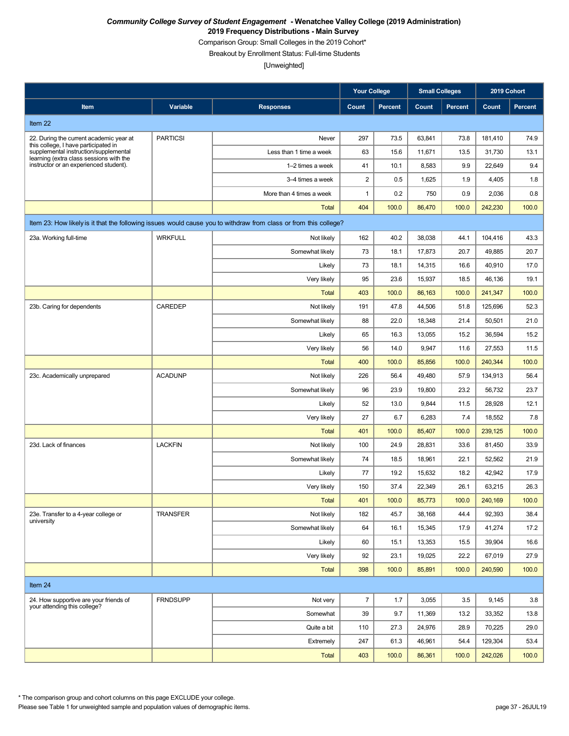***Community College Survey of Student Engagement* - Wenatchee Valley College (2019 Administration)**
**2019 Frequency Distributions - Main Survey**
Comparison Group: Small Colleges in the 2019 Cohort*
Breakout by Enrollment Status: Full-time Students
[Unweighted]

| | | | Your College | | Small Colleges | | 2019 Cohort | |
|---|---|---|---|---|---|---|---|---|
| **Item** | **Variable** | **Responses** | **Count** | **Percent** | **Count** | **Percent** | **Count** | **Percent** |
| Item 22 | | | | | | | | |
| 22. During the current academic year at this college, I have participated in supplemental instruction/supplemental learning (extra class sessions with the instructor or an experienced student). | PARTICSI | Never | 297 | 73.5 | 63,841 | 73.8 | 181,410 | 74.9 |
| | | Less than 1 time a week | 63 | 15.6 | 11,671 | 13.5 | 31,730 | 13.1 |
| | | 1–2 times a week | 41 | 10.1 | 8,583 | 9.9 | 22,649 | 9.4 |
| | | 3–4 times a week | 2 | 0.5 | 1,625 | 1.9 | 4,405 | 1.8 |
| | | More than 4 times a week | 1 | 0.2 | 750 | 0.9 | 2,036 | 0.8 |
| | | Total | 404 | 100.0 | 86,470 | 100.0 | 242,230 | 100.0 |
| Item 23: How likely is it that the following issues would cause you to withdraw from class or from this college? | | | | | | | | |
| 23a. Working full-time | WRKFULL | Not likely | 162 | 40.2 | 38,038 | 44.1 | 104,416 | 43.3 |
| | | Somewhat likely | 73 | 18.1 | 17,873 | 20.7 | 49,885 | 20.7 |
| | | Likely | 73 | 18.1 | 14,315 | 16.6 | 40,910 | 17.0 |
| | | Very likely | 95 | 23.6 | 15,937 | 18.5 | 46,136 | 19.1 |
| | | Total | 403 | 100.0 | 86,163 | 100.0 | 241,347 | 100.0 |
| 23b. Caring for dependents | CAREDEP | Not likely | 191 | 47.8 | 44,506 | 51.8 | 125,696 | 52.3 |
| | | Somewhat likely | 88 | 22.0 | 18,348 | 21.4 | 50,501 | 21.0 |
| | | Likely | 65 | 16.3 | 13,055 | 15.2 | 36,594 | 15.2 |
| | | Very likely | 56 | 14.0 | 9,947 | 11.6 | 27,553 | 11.5 |
| | | Total | 400 | 100.0 | 85,856 | 100.0 | 240,344 | 100.0 |
| 23c. Academically unprepared | ACADUNP | Not likely | 226 | 56.4 | 49,480 | 57.9 | 134,913 | 56.4 |
| | | Somewhat likely | 96 | 23.9 | 19,800 | 23.2 | 56,732 | 23.7 |
| | | Likely | 52 | 13.0 | 9,844 | 11.5 | 28,928 | 12.1 |
| | | Very likely | 27 | 6.7 | 6,283 | 7.4 | 18,552 | 7.8 |
| | | Total | 401 | 100.0 | 85,407 | 100.0 | 239,125 | 100.0 |
| 23d. Lack of finances | LACKFIN | Not likely | 100 | 24.9 | 28,831 | 33.6 | 81,450 | 33.9 |
| | | Somewhat likely | 74 | 18.5 | 18,961 | 22.1 | 52,562 | 21.9 |
| | | Likely | 77 | 19.2 | 15,632 | 18.2 | 42,942 | 17.9 |
| | | Very likely | 150 | 37.4 | 22,349 | 26.1 | 63,215 | 26.3 |
| | | Total | 401 | 100.0 | 85,773 | 100.0 | 240,169 | 100.0 |
| 23e. Transfer to a 4-year college or university | TRANSFER | Not likely | 182 | 45.7 | 38,168 | 44.4 | 92,393 | 38.4 |
| | | Somewhat likely | 64 | 16.1 | 15,345 | 17.9 | 41,274 | 17.2 |
| | | Likely | 60 | 15.1 | 13,353 | 15.5 | 39,904 | 16.6 |
| | | Very likely | 92 | 23.1 | 19,025 | 22.2 | 67,019 | 27.9 |
| | | Total | 398 | 100.0 | 85,891 | 100.0 | 240,590 | 100.0 |
| Item 24 | | | | | | | | |
| 24. How supportive are your friends of your attending this college? | FRNDSUPP | Not very | 7 | 1.7 | 3,055 | 3.5 | 9,145 | 3.8 |
| | | Somewhat | 39 | 9.7 | 11,369 | 13.2 | 33,352 | 13.8 |
| | | Quite a bit | 110 | 27.3 | 24,976 | 28.9 | 70,225 | 29.0 |
| | | Extremely | 247 | 61.3 | 46,961 | 54.4 | 129,304 | 53.4 |
| | | Total | 403 | 100.0 | 86,361 | 100.0 | 242,026 | 100.0 |

* The comparison group and cohort columns on this page EXCLUDE your college.
Please see Table 1 for unweighted sample and population values of demographic items.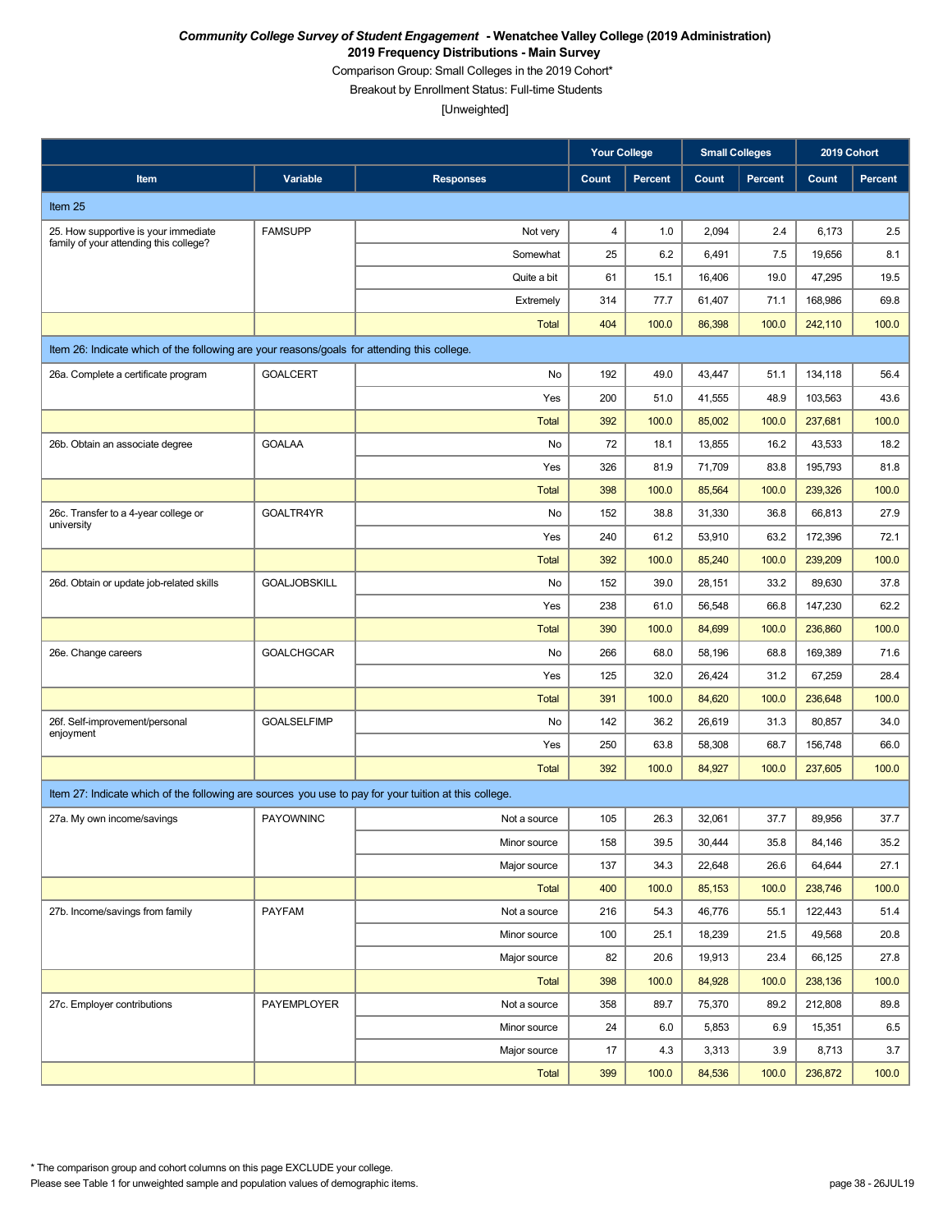***Community College Survey of Student Engagement* - Wenatchee Valley College (2019 Administration)**

**2019 Frequency Distributions - Main Survey**

Comparison Group: Small Colleges in the 2019 Cohort*

Breakout by Enrollment Status: Full-time Students

[Unweighted]

| Item | Variable | Responses | Your College | | Small Colleges | | 2019 Cohort | |
|---|---|---|---|---|---|---|---|---|
| | | | Count | Percent | Count | Percent | Count | Percent |
| Item 25 | | | | | | | | |
| 25. How supportive is your immediate family of your attending this college? | FAMSUPP | Not very | 4 | 1.0 | 2,094 | 2.4 | 6,173 | 2.5 |
| | | Somewhat | 25 | 6.2 | 6,491 | 7.5 | 19,656 | 8.1 |
| | | Quite a bit | 61 | 15.1 | 16,406 | 19.0 | 47,295 | 19.5 |
| | | Extremely | 314 | 77.7 | 61,407 | 71.1 | 168,986 | 69.8 |
| | | Total | 404 | 100.0 | 86,398 | 100.0 | 242,110 | 100.0 |
| Item 26: Indicate which of the following are your reasons/goals for attending this college. | | | | | | | | |
| 26a. Complete a certificate program | GOALCERT | No | 192 | 49.0 | 43,447 | 51.1 | 134,118 | 56.4 |
| | | Yes | 200 | 51.0 | 41,555 | 48.9 | 103,563 | 43.6 |
| | | Total | 392 | 100.0 | 85,002 | 100.0 | 237,681 | 100.0 |
| 26b. Obtain an associate degree | GOALAA | No | 72 | 18.1 | 13,855 | 16.2 | 43,533 | 18.2 |
| | | Yes | 326 | 81.9 | 71,709 | 83.8 | 195,793 | 81.8 |
| | | Total | 398 | 100.0 | 85,564 | 100.0 | 239,326 | 100.0 |
| 26c. Transfer to a 4-year college or university | GOALTR4YR | No | 152 | 38.8 | 31,330 | 36.8 | 66,813 | 27.9 |
| | | Yes | 240 | 61.2 | 53,910 | 63.2 | 172,396 | 72.1 |
| | | Total | 392 | 100.0 | 85,240 | 100.0 | 239,209 | 100.0 |
| 26d. Obtain or update job-related skills | GOALJOBSKILL | No | 152 | 39.0 | 28,151 | 33.2 | 89,630 | 37.8 |
| | | Yes | 238 | 61.0 | 56,548 | 66.8 | 147,230 | 62.2 |
| | | Total | 390 | 100.0 | 84,699 | 100.0 | 236,860 | 100.0 |
| 26e. Change careers | GOALCHGCAR | No | 266 | 68.0 | 58,196 | 68.8 | 169,389 | 71.6 |
| | | Yes | 125 | 32.0 | 26,424 | 31.2 | 67,259 | 28.4 |
| | | Total | 391 | 100.0 | 84,620 | 100.0 | 236,648 | 100.0 |
| 26f. Self-improvement/personal enjoyment | GOALSELFIMP | No | 142 | 36.2 | 26,619 | 31.3 | 80,857 | 34.0 |
| | | Yes | 250 | 63.8 | 58,308 | 68.7 | 156,748 | 66.0 |
| | | Total | 392 | 100.0 | 84,927 | 100.0 | 237,605 | 100.0 |
| Item 27: Indicate which of the following are sources you use to pay for your tuition at this college. | | | | | | | | |
| 27a. My own income/savings | PAYOWNINC | Not a source | 105 | 26.3 | 32,061 | 37.7 | 89,956 | 37.7 |
| | | Minor source | 158 | 39.5 | 30,444 | 35.8 | 84,146 | 35.2 |
| | | Major source | 137 | 34.3 | 22,648 | 26.6 | 64,644 | 27.1 |
| | | Total | 400 | 100.0 | 85,153 | 100.0 | 238,746 | 100.0 |
| 27b. Income/savings from family | PAYFAM | Not a source | 216 | 54.3 | 46,776 | 55.1 | 122,443 | 51.4 |
| | | Minor source | 100 | 25.1 | 18,239 | 21.5 | 49,568 | 20.8 |
| | | Major source | 82 | 20.6 | 19,913 | 23.4 | 66,125 | 27.8 |
| | | Total | 398 | 100.0 | 84,928 | 100.0 | 238,136 | 100.0 |
| 27c. Employer contributions | PAYEMPLOYER | Not a source | 358 | 89.7 | 75,370 | 89.2 | 212,808 | 89.8 |
| | | Minor source | 24 | 6.0 | 5,853 | 6.9 | 15,351 | 6.5 |
| | | Major source | 17 | 4.3 | 3,313 | 3.9 | 8,713 | 3.7 |
| | | Total | 399 | 100.0 | 84,536 | 100.0 | 236,872 | 100.0 |

* The comparison group and cohort columns on this page EXCLUDE your college.

Please see Table 1 for unweighted sample and population values of demographic items.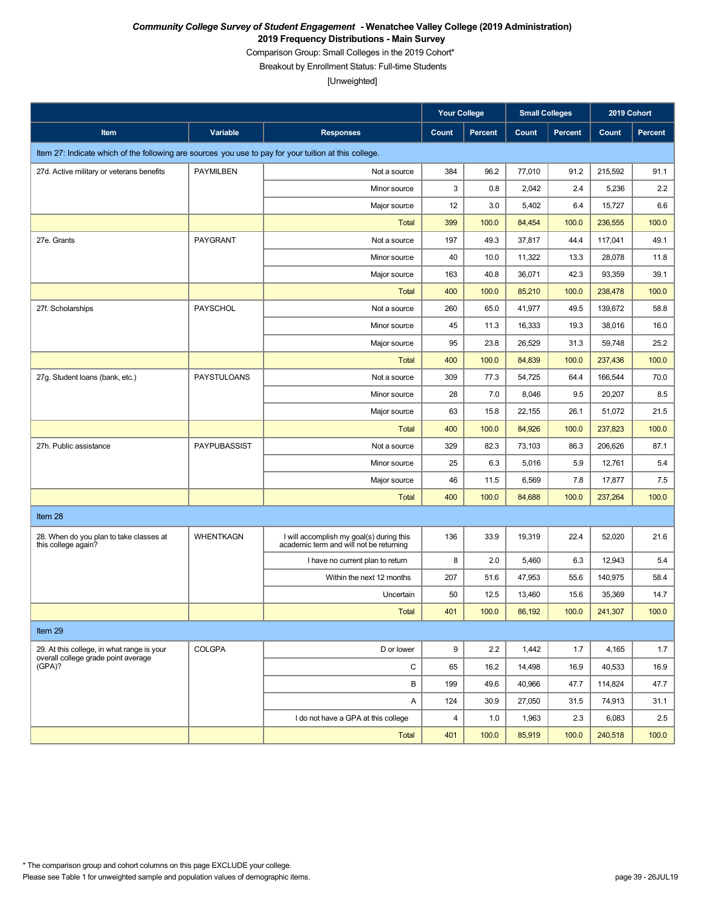*Community College Survey of Student Engagement* **- Wenatchee Valley College (2019 Administration)**

**2019 Frequency Distributions - Main Survey**

Comparison Group: Small Colleges in the 2019 Cohort*

Breakout by Enrollment Status: Full-time Students

[Unweighted]

| | | | Your College | | Small Colleges | | 2019 Cohort | |
|---|---|---|---|---|---|---|---|---|
| **Item** | **Variable** | **Responses** | **Count** | **Percent** | **Count** | **Percent** | **Count** | **Percent** |
| Item 27: Indicate which of the following are sources you use to pay for your tuition at this college. | | | | | | | | |
| 27d. Active military or veterans benefits | PAYMILBEN | Not a source | 384 | 96.2 | 77,010 | 91.2 | 215,592 | 91.1 |
| | | Minor source | 3 | 0.8 | 2,042 | 2.4 | 5,236 | 2.2 |
| | | Major source | 12 | 3.0 | 5,402 | 6.4 | 15,727 | 6.6 |
| | | Total | 399 | 100.0 | 84,454 | 100.0 | 236,555 | 100.0 |
| 27e. Grants | PAYGRANT | Not a source | 197 | 49.3 | 37,817 | 44.4 | 117,041 | 49.1 |
| | | Minor source | 40 | 10.0 | 11,322 | 13.3 | 28,078 | 11.8 |
| | | Major source | 163 | 40.8 | 36,071 | 42.3 | 93,359 | 39.1 |
| | | Total | 400 | 100.0 | 85,210 | 100.0 | 238,478 | 100.0 |
| 27f. Scholarships | PAYSCHOL | Not a source | 260 | 65.0 | 41,977 | 49.5 | 139,672 | 58.8 |
| | | Minor source | 45 | 11.3 | 16,333 | 19.3 | 38,016 | 16.0 |
| | | Major source | 95 | 23.8 | 26,529 | 31.3 | 59,748 | 25.2 |
| | | Total | 400 | 100.0 | 84,839 | 100.0 | 237,436 | 100.0 |
| 27g. Student loans (bank, etc.) | PAYSTULOANS | Not a source | 309 | 77.3 | 54,725 | 64.4 | 166,544 | 70.0 |
| | | Minor source | 28 | 7.0 | 8,046 | 9.5 | 20,207 | 8.5 |
| | | Major source | 63 | 15.8 | 22,155 | 26.1 | 51,072 | 21.5 |
| | | Total | 400 | 100.0 | 84,926 | 100.0 | 237,823 | 100.0 |
| 27h. Public assistance | PAYPUBASSIST | Not a source | 329 | 82.3 | 73,103 | 86.3 | 206,626 | 87.1 |
| | | Minor source | 25 | 6.3 | 5,016 | 5.9 | 12,761 | 5.4 |
| | | Major source | 46 | 11.5 | 6,569 | 7.8 | 17,877 | 7.5 |
| | | Total | 400 | 100.0 | 84,688 | 100.0 | 237,264 | 100.0 |
| Item 28 | | | | | | | | |
| 28. When do you plan to take classes at this college again? | WHENTKAGN | I will accomplish my goal(s) during this academic term and will not be returning | 136 | 33.9 | 19,319 | 22.4 | 52,020 | 21.6 |
| | | I have no current plan to return | 8 | 2.0 | 5,460 | 6.3 | 12,943 | 5.4 |
| | | Within the next 12 months | 207 | 51.6 | 47,953 | 55.6 | 140,975 | 58.4 |
| | | Uncertain | 50 | 12.5 | 13,460 | 15.6 | 35,369 | 14.7 |
| | | Total | 401 | 100.0 | 86,192 | 100.0 | 241,307 | 100.0 |
| Item 29 | | | | | | | | |
| 29. At this college, in what range is your overall college grade point average (GPA)? | COLGPA | D or lower | 9 | 2.2 | 1,442 | 1.7 | 4,165 | 1.7 |
| | | C | 65 | 16.2 | 14,498 | 16.9 | 40,533 | 16.9 |
| | | B | 199 | 49.6 | 40,966 | 47.7 | 114,824 | 47.7 |
| | | A | 124 | 30.9 | 27,050 | 31.5 | 74,913 | 31.1 |
| | | I do not have a GPA at this college | 4 | 1.0 | 1,963 | 2.3 | 6,083 | 2.5 |
| | | Total | 401 | 100.0 | 85,919 | 100.0 | 240,518 | 100.0 |

* The comparison group and cohort columns on this page EXCLUDE your college.

Please see Table 1 for unweighted sample and population values of demographic items.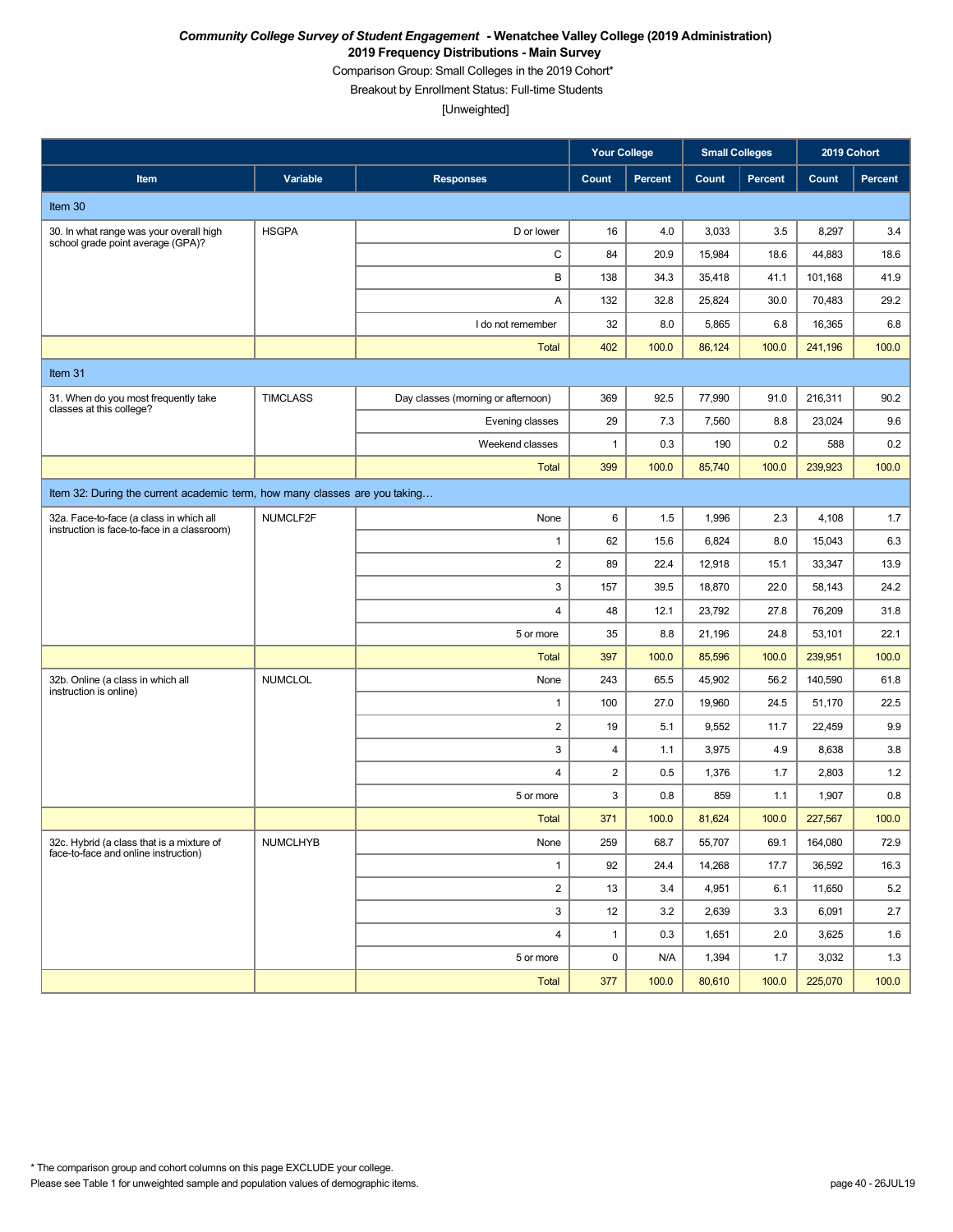***Community College Survey of Student Engagement* - Wenatchee Valley College (2019 Administration)**
**2019 Frequency Distributions - Main Survey**
Comparison Group: Small Colleges in the 2019 Cohort*
Breakout by Enrollment Status: Full-time Students
[Unweighted]

| | | | Your College | | Small Colleges | | 2019 Cohort | |
|---|---|---|---|---|---|---|---|---|
| **Item** | **Variable** | **Responses** | **Count** | **Percent** | **Count** | **Percent** | **Count** | **Percent** |
| Item 30 | | | | | | | | |
| 30. In what range was your overall high school grade point average (GPA)? | HSGPA | D or lower | 16 | 4.0 | 3,033 | 3.5 | 8,297 | 3.4 |
| | | C | 84 | 20.9 | 15,984 | 18.6 | 44,883 | 18.6 |
| | | B | 138 | 34.3 | 35,418 | 41.1 | 101,168 | 41.9 |
| | | A | 132 | 32.8 | 25,824 | 30.0 | 70,483 | 29.2 |
| | | I do not remember | 32 | 8.0 | 5,865 | 6.8 | 16,365 | 6.8 |
| | | Total | 402 | 100.0 | 86,124 | 100.0 | 241,196 | 100.0 |
| Item 31 | | | | | | | | |
| 31. When do you most frequently take classes at this college? | TIMCLASS | Day classes (morning or afternoon) | 369 | 92.5 | 77,990 | 91.0 | 216,311 | 90.2 |
| | | Evening classes | 29 | 7.3 | 7,560 | 8.8 | 23,024 | 9.6 |
| | | Weekend classes | 1 | 0.3 | 190 | 0.2 | 588 | 0.2 |
| | | Total | 399 | 100.0 | 85,740 | 100.0 | 239,923 | 100.0 |
| Item 32: During the current academic term, how many classes are you taking… | | | | | | | | |
| 32a. Face-to-face (a class in which all instruction is face-to-face in a classroom) | NUMCLF2F | None | 6 | 1.5 | 1,996 | 2.3 | 4,108 | 1.7 |
| | | 1 | 62 | 15.6 | 6,824 | 8.0 | 15,043 | 6.3 |
| | | 2 | 89 | 22.4 | 12,918 | 15.1 | 33,347 | 13.9 |
| | | 3 | 157 | 39.5 | 18,870 | 22.0 | 58,143 | 24.2 |
| | | 4 | 48 | 12.1 | 23,792 | 27.8 | 76,209 | 31.8 |
| | | 5 or more | 35 | 8.8 | 21,196 | 24.8 | 53,101 | 22.1 |
| | | Total | 397 | 100.0 | 85,596 | 100.0 | 239,951 | 100.0 |
| 32b. Online (a class in which all instruction is online) | NUMCLOL | None | 243 | 65.5 | 45,902 | 56.2 | 140,590 | 61.8 |
| | | 1 | 100 | 27.0 | 19,960 | 24.5 | 51,170 | 22.5 |
| | | 2 | 19 | 5.1 | 9,552 | 11.7 | 22,459 | 9.9 |
| | | 3 | 4 | 1.1 | 3,975 | 4.9 | 8,638 | 3.8 |
| | | 4 | 2 | 0.5 | 1,376 | 1.7 | 2,803 | 1.2 |
| | | 5 or more | 3 | 0.8 | 859 | 1.1 | 1,907 | 0.8 |
| | | Total | 371 | 100.0 | 81,624 | 100.0 | 227,567 | 100.0 |
| 32c. Hybrid (a class that is a mixture of face-to-face and online instruction) | NUMCLHYB | None | 259 | 68.7 | 55,707 | 69.1 | 164,080 | 72.9 |
| | | 1 | 92 | 24.4 | 14,268 | 17.7 | 36,592 | 16.3 |
| | | 2 | 13 | 3.4 | 4,951 | 6.1 | 11,650 | 5.2 |
| | | 3 | 12 | 3.2 | 2,639 | 3.3 | 6,091 | 2.7 |
| | | 4 | 1 | 0.3 | 1,651 | 2.0 | 3,625 | 1.6 |
| | | 5 or more | 0 | N/A | 1,394 | 1.7 | 3,032 | 1.3 |
| | | Total | 377 | 100.0 | 80,610 | 100.0 | 225,070 | 100.0 |

* The comparison group and cohort columns on this page EXCLUDE your college.
Please see Table 1 for unweighted sample and population values of demographic items.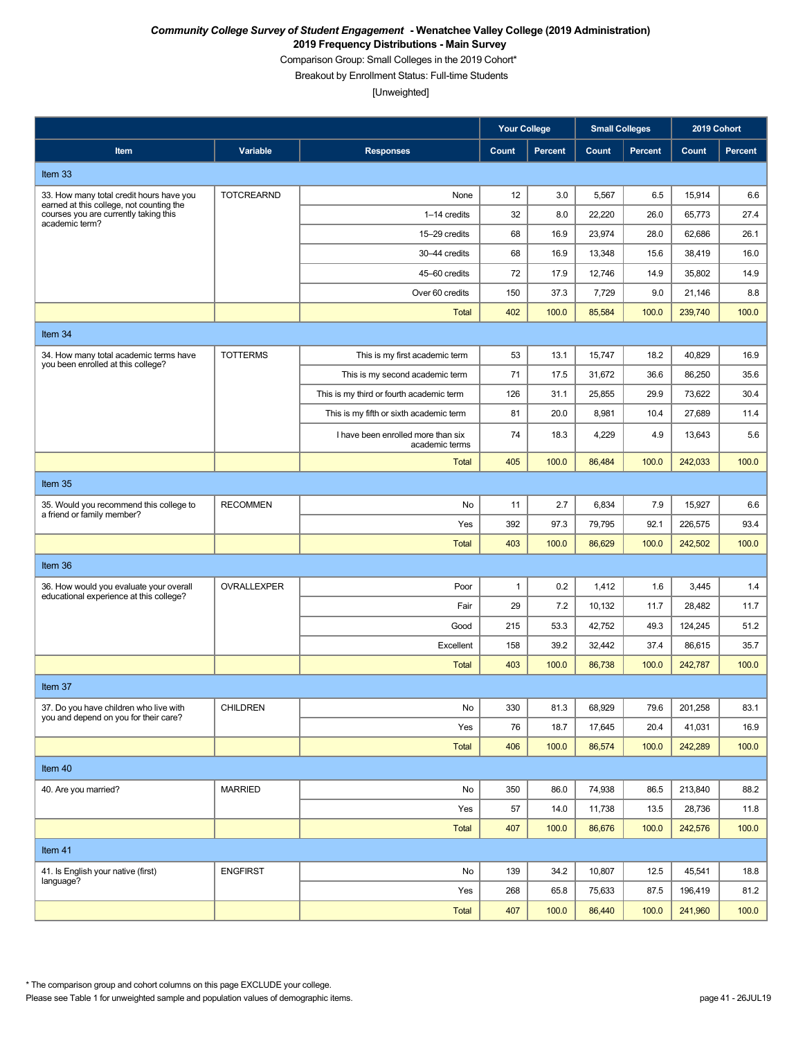***Community College Survey of Student Engagement* - Wenatchee Valley College (2019 Administration)**

**2019 Frequency Distributions - Main Survey**

Comparison Group: Small Colleges in the 2019 Cohort*

Breakout by Enrollment Status: Full-time Students

[Unweighted]

| | | | Your College | | Small Colleges | | 2019 Cohort | |
|---|---|---|---|---|---|---|---|---|
| **Item** | **Variable** | **Responses** | **Count** | **Percent** | **Count** | **Percent** | **Count** | **Percent** |
| **Item 33** | | | | | | | | |
| 33. How many total credit hours have you earned at this college, not counting the courses you are currently taking this academic term? | TOTCREARND | None | 12 | 3.0 | 5,567 | 6.5 | 15,914 | 6.6 |
| | | 1–14 credits | 32 | 8.0 | 22,220 | 26.0 | 65,773 | 27.4 |
| | | 15–29 credits | 68 | 16.9 | 23,974 | 28.0 | 62,686 | 26.1 |
| | | 30–44 credits | 68 | 16.9 | 13,348 | 15.6 | 38,419 | 16.0 |
| | | 45–60 credits | 72 | 17.9 | 12,746 | 14.9 | 35,802 | 14.9 |
| | | Over 60 credits | 150 | 37.3 | 7,729 | 9.0 | 21,146 | 8.8 |
| | | Total | 402 | 100.0 | 85,584 | 100.0 | 239,740 | 100.0 |
| **Item 34** | | | | | | | | |
| 34. How many total academic terms have you been enrolled at this college? | TOTTERMS | This is my first academic term | 53 | 13.1 | 15,747 | 18.2 | 40,829 | 16.9 |
| | | This is my second academic term | 71 | 17.5 | 31,672 | 36.6 | 86,250 | 35.6 |
| | | This is my third or fourth academic term | 126 | 31.1 | 25,855 | 29.9 | 73,622 | 30.4 |
| | | This is my fifth or sixth academic term | 81 | 20.0 | 8,981 | 10.4 | 27,689 | 11.4 |
| | | I have been enrolled more than six academic terms | 74 | 18.3 | 4,229 | 4.9 | 13,643 | 5.6 |
| | | Total | 405 | 100.0 | 86,484 | 100.0 | 242,033 | 100.0 |
| **Item 35** | | | | | | | | |
| 35. Would you recommend this college to a friend or family member? | RECOMMEN | No | 11 | 2.7 | 6,834 | 7.9 | 15,927 | 6.6 |
| | | Yes | 392 | 97.3 | 79,795 | 92.1 | 226,575 | 93.4 |
| | | Total | 403 | 100.0 | 86,629 | 100.0 | 242,502 | 100.0 |
| **Item 36** | | | | | | | | |
| 36. How would you evaluate your overall educational experience at this college? | OVRALLEXPER | Poor | 1 | 0.2 | 1,412 | 1.6 | 3,445 | 1.4 |
| | | Fair | 29 | 7.2 | 10,132 | 11.7 | 28,482 | 11.7 |
| | | Good | 215 | 53.3 | 42,752 | 49.3 | 124,245 | 51.2 |
| | | Excellent | 158 | 39.2 | 32,442 | 37.4 | 86,615 | 35.7 |
| | | Total | 403 | 100.0 | 86,738 | 100.0 | 242,787 | 100.0 |
| **Item 37** | | | | | | | | |
| 37. Do you have children who live with you and depend on you for their care? | CHILDREN | No | 330 | 81.3 | 68,929 | 79.6 | 201,258 | 83.1 |
| | | Yes | 76 | 18.7 | 17,645 | 20.4 | 41,031 | 16.9 |
| | | Total | 406 | 100.0 | 86,574 | 100.0 | 242,289 | 100.0 |
| **Item 40** | | | | | | | | |
| 40. Are you married? | MARRIED | No | 350 | 86.0 | 74,938 | 86.5 | 213,840 | 88.2 |
| | | Yes | 57 | 14.0 | 11,738 | 13.5 | 28,736 | 11.8 |
| | | Total | 407 | 100.0 | 86,676 | 100.0 | 242,576 | 100.0 |
| **Item 41** | | | | | | | | |
| 41. Is English your native (first) language? | ENGFIRST | No | 139 | 34.2 | 10,807 | 12.5 | 45,541 | 18.8 |
| | | Yes | 268 | 65.8 | 75,633 | 87.5 | 196,419 | 81.2 |
| | | Total | 407 | 100.0 | 86,440 | 100.0 | 241,960 | 100.0 |

* The comparison group and cohort columns on this page EXCLUDE your college.

Please see Table 1 for unweighted sample and population values of demographic items.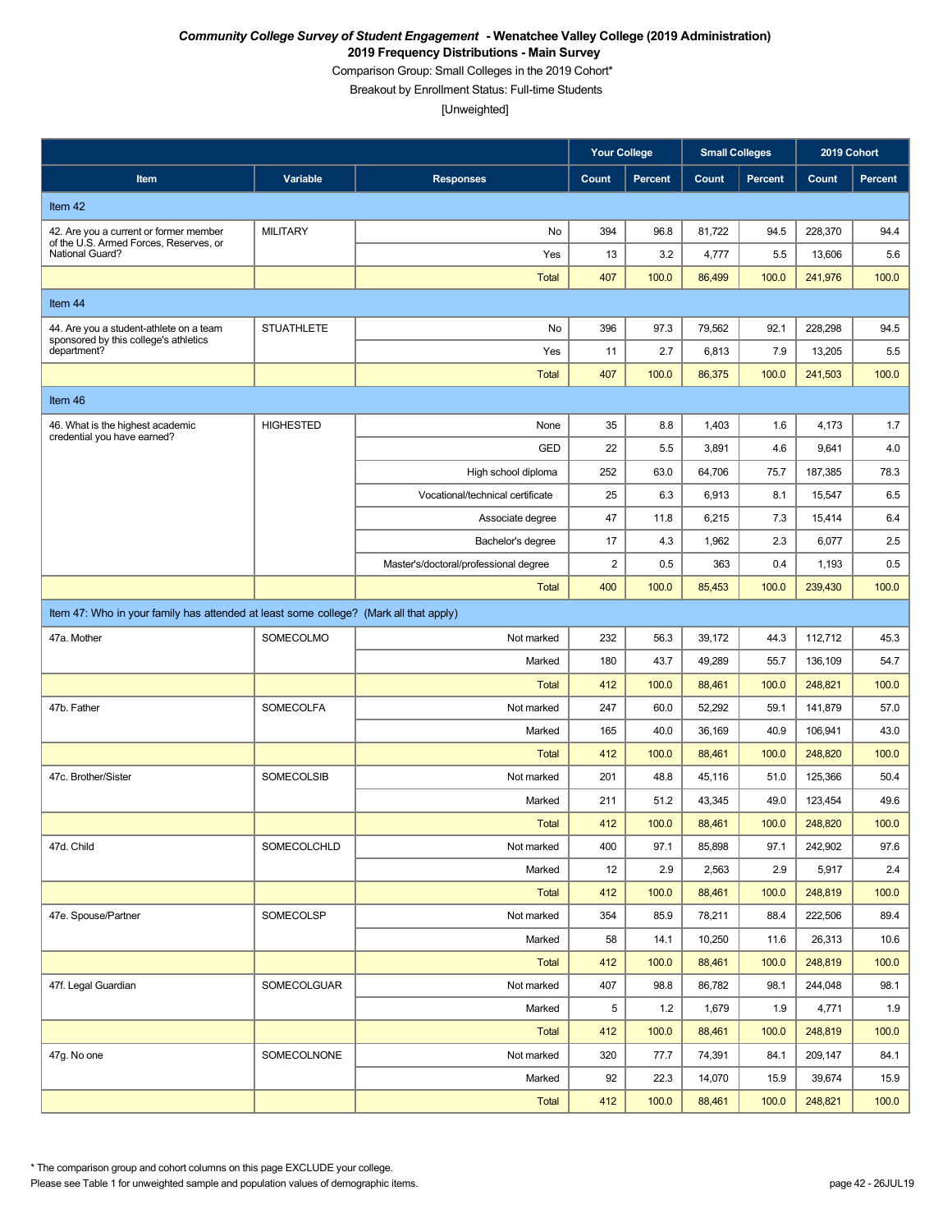***Community College Survey of Student Engagement* - Wenatchee Valley College (2019 Administration)**
**2019 Frequency Distributions - Main Survey**
Comparison Group: Small Colleges in the 2019 Cohort*
Breakout by Enrollment Status: Full-time Students
[Unweighted]

| | | | Your College | | Small Colleges | | 2019 Cohort | |
|---|---|---|---|---|---|---|---|---|
| **Item** | **Variable** | **Responses** | **Count** | **Percent** | **Count** | **Percent** | **Count** | **Percent** |
| Item 42 | | | | | | | | |
| 42. Are you a current or former member of the U.S. Armed Forces, Reserves, or National Guard? | MILITARY | No | 394 | 96.8 | 81,722 | 94.5 | 228,370 | 94.4 |
| | | Yes | 13 | 3.2 | 4,777 | 5.5 | 13,606 | 5.6 |
| | | Total | 407 | 100.0 | 86,499 | 100.0 | 241,976 | 100.0 |
| Item 44 | | | | | | | | |
| 44. Are you a student-athlete on a team sponsored by this college's athletics department? | STUATHLETE | No | 396 | 97.3 | 79,562 | 92.1 | 228,298 | 94.5 |
| | | Yes | 11 | 2.7 | 6,813 | 7.9 | 13,205 | 5.5 |
| | | Total | 407 | 100.0 | 86,375 | 100.0 | 241,503 | 100.0 |
| Item 46 | | | | | | | | |
| 46. What is the highest academic credential you have earned? | HIGHESTED | None | 35 | 8.8 | 1,403 | 1.6 | 4,173 | 1.7 |
| | | GED | 22 | 5.5 | 3,891 | 4.6 | 9,641 | 4.0 |
| | | High school diploma | 252 | 63.0 | 64,706 | 75.7 | 187,385 | 78.3 |
| | | Vocational/technical certificate | 25 | 6.3 | 6,913 | 8.1 | 15,547 | 6.5 |
| | | Associate degree | 47 | 11.8 | 6,215 | 7.3 | 15,414 | 6.4 |
| | | Bachelor's degree | 17 | 4.3 | 1,962 | 2.3 | 6,077 | 2.5 |
| | | Master's/doctoral/professional degree | 2 | 0.5 | 363 | 0.4 | 1,193 | 0.5 |
| | | Total | 400 | 100.0 | 85,453 | 100.0 | 239,430 | 100.0 |
| Item 47: Who in your family has attended at least some college? (Mark all that apply) | | | | | | | | |
| 47a. Mother | SOMECOLMO | Not marked | 232 | 56.3 | 39,172 | 44.3 | 112,712 | 45.3 |
| | | Marked | 180 | 43.7 | 49,289 | 55.7 | 136,109 | 54.7 |
| | | Total | 412 | 100.0 | 88,461 | 100.0 | 248,821 | 100.0 |
| 47b. Father | SOMECOLFA | Not marked | 247 | 60.0 | 52,292 | 59.1 | 141,879 | 57.0 |
| | | Marked | 165 | 40.0 | 36,169 | 40.9 | 106,941 | 43.0 |
| | | Total | 412 | 100.0 | 88,461 | 100.0 | 248,820 | 100.0 |
| 47c. Brother/Sister | SOMECOLSIB | Not marked | 201 | 48.8 | 45,116 | 51.0 | 125,366 | 50.4 |
| | | Marked | 211 | 51.2 | 43,345 | 49.0 | 123,454 | 49.6 |
| | | Total | 412 | 100.0 | 88,461 | 100.0 | 248,820 | 100.0 |
| 47d. Child | SOMECOLCHLD | Not marked | 400 | 97.1 | 85,898 | 97.1 | 242,902 | 97.6 |
| | | Marked | 12 | 2.9 | 2,563 | 2.9 | 5,917 | 2.4 |
| | | Total | 412 | 100.0 | 88,461 | 100.0 | 248,819 | 100.0 |
| 47e. Spouse/Partner | SOMECOLSP | Not marked | 354 | 85.9 | 78,211 | 88.4 | 222,506 | 89.4 |
| | | Marked | 58 | 14.1 | 10,250 | 11.6 | 26,313 | 10.6 |
| | | Total | 412 | 100.0 | 88,461 | 100.0 | 248,819 | 100.0 |
| 47f. Legal Guardian | SOMECOLGUAR | Not marked | 407 | 98.8 | 86,782 | 98.1 | 244,048 | 98.1 |
| | | Marked | 5 | 1.2 | 1,679 | 1.9 | 4,771 | 1.9 |
| | | Total | 412 | 100.0 | 88,461 | 100.0 | 248,819 | 100.0 |
| 47g. No one | SOMECOLNONE | Not marked | 320 | 77.7 | 74,391 | 84.1 | 209,147 | 84.1 |
| | | Marked | 92 | 22.3 | 14,070 | 15.9 | 39,674 | 15.9 |
| | | Total | 412 | 100.0 | 88,461 | 100.0 | 248,821 | 100.0 |

* The comparison group and cohort columns on this page EXCLUDE your college.
Please see Table 1 for unweighted sample and population values of demographic items.